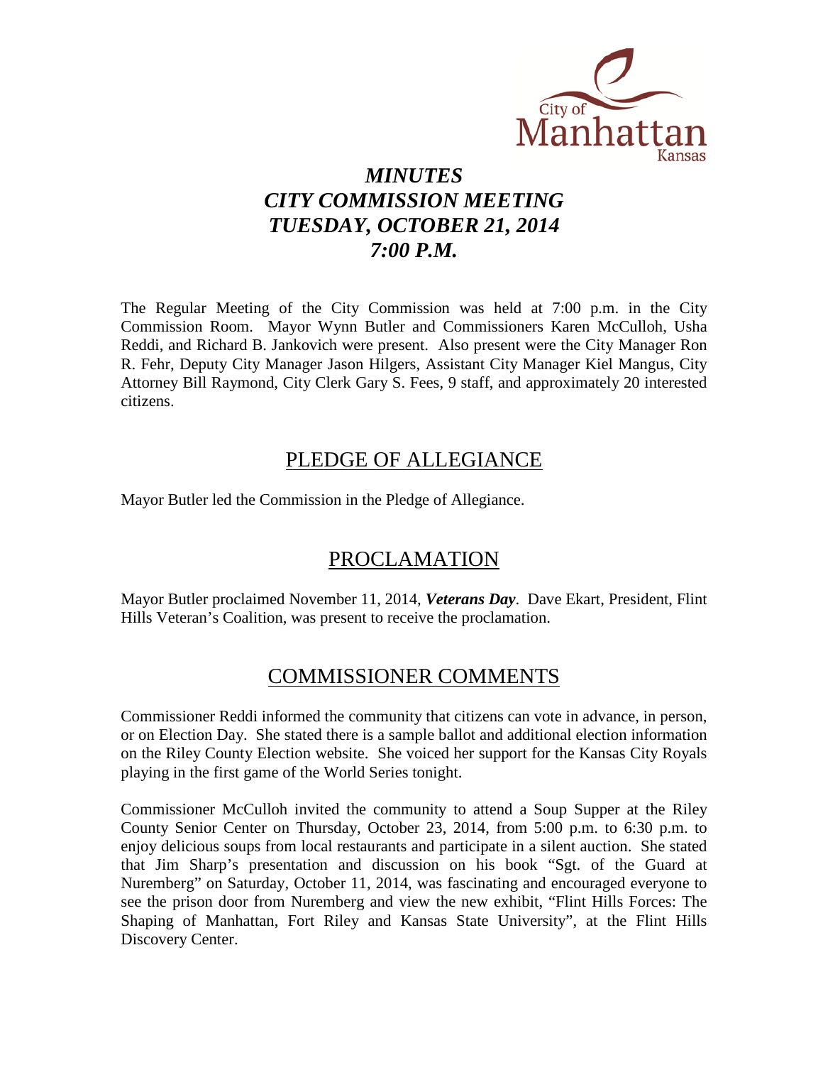City of Manhattan Kansas

# *MINUTES*
# *CITY COMMISSION MEETING*
# *TUESDAY, OCTOBER 21, 2014*
# *7:00 P.M.*

The Regular Meeting of the City Commission was held at 7:00 p.m. in the City Commission Room. Mayor Wynn Butler and Commissioners Karen McCulloh, Usha Reddi, and Richard B. Jankovich were present. Also present were the City Manager Ron R. Fehr, Deputy City Manager Jason Hilgers, Assistant City Manager Kiel Mangus, City Attorney Bill Raymond, City Clerk Gary S. Fees, 9 staff, and approximately 20 interested citizens.

## PLEDGE OF ALLEGIANCE

Mayor Butler led the Commission in the Pledge of Allegiance.

## PROCLAMATION

Mayor Butler proclaimed November 11, 2014, ***Veterans Day***. Dave Ekart, President, Flint Hills Veteran's Coalition, was present to receive the proclamation.

## COMMISSIONER COMMENTS

Commissioner Reddi informed the community that citizens can vote in advance, in person, or on Election Day. She stated there is a sample ballot and additional election information on the Riley County Election website. She voiced her support for the Kansas City Royals playing in the first game of the World Series tonight.

Commissioner McCulloh invited the community to attend a Soup Supper at the Riley County Senior Center on Thursday, October 23, 2014, from 5:00 p.m. to 6:30 p.m. to enjoy delicious soups from local restaurants and participate in a silent auction. She stated that Jim Sharp's presentation and discussion on his book "Sgt. of the Guard at Nuremberg" on Saturday, October 11, 2014, was fascinating and encouraged everyone to see the prison door from Nuremberg and view the new exhibit, "Flint Hills Forces: The Shaping of Manhattan, Fort Riley and Kansas State University", at the Flint Hills Discovery Center.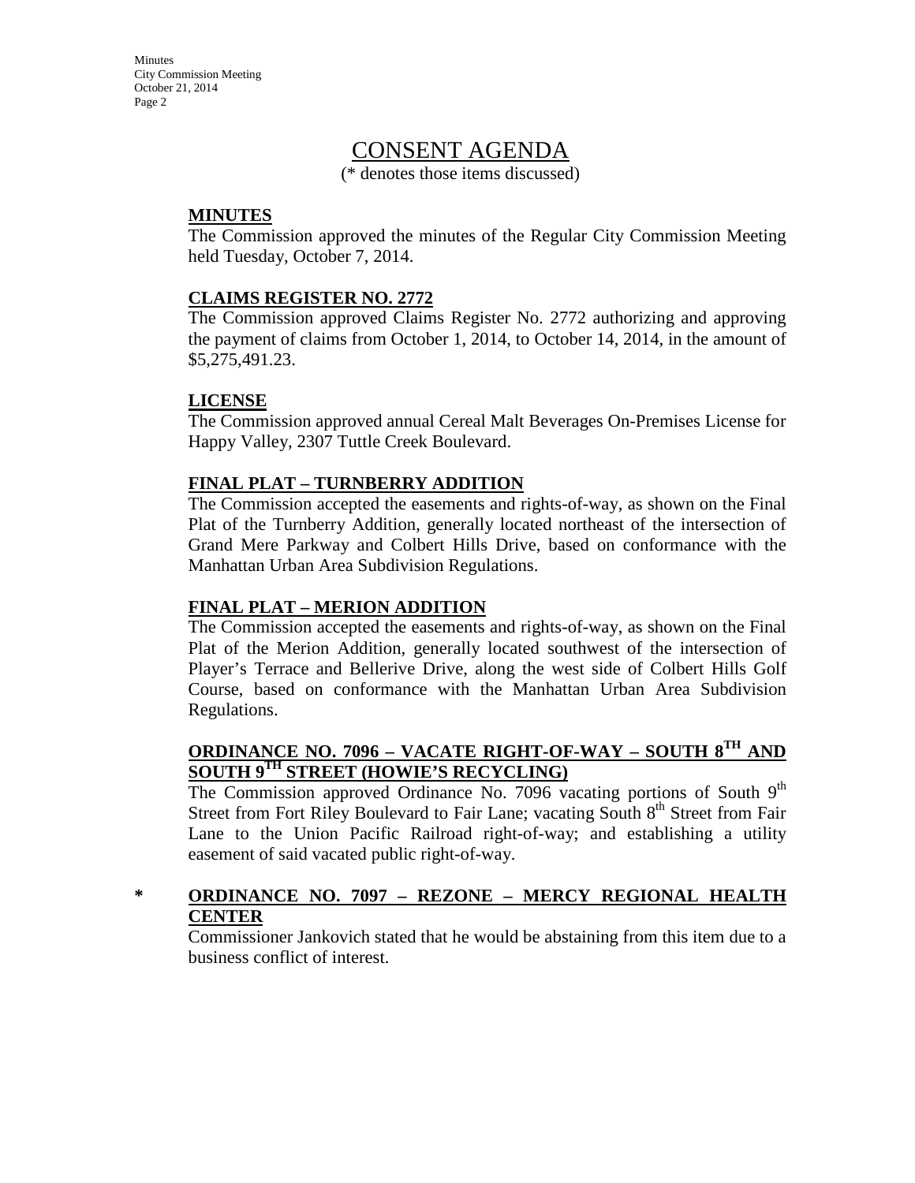# CONSENT AGENDA

(* denotes those items discussed)

**MINUTES**

The Commission approved the minutes of the Regular City Commission Meeting held Tuesday, October 7, 2014.

**CLAIMS REGISTER NO. 2772**

The Commission approved Claims Register No. 2772 authorizing and approving the payment of claims from October 1, 2014, to October 14, 2014, in the amount of $5,275,491.23.

**LICENSE**

The Commission approved annual Cereal Malt Beverages On-Premises License for Happy Valley, 2307 Tuttle Creek Boulevard.

**FINAL PLAT – TURNBERRY ADDITION**

The Commission accepted the easements and rights-of-way, as shown on the Final Plat of the Turnberry Addition, generally located northeast of the intersection of Grand Mere Parkway and Colbert Hills Drive, based on conformance with the Manhattan Urban Area Subdivision Regulations.

**FINAL PLAT – MERION ADDITION**

The Commission accepted the easements and rights-of-way, as shown on the Final Plat of the Merion Addition, generally located southwest of the intersection of Player's Terrace and Bellerive Drive, along the west side of Colbert Hills Golf Course, based on conformance with the Manhattan Urban Area Subdivision Regulations.

**ORDINANCE NO. 7096 – VACATE RIGHT-OF-WAY – SOUTH 8TH AND SOUTH 9TH STREET (HOWIE'S RECYCLING)**

The Commission approved Ordinance No. 7096 vacating portions of South 9th Street from Fort Riley Boulevard to Fair Lane; vacating South 8th Street from Fair Lane to the Union Pacific Railroad right-of-way; and establishing a utility easement of said vacated public right-of-way.

**\* ORDINANCE NO. 7097 – REZONE – MERCY REGIONAL HEALTH CENTER**

Commissioner Jankovich stated that he would be abstaining from this item due to a business conflict of interest.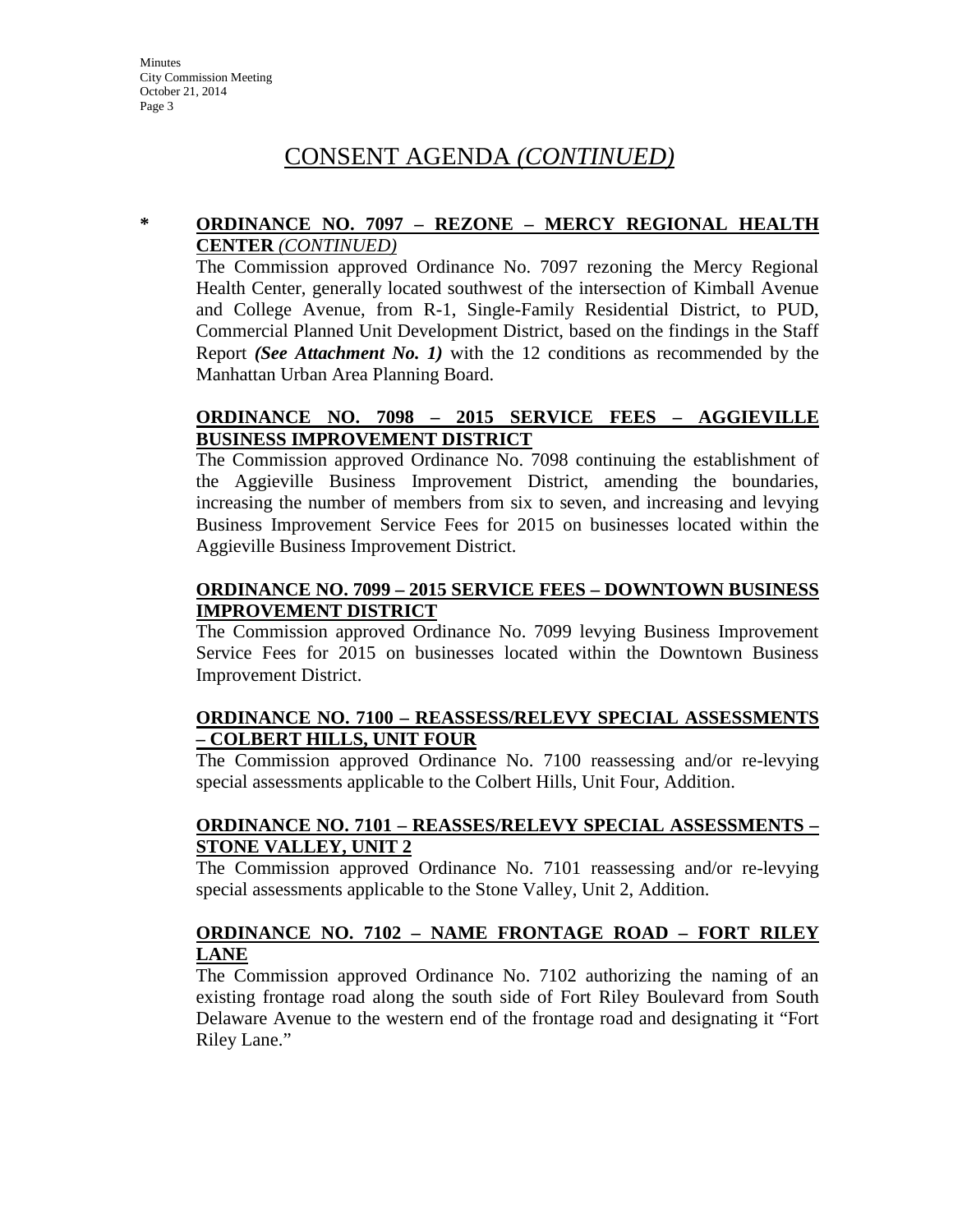# CONSENT AGENDA *(CONTINUED)*

**\* ORDINANCE NO. 7097 – REZONE – MERCY REGIONAL HEALTH CENTER** ***(CONTINUED)***

The Commission approved Ordinance No. 7097 rezoning the Mercy Regional Health Center, generally located southwest of the intersection of Kimball Avenue and College Avenue, from R-1, Single-Family Residential District, to PUD, Commercial Planned Unit Development District, based on the findings in the Staff Report ***(See Attachment No. 1)*** with the 12 conditions as recommended by the Manhattan Urban Area Planning Board.

**ORDINANCE NO. 7098 – 2015 SERVICE FEES – AGGIEVILLE BUSINESS IMPROVEMENT DISTRICT**

The Commission approved Ordinance No. 7098 continuing the establishment of the Aggieville Business Improvement District, amending the boundaries, increasing the number of members from six to seven, and increasing and levying Business Improvement Service Fees for 2015 on businesses located within the Aggieville Business Improvement District.

**ORDINANCE NO. 7099 – 2015 SERVICE FEES – DOWNTOWN BUSINESS IMPROVEMENT DISTRICT**

The Commission approved Ordinance No. 7099 levying Business Improvement Service Fees for 2015 on businesses located within the Downtown Business Improvement District.

**ORDINANCE NO. 7100 – REASSESS/RELEVY SPECIAL ASSESSMENTS – COLBERT HILLS, UNIT FOUR**

The Commission approved Ordinance No. 7100 reassessing and/or re-levying special assessments applicable to the Colbert Hills, Unit Four, Addition.

**ORDINANCE NO. 7101 – REASSES/RELEVY SPECIAL ASSESSMENTS – STONE VALLEY, UNIT 2**

The Commission approved Ordinance No. 7101 reassessing and/or re-levying special assessments applicable to the Stone Valley, Unit 2, Addition.

**ORDINANCE NO. 7102 – NAME FRONTAGE ROAD – FORT RILEY LANE**

The Commission approved Ordinance No. 7102 authorizing the naming of an existing frontage road along the south side of Fort Riley Boulevard from South Delaware Avenue to the western end of the frontage road and designating it "Fort Riley Lane."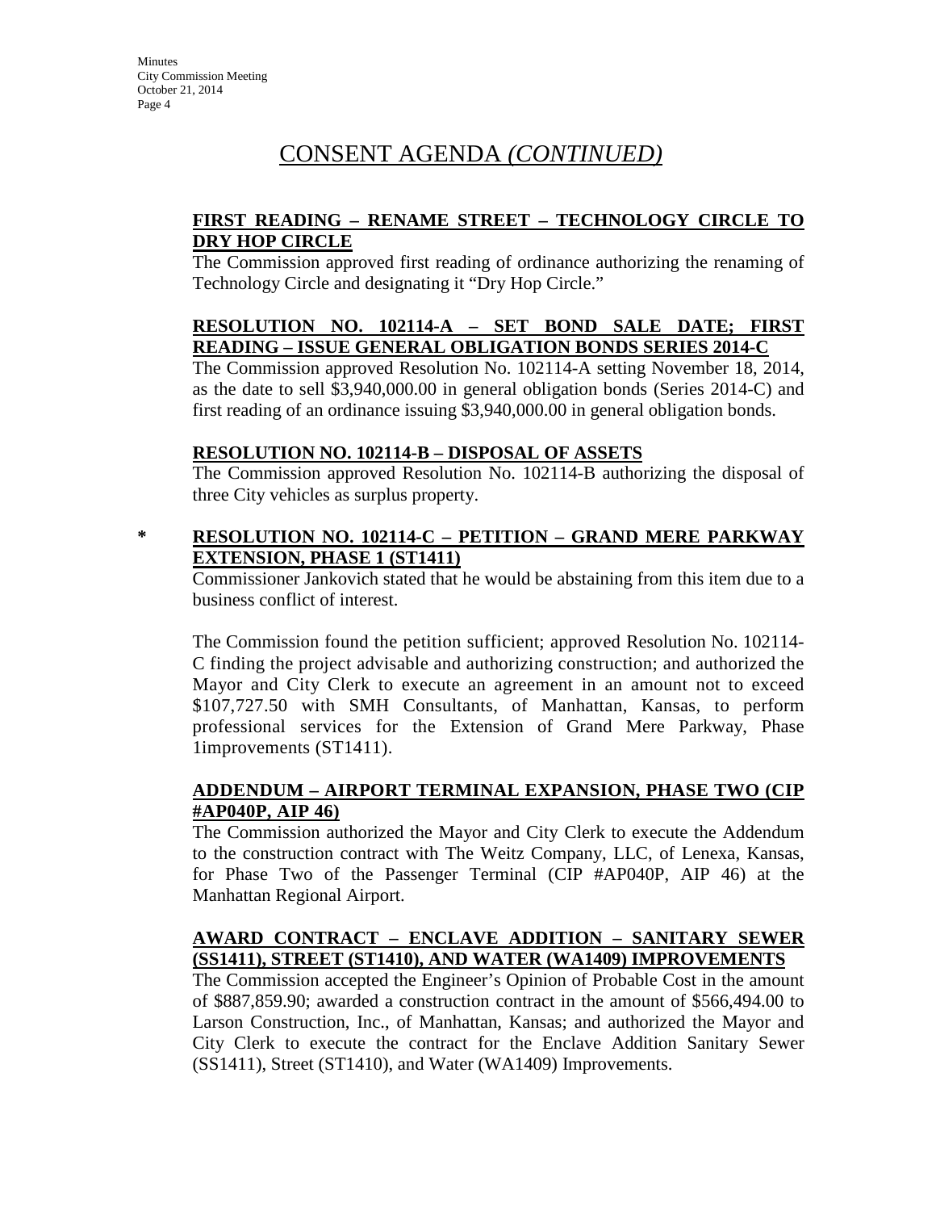# CONSENT AGENDA *(CONTINUED)*

**FIRST READING – RENAME STREET – TECHNOLOGY CIRCLE TO DRY HOP CIRCLE**

The Commission approved first reading of ordinance authorizing the renaming of Technology Circle and designating it "Dry Hop Circle."

**RESOLUTION NO. 102114-A – SET BOND SALE DATE; FIRST READING – ISSUE GENERAL OBLIGATION BONDS SERIES 2014-C**

The Commission approved Resolution No. 102114-A setting November 18, 2014, as the date to sell $3,940,000.00 in general obligation bonds (Series 2014-C) and first reading of an ordinance issuing $3,940,000.00 in general obligation bonds.

**RESOLUTION NO. 102114-B – DISPOSAL OF ASSETS**

The Commission approved Resolution No. 102114-B authorizing the disposal of three City vehicles as surplus property.

\* **RESOLUTION NO. 102114-C – PETITION – GRAND MERE PARKWAY EXTENSION, PHASE 1 (ST1411)**

Commissioner Jankovich stated that he would be abstaining from this item due to a business conflict of interest.

The Commission found the petition sufficient; approved Resolution No. 102114-C finding the project advisable and authorizing construction; and authorized the Mayor and City Clerk to execute an agreement in an amount not to exceed $107,727.50 with SMH Consultants, of Manhattan, Kansas, to perform professional services for the Extension of Grand Mere Parkway, Phase 1improvements (ST1411).

**ADDENDUM – AIRPORT TERMINAL EXPANSION, PHASE TWO (CIP #AP040P, AIP 46)**

The Commission authorized the Mayor and City Clerk to execute the Addendum to the construction contract with The Weitz Company, LLC, of Lenexa, Kansas, for Phase Two of the Passenger Terminal (CIP #AP040P, AIP 46) at the Manhattan Regional Airport.

**AWARD CONTRACT – ENCLAVE ADDITION – SANITARY SEWER (SS1411), STREET (ST1410), AND WATER (WA1409) IMPROVEMENTS**

The Commission accepted the Engineer's Opinion of Probable Cost in the amount of $887,859.90; awarded a construction contract in the amount of $566,494.00 to Larson Construction, Inc., of Manhattan, Kansas; and authorized the Mayor and City Clerk to execute the contract for the Enclave Addition Sanitary Sewer (SS1411), Street (ST1410), and Water (WA1409) Improvements.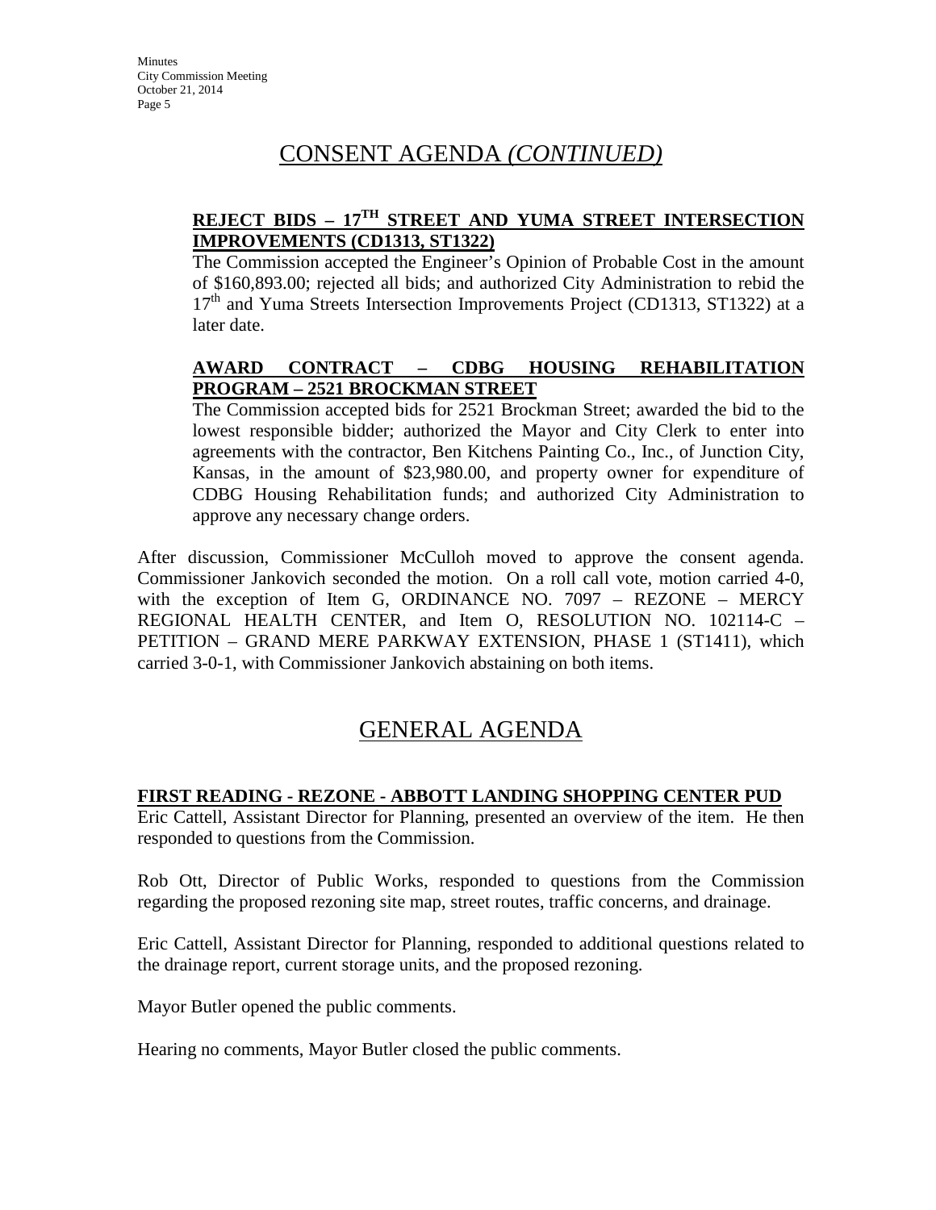## CONSENT AGENDA *(CONTINUED)*

**REJECT BIDS – 17TH STREET AND YUMA STREET INTERSECTION IMPROVEMENTS (CD1313, ST1322)**

The Commission accepted the Engineer's Opinion of Probable Cost in the amount of $160,893.00; rejected all bids; and authorized City Administration to rebid the 17th and Yuma Streets Intersection Improvements Project (CD1313, ST1322) at a later date.

**AWARD CONTRACT – CDBG HOUSING REHABILITATION PROGRAM – 2521 BROCKMAN STREET**

The Commission accepted bids for 2521 Brockman Street; awarded the bid to the lowest responsible bidder; authorized the Mayor and City Clerk to enter into agreements with the contractor, Ben Kitchens Painting Co., Inc., of Junction City, Kansas, in the amount of $23,980.00, and property owner for expenditure of CDBG Housing Rehabilitation funds; and authorized City Administration to approve any necessary change orders.

After discussion, Commissioner McCulloh moved to approve the consent agenda. Commissioner Jankovich seconded the motion. On a roll call vote, motion carried 4-0, with the exception of Item G, ORDINANCE NO. 7097 – REZONE – MERCY REGIONAL HEALTH CENTER, and Item O, RESOLUTION NO. 102114-C – PETITION – GRAND MERE PARKWAY EXTENSION, PHASE 1 (ST1411), which carried 3-0-1, with Commissioner Jankovich abstaining on both items.

## GENERAL AGENDA

**FIRST READING - REZONE - ABBOTT LANDING SHOPPING CENTER PUD**

Eric Cattell, Assistant Director for Planning, presented an overview of the item. He then responded to questions from the Commission.

Rob Ott, Director of Public Works, responded to questions from the Commission regarding the proposed rezoning site map, street routes, traffic concerns, and drainage.

Eric Cattell, Assistant Director for Planning, responded to additional questions related to the drainage report, current storage units, and the proposed rezoning.

Mayor Butler opened the public comments.

Hearing no comments, Mayor Butler closed the public comments.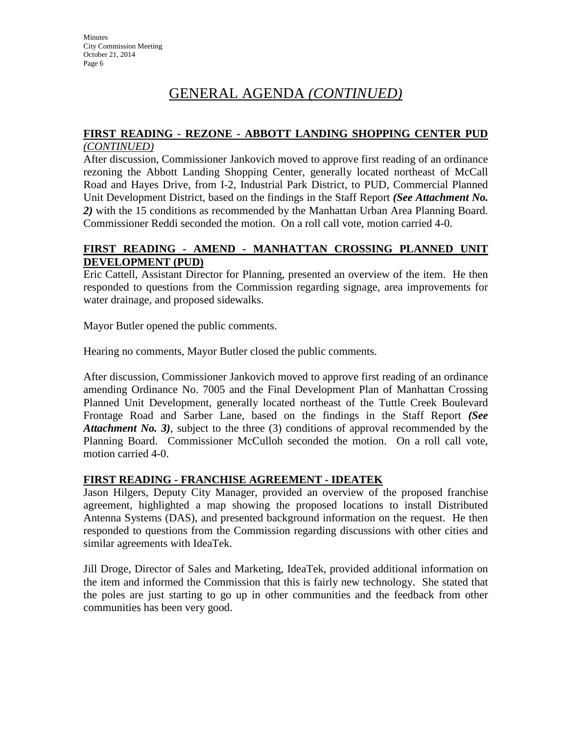# GENERAL AGENDA *(CONTINUED)*

**FIRST READING - REZONE - ABBOTT LANDING SHOPPING CENTER PUD** *(CONTINUED)*

After discussion, Commissioner Jankovich moved to approve first reading of an ordinance rezoning the Abbott Landing Shopping Center, generally located northeast of McCall Road and Hayes Drive, from I-2, Industrial Park District, to PUD, Commercial Planned Unit Development District, based on the findings in the Staff Report ***(See Attachment No. 2)*** with the 15 conditions as recommended by the Manhattan Urban Area Planning Board. Commissioner Reddi seconded the motion. On a roll call vote, motion carried 4-0.

**FIRST READING - AMEND - MANHATTAN CROSSING PLANNED UNIT DEVELOPMENT (PUD)**

Eric Cattell, Assistant Director for Planning, presented an overview of the item. He then responded to questions from the Commission regarding signage, area improvements for water drainage, and proposed sidewalks.

Mayor Butler opened the public comments.

Hearing no comments, Mayor Butler closed the public comments.

After discussion, Commissioner Jankovich moved to approve first reading of an ordinance amending Ordinance No. 7005 and the Final Development Plan of Manhattan Crossing Planned Unit Development, generally located northeast of the Tuttle Creek Boulevard Frontage Road and Sarber Lane, based on the findings in the Staff Report ***(See Attachment No. 3)***, subject to the three (3) conditions of approval recommended by the Planning Board. Commissioner McCulloh seconded the motion. On a roll call vote, motion carried 4-0.

**FIRST READING - FRANCHISE AGREEMENT - IDEATEK**

Jason Hilgers, Deputy City Manager, provided an overview of the proposed franchise agreement, highlighted a map showing the proposed locations to install Distributed Antenna Systems (DAS), and presented background information on the request. He then responded to questions from the Commission regarding discussions with other cities and similar agreements with IdeaTek.

Jill Droge, Director of Sales and Marketing, IdeaTek, provided additional information on the item and informed the Commission that this is fairly new technology. She stated that the poles are just starting to go up in other communities and the feedback from other communities has been very good.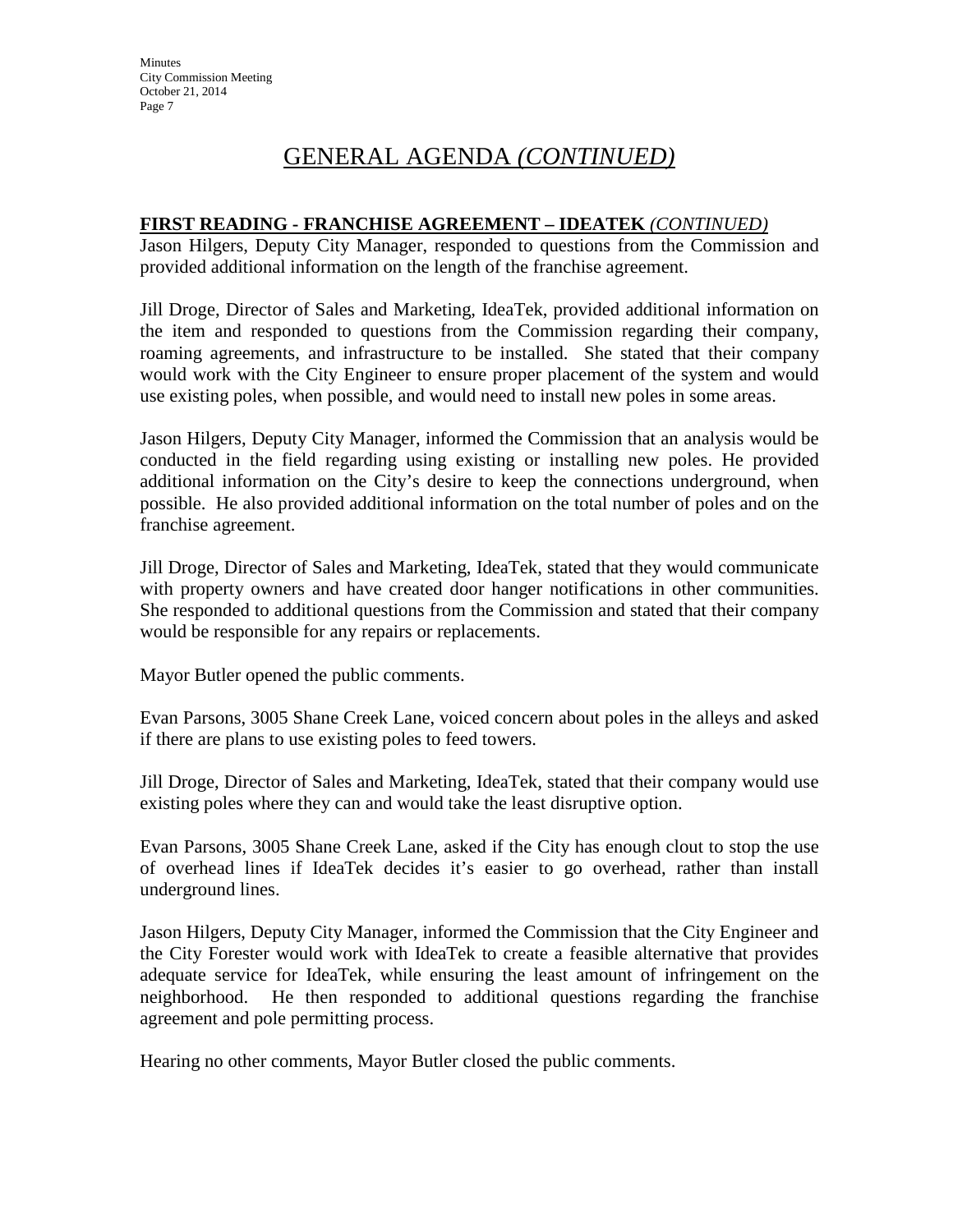# GENERAL AGENDA *(CONTINUED)*

**FIRST READING - FRANCHISE AGREEMENT – IDEATEK** *(CONTINUED)*

Jason Hilgers, Deputy City Manager, responded to questions from the Commission and provided additional information on the length of the franchise agreement.

Jill Droge, Director of Sales and Marketing, IdeaTek, provided additional information on the item and responded to questions from the Commission regarding their company, roaming agreements, and infrastructure to be installed. She stated that their company would work with the City Engineer to ensure proper placement of the system and would use existing poles, when possible, and would need to install new poles in some areas.

Jason Hilgers, Deputy City Manager, informed the Commission that an analysis would be conducted in the field regarding using existing or installing new poles. He provided additional information on the City's desire to keep the connections underground, when possible. He also provided additional information on the total number of poles and on the franchise agreement.

Jill Droge, Director of Sales and Marketing, IdeaTek, stated that they would communicate with property owners and have created door hanger notifications in other communities. She responded to additional questions from the Commission and stated that their company would be responsible for any repairs or replacements.

Mayor Butler opened the public comments.

Evan Parsons, 3005 Shane Creek Lane, voiced concern about poles in the alleys and asked if there are plans to use existing poles to feed towers.

Jill Droge, Director of Sales and Marketing, IdeaTek, stated that their company would use existing poles where they can and would take the least disruptive option.

Evan Parsons, 3005 Shane Creek Lane, asked if the City has enough clout to stop the use of overhead lines if IdeaTek decides it's easier to go overhead, rather than install underground lines.

Jason Hilgers, Deputy City Manager, informed the Commission that the City Engineer and the City Forester would work with IdeaTek to create a feasible alternative that provides adequate service for IdeaTek, while ensuring the least amount of infringement on the neighborhood. He then responded to additional questions regarding the franchise agreement and pole permitting process.

Hearing no other comments, Mayor Butler closed the public comments.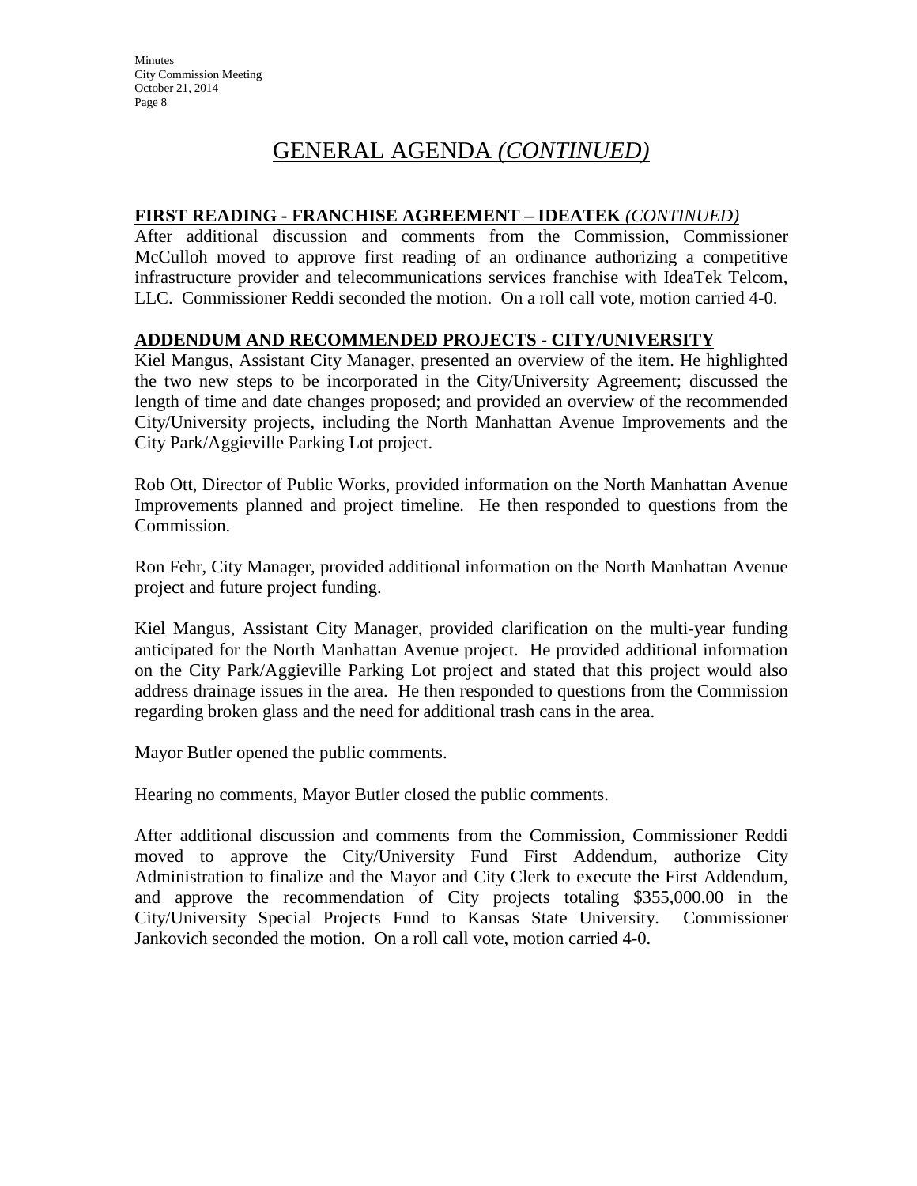# GENERAL AGENDA *(CONTINUED)*

**FIRST READING - FRANCHISE AGREEMENT – IDEATEK** ***(CONTINUED)***

After additional discussion and comments from the Commission, Commissioner McCulloh moved to approve first reading of an ordinance authorizing a competitive infrastructure provider and telecommunications services franchise with IdeaTek Telcom, LLC. Commissioner Reddi seconded the motion. On a roll call vote, motion carried 4-0.

**ADDENDUM AND RECOMMENDED PROJECTS - CITY/UNIVERSITY**

Kiel Mangus, Assistant City Manager, presented an overview of the item. He highlighted the two new steps to be incorporated in the City/University Agreement; discussed the length of time and date changes proposed; and provided an overview of the recommended City/University projects, including the North Manhattan Avenue Improvements and the City Park/Aggieville Parking Lot project.

Rob Ott, Director of Public Works, provided information on the North Manhattan Avenue Improvements planned and project timeline. He then responded to questions from the Commission.

Ron Fehr, City Manager, provided additional information on the North Manhattan Avenue project and future project funding.

Kiel Mangus, Assistant City Manager, provided clarification on the multi-year funding anticipated for the North Manhattan Avenue project. He provided additional information on the City Park/Aggieville Parking Lot project and stated that this project would also address drainage issues in the area. He then responded to questions from the Commission regarding broken glass and the need for additional trash cans in the area.

Mayor Butler opened the public comments.

Hearing no comments, Mayor Butler closed the public comments.

After additional discussion and comments from the Commission, Commissioner Reddi moved to approve the City/University Fund First Addendum, authorize City Administration to finalize and the Mayor and City Clerk to execute the First Addendum, and approve the recommendation of City projects totaling $355,000.00 in the City/University Special Projects Fund to Kansas State University. Commissioner Jankovich seconded the motion. On a roll call vote, motion carried 4-0.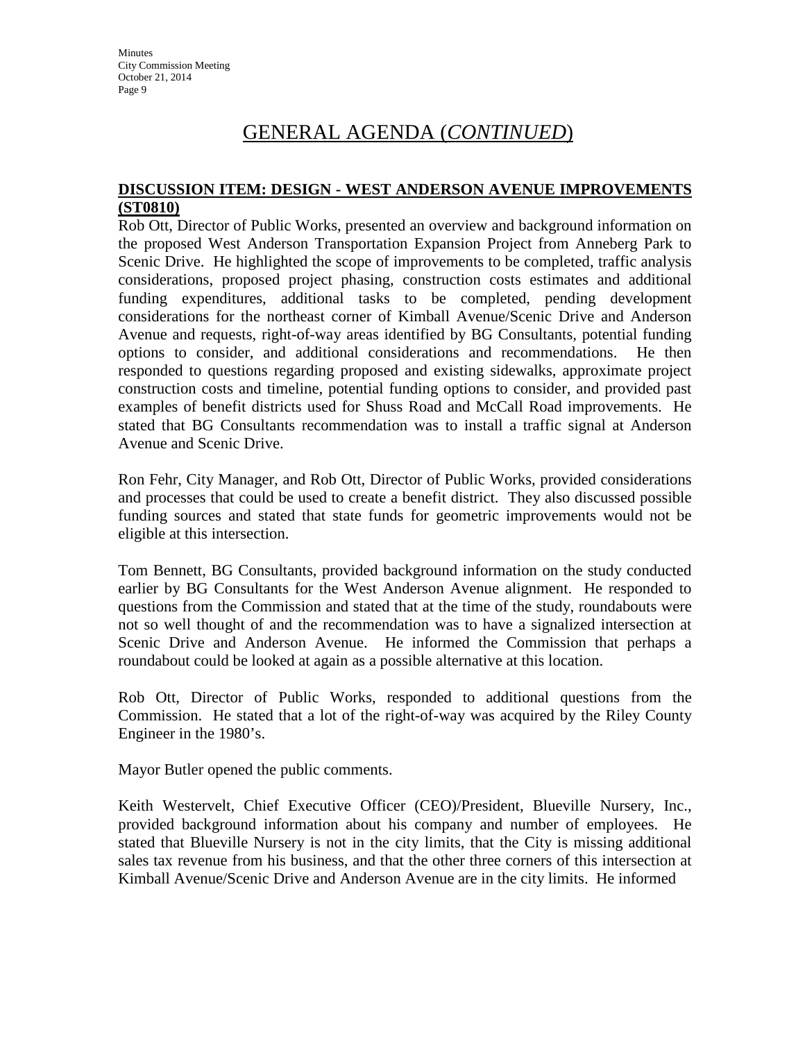# GENERAL AGENDA (*CONTINUED*)

**DISCUSSION ITEM: DESIGN - WEST ANDERSON AVENUE IMPROVEMENTS (ST0810)**

Rob Ott, Director of Public Works, presented an overview and background information on the proposed West Anderson Transportation Expansion Project from Anneberg Park to Scenic Drive. He highlighted the scope of improvements to be completed, traffic analysis considerations, proposed project phasing, construction costs estimates and additional funding expenditures, additional tasks to be completed, pending development considerations for the northeast corner of Kimball Avenue/Scenic Drive and Anderson Avenue and requests, right-of-way areas identified by BG Consultants, potential funding options to consider, and additional considerations and recommendations. He then responded to questions regarding proposed and existing sidewalks, approximate project construction costs and timeline, potential funding options to consider, and provided past examples of benefit districts used for Shuss Road and McCall Road improvements. He stated that BG Consultants recommendation was to install a traffic signal at Anderson Avenue and Scenic Drive.

Ron Fehr, City Manager, and Rob Ott, Director of Public Works, provided considerations and processes that could be used to create a benefit district. They also discussed possible funding sources and stated that state funds for geometric improvements would not be eligible at this intersection.

Tom Bennett, BG Consultants, provided background information on the study conducted earlier by BG Consultants for the West Anderson Avenue alignment. He responded to questions from the Commission and stated that at the time of the study, roundabouts were not so well thought of and the recommendation was to have a signalized intersection at Scenic Drive and Anderson Avenue. He informed the Commission that perhaps a roundabout could be looked at again as a possible alternative at this location.

Rob Ott, Director of Public Works, responded to additional questions from the Commission. He stated that a lot of the right-of-way was acquired by the Riley County Engineer in the 1980's.

Mayor Butler opened the public comments.

Keith Westervelt, Chief Executive Officer (CEO)/President, Blueville Nursery, Inc., provided background information about his company and number of employees. He stated that Blueville Nursery is not in the city limits, that the City is missing additional sales tax revenue from his business, and that the other three corners of this intersection at Kimball Avenue/Scenic Drive and Anderson Avenue are in the city limits. He informed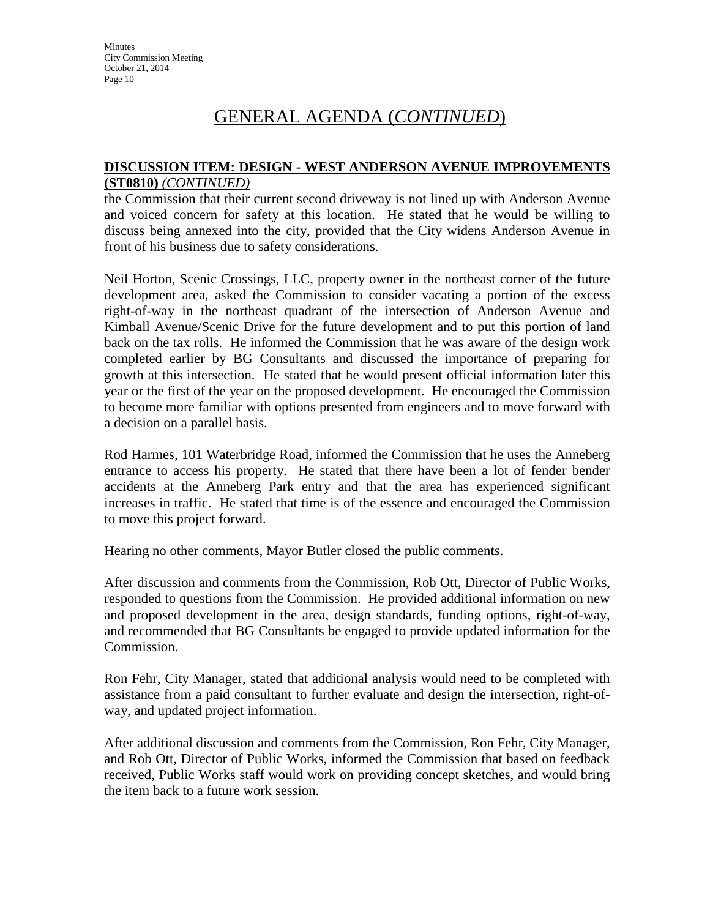# GENERAL AGENDA (*CONTINUED*)

**DISCUSSION ITEM: DESIGN - WEST ANDERSON AVENUE IMPROVEMENTS (ST0810)** *(CONTINUED)*

the Commission that their current second driveway is not lined up with Anderson Avenue and voiced concern for safety at this location. He stated that he would be willing to discuss being annexed into the city, provided that the City widens Anderson Avenue in front of his business due to safety considerations.

Neil Horton, Scenic Crossings, LLC, property owner in the northeast corner of the future development area, asked the Commission to consider vacating a portion of the excess right-of-way in the northeast quadrant of the intersection of Anderson Avenue and Kimball Avenue/Scenic Drive for the future development and to put this portion of land back on the tax rolls. He informed the Commission that he was aware of the design work completed earlier by BG Consultants and discussed the importance of preparing for growth at this intersection. He stated that he would present official information later this year or the first of the year on the proposed development. He encouraged the Commission to become more familiar with options presented from engineers and to move forward with a decision on a parallel basis.

Rod Harmes, 101 Waterbridge Road, informed the Commission that he uses the Anneberg entrance to access his property. He stated that there have been a lot of fender bender accidents at the Anneberg Park entry and that the area has experienced significant increases in traffic. He stated that time is of the essence and encouraged the Commission to move this project forward.

Hearing no other comments, Mayor Butler closed the public comments.

After discussion and comments from the Commission, Rob Ott, Director of Public Works, responded to questions from the Commission. He provided additional information on new and proposed development in the area, design standards, funding options, right-of-way, and recommended that BG Consultants be engaged to provide updated information for the Commission.

Ron Fehr, City Manager, stated that additional analysis would need to be completed with assistance from a paid consultant to further evaluate and design the intersection, right-of-way, and updated project information.

After additional discussion and comments from the Commission, Ron Fehr, City Manager, and Rob Ott, Director of Public Works, informed the Commission that based on feedback received, Public Works staff would work on providing concept sketches, and would bring the item back to a future work session.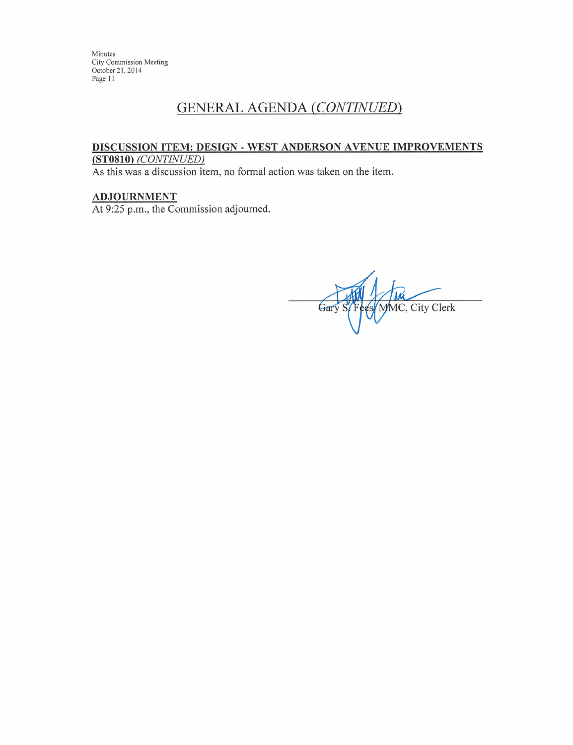# GENERAL AGENDA *(CONTINUED)*

**DISCUSSION ITEM: DESIGN - WEST ANDERSON AVENUE IMPROVEMENTS (ST0810)** *(CONTINUED)*

As this was a discussion item, no formal action was taken on the item.

**ADJOURNMENT**

At 9:25 p.m., the Commission adjourned.

Gary S. Fees, MMC, City Clerk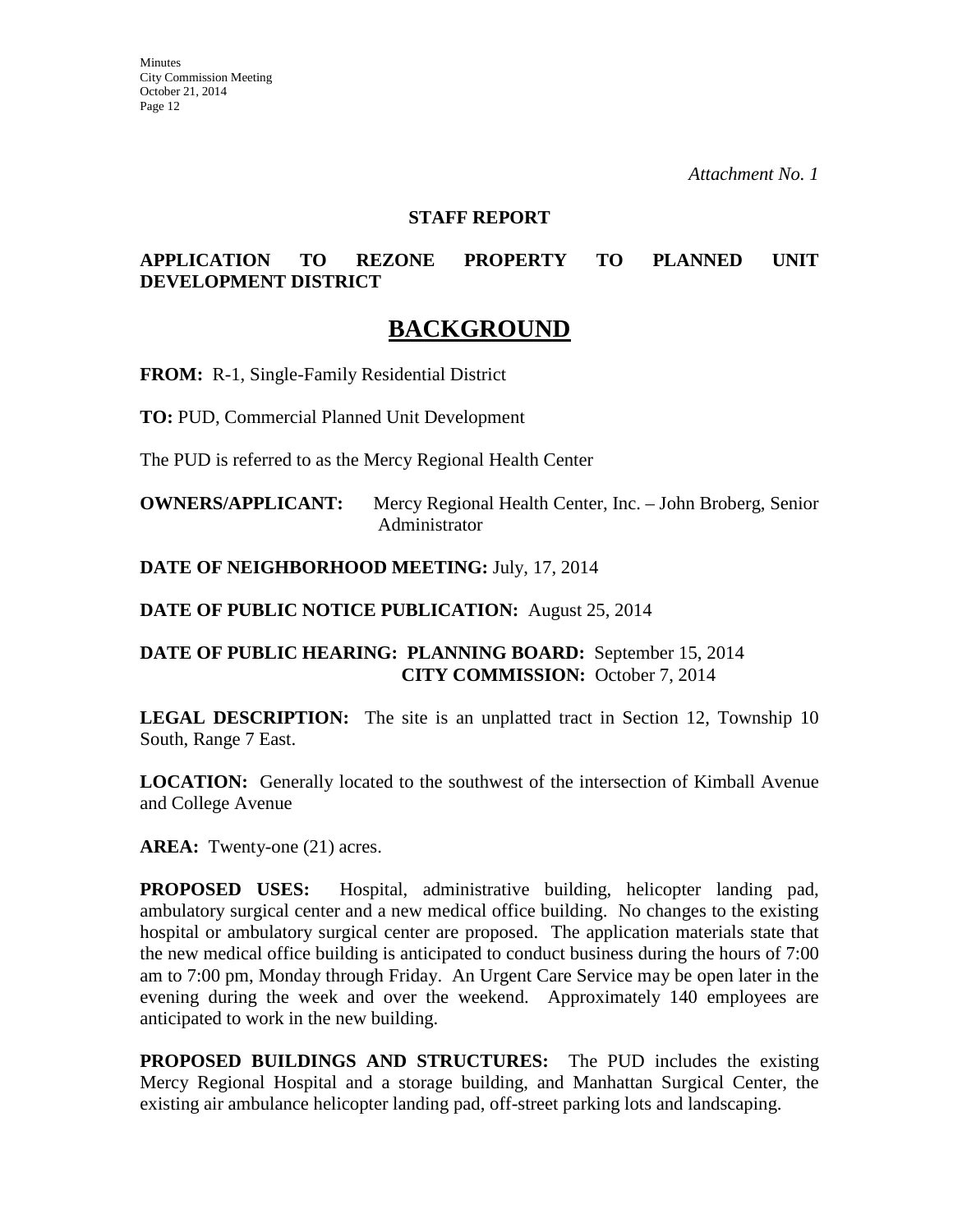*Attachment No. 1*

**STAFF REPORT**

**APPLICATION TO REZONE PROPERTY TO PLANNED UNIT DEVELOPMENT DISTRICT**

# BACKGROUND

**FROM:** R-1, Single-Family Residential District

**TO:** PUD, Commercial Planned Unit Development

The PUD is referred to as the Mercy Regional Health Center

**OWNERS/APPLICANT:** Mercy Regional Health Center, Inc. – John Broberg, Senior Administrator

**DATE OF NEIGHBORHOOD MEETING:** July, 17, 2014

**DATE OF PUBLIC NOTICE PUBLICATION:** August 25, 2014

**DATE OF PUBLIC HEARING: PLANNING BOARD:** September 15, 2014
**CITY COMMISSION:** October 7, 2014

**LEGAL DESCRIPTION:** The site is an unplatted tract in Section 12, Township 10 South, Range 7 East.

**LOCATION:** Generally located to the southwest of the intersection of Kimball Avenue and College Avenue

**AREA:** Twenty-one (21) acres.

**PROPOSED USES:** Hospital, administrative building, helicopter landing pad, ambulatory surgical center and a new medical office building. No changes to the existing hospital or ambulatory surgical center are proposed. The application materials state that the new medical office building is anticipated to conduct business during the hours of 7:00 am to 7:00 pm, Monday through Friday. An Urgent Care Service may be open later in the evening during the week and over the weekend. Approximately 140 employees are anticipated to work in the new building.

**PROPOSED BUILDINGS AND STRUCTURES:** The PUD includes the existing Mercy Regional Hospital and a storage building, and Manhattan Surgical Center, the existing air ambulance helicopter landing pad, off-street parking lots and landscaping.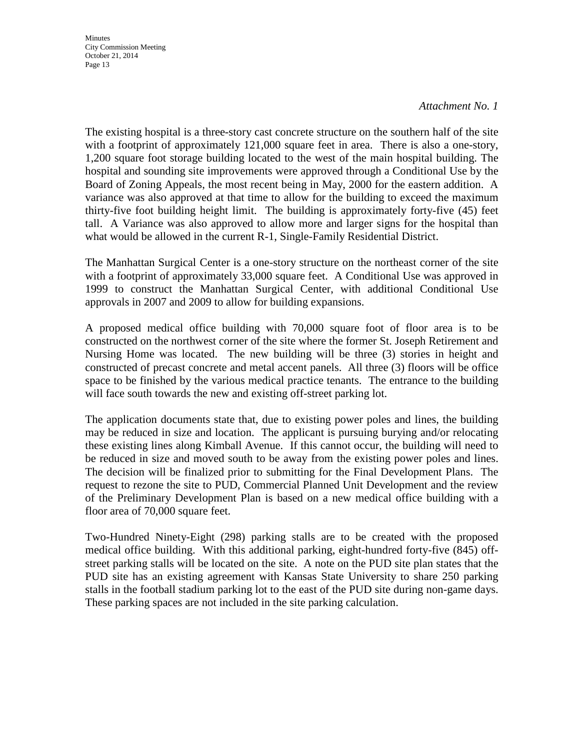*Attachment No. 1*

The existing hospital is a three-story cast concrete structure on the southern half of the site with a footprint of approximately 121,000 square feet in area. There is also a one-story, 1,200 square foot storage building located to the west of the main hospital building. The hospital and sounding site improvements were approved through a Conditional Use by the Board of Zoning Appeals, the most recent being in May, 2000 for the eastern addition. A variance was also approved at that time to allow for the building to exceed the maximum thirty-five foot building height limit. The building is approximately forty-five (45) feet tall. A Variance was also approved to allow more and larger signs for the hospital than what would be allowed in the current R-1, Single-Family Residential District.

The Manhattan Surgical Center is a one-story structure on the northeast corner of the site with a footprint of approximately 33,000 square feet. A Conditional Use was approved in 1999 to construct the Manhattan Surgical Center, with additional Conditional Use approvals in 2007 and 2009 to allow for building expansions.

A proposed medical office building with 70,000 square foot of floor area is to be constructed on the northwest corner of the site where the former St. Joseph Retirement and Nursing Home was located. The new building will be three (3) stories in height and constructed of precast concrete and metal accent panels. All three (3) floors will be office space to be finished by the various medical practice tenants. The entrance to the building will face south towards the new and existing off-street parking lot.

The application documents state that, due to existing power poles and lines, the building may be reduced in size and location. The applicant is pursuing burying and/or relocating these existing lines along Kimball Avenue. If this cannot occur, the building will need to be reduced in size and moved south to be away from the existing power poles and lines. The decision will be finalized prior to submitting for the Final Development Plans. The request to rezone the site to PUD, Commercial Planned Unit Development and the review of the Preliminary Development Plan is based on a new medical office building with a floor area of 70,000 square feet.

Two-Hundred Ninety-Eight (298) parking stalls are to be created with the proposed medical office building. With this additional parking, eight-hundred forty-five (845) off-street parking stalls will be located on the site. A note on the PUD site plan states that the PUD site has an existing agreement with Kansas State University to share 250 parking stalls in the football stadium parking lot to the east of the PUD site during non-game days. These parking spaces are not included in the site parking calculation.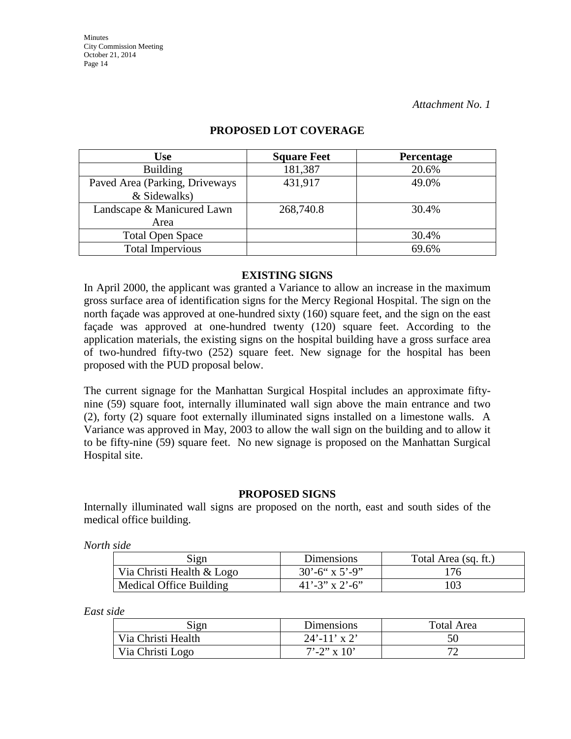*Attachment No. 1*

## PROPOSED LOT COVERAGE

| Use | Square Feet | Percentage |
|---|---|---|
| Building | 181,387 | 20.6% |
| Paved Area (Parking, Driveways & Sidewalks) | 431,917 | 49.0% |
| Landscape & Manicured Lawn Area | 268,740.8 | 30.4% |
| Total Open Space | | 30.4% |
| Total Impervious | | 69.6% |

## EXISTING SIGNS

In April 2000, the applicant was granted a Variance to allow an increase in the maximum gross surface area of identification signs for the Mercy Regional Hospital. The sign on the north façade was approved at one-hundred sixty (160) square feet, and the sign on the east façade was approved at one-hundred twenty (120) square feet. According to the application materials, the existing signs on the hospital building have a gross surface area of two-hundred fifty-two (252) square feet. New signage for the hospital has been proposed with the PUD proposal below.

The current signage for the Manhattan Surgical Hospital includes an approximate fifty-nine (59) square foot, internally illuminated wall sign above the main entrance and two (2), forty (2) square foot externally illuminated signs installed on a limestone walls. A Variance was approved in May, 2003 to allow the wall sign on the building and to allow it to be fifty-nine (59) square feet. No new signage is proposed on the Manhattan Surgical Hospital site.

## PROPOSED SIGNS

Internally illuminated wall signs are proposed on the north, east and south sides of the medical office building.

*North side*

| Sign | Dimensions | Total Area (sq. ft.) |
|---|---|---|
| Via Christi Health & Logo | 30'-6" x 5'-9" | 176 |
| Medical Office Building | 41'-3" x 2'-6" | 103 |

*East side*

| Sign | Dimensions | Total Area |
|---|---|---|
| Via Christi Health | 24'-11' x 2' | 50 |
| Via Christi Logo | 7'-2" x 10' | 72 |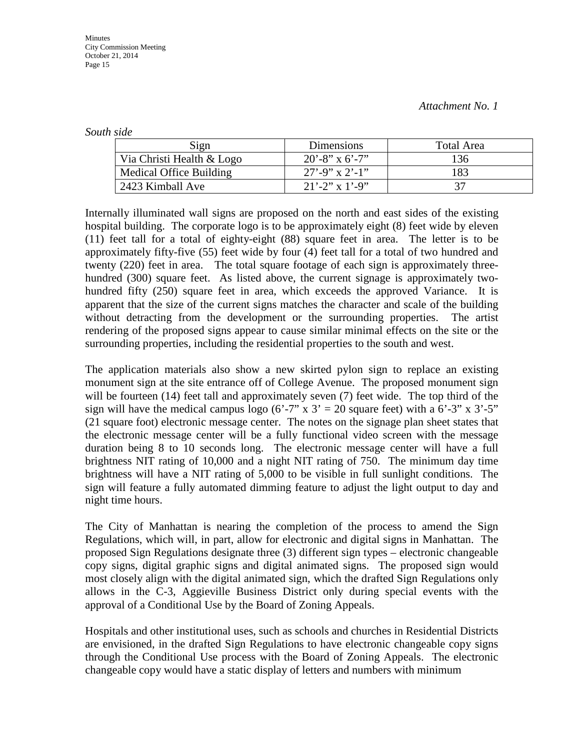*Attachment No. 1*

*South side*

| Sign | Dimensions | Total Area |
|---|---|---|
| Via Christi Health & Logo | 20'-8" x 6'-7" | 136 |
| Medical Office Building | 27'-9" x 2'-1" | 183 |
| 2423 Kimball Ave | 21'-2" x 1'-9" | 37 |

Internally illuminated wall signs are proposed on the north and east sides of the existing hospital building. The corporate logo is to be approximately eight (8) feet wide by eleven (11) feet tall for a total of eighty-eight (88) square feet in area. The letter is to be approximately fifty-five (55) feet wide by four (4) feet tall for a total of two hundred and twenty (220) feet in area. The total square footage of each sign is approximately three-hundred (300) square feet. As listed above, the current signage is approximately two-hundred fifty (250) square feet in area, which exceeds the approved Variance. It is apparent that the size of the current signs matches the character and scale of the building without detracting from the development or the surrounding properties. The artist rendering of the proposed signs appear to cause similar minimal effects on the site or the surrounding properties, including the residential properties to the south and west.

The application materials also show a new skirted pylon sign to replace an existing monument sign at the site entrance off of College Avenue. The proposed monument sign will be fourteen (14) feet tall and approximately seven (7) feet wide. The top third of the sign will have the medical campus logo (6'-7" x 3' = 20 square feet) with a 6'-3" x 3'-5" (21 square foot) electronic message center. The notes on the signage plan sheet states that the electronic message center will be a fully functional video screen with the message duration being 8 to 10 seconds long. The electronic message center will have a full brightness NIT rating of 10,000 and a night NIT rating of 750. The minimum day time brightness will have a NIT rating of 5,000 to be visible in full sunlight conditions. The sign will feature a fully automated dimming feature to adjust the light output to day and night time hours.

The City of Manhattan is nearing the completion of the process to amend the Sign Regulations, which will, in part, allow for electronic and digital signs in Manhattan. The proposed Sign Regulations designate three (3) different sign types – electronic changeable copy signs, digital graphic signs and digital animated signs. The proposed sign would most closely align with the digital animated sign, which the drafted Sign Regulations only allows in the C-3, Aggieville Business District only during special events with the approval of a Conditional Use by the Board of Zoning Appeals.

Hospitals and other institutional uses, such as schools and churches in Residential Districts are envisioned, in the drafted Sign Regulations to have electronic changeable copy signs through the Conditional Use process with the Board of Zoning Appeals. The electronic changeable copy would have a static display of letters and numbers with minimum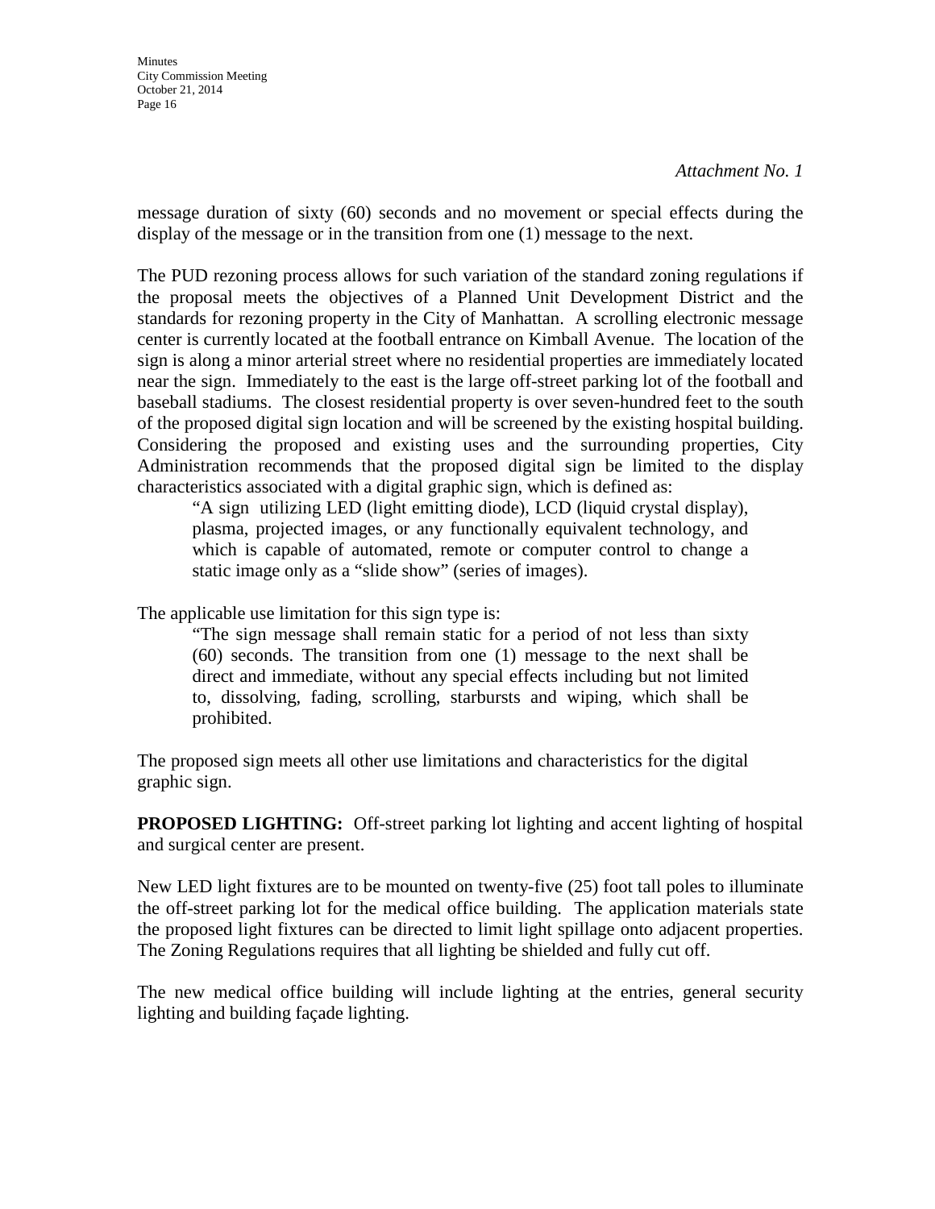*Attachment No. 1*

message duration of sixty (60) seconds and no movement or special effects during the display of the message or in the transition from one (1) message to the next.

The PUD rezoning process allows for such variation of the standard zoning regulations if the proposal meets the objectives of a Planned Unit Development District and the standards for rezoning property in the City of Manhattan. A scrolling electronic message center is currently located at the football entrance on Kimball Avenue. The location of the sign is along a minor arterial street where no residential properties are immediately located near the sign. Immediately to the east is the large off-street parking lot of the football and baseball stadiums. The closest residential property is over seven-hundred feet to the south of the proposed digital sign location and will be screened by the existing hospital building. Considering the proposed and existing uses and the surrounding properties, City Administration recommends that the proposed digital sign be limited to the display characteristics associated with a digital graphic sign, which is defined as:

> "A sign utilizing LED (light emitting diode), LCD (liquid crystal display), plasma, projected images, or any functionally equivalent technology, and which is capable of automated, remote or computer control to change a static image only as a "slide show" (series of images).

The applicable use limitation for this sign type is:

> "The sign message shall remain static for a period of not less than sixty (60) seconds. The transition from one (1) message to the next shall be direct and immediate, without any special effects including but not limited to, dissolving, fading, scrolling, starbursts and wiping, which shall be prohibited.

The proposed sign meets all other use limitations and characteristics for the digital graphic sign.

**PROPOSED LIGHTING:** Off-street parking lot lighting and accent lighting of hospital and surgical center are present.

New LED light fixtures are to be mounted on twenty-five (25) foot tall poles to illuminate the off-street parking lot for the medical office building. The application materials state the proposed light fixtures can be directed to limit light spillage onto adjacent properties. The Zoning Regulations requires that all lighting be shielded and fully cut off.

The new medical office building will include lighting at the entries, general security lighting and building façade lighting.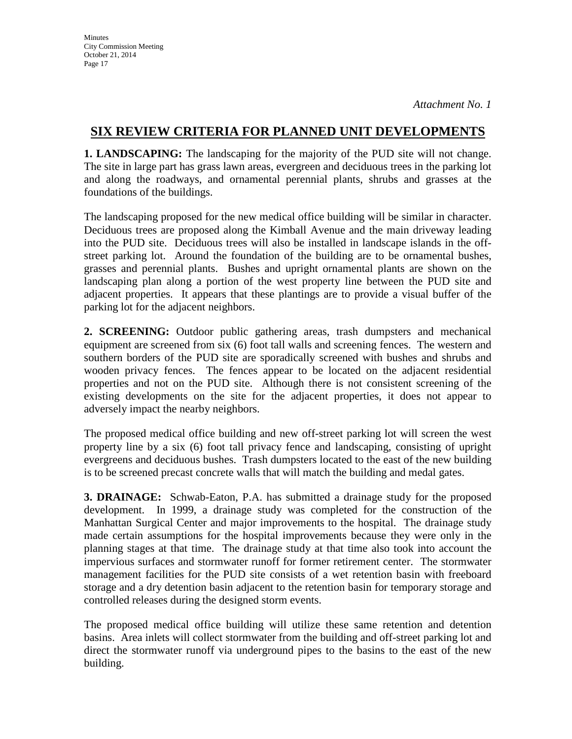*Attachment No. 1*

## SIX REVIEW CRITERIA FOR PLANNED UNIT DEVELOPMENTS

**1. LANDSCAPING:** The landscaping for the majority of the PUD site will not change. The site in large part has grass lawn areas, evergreen and deciduous trees in the parking lot and along the roadways, and ornamental perennial plants, shrubs and grasses at the foundations of the buildings.

The landscaping proposed for the new medical office building will be similar in character. Deciduous trees are proposed along the Kimball Avenue and the main driveway leading into the PUD site. Deciduous trees will also be installed in landscape islands in the off-street parking lot. Around the foundation of the building are to be ornamental bushes, grasses and perennial plants. Bushes and upright ornamental plants are shown on the landscaping plan along a portion of the west property line between the PUD site and adjacent properties. It appears that these plantings are to provide a visual buffer of the parking lot for the adjacent neighbors.

**2. SCREENING:** Outdoor public gathering areas, trash dumpsters and mechanical equipment are screened from six (6) foot tall walls and screening fences. The western and southern borders of the PUD site are sporadically screened with bushes and shrubs and wooden privacy fences. The fences appear to be located on the adjacent residential properties and not on the PUD site. Although there is not consistent screening of the existing developments on the site for the adjacent properties, it does not appear to adversely impact the nearby neighbors.

The proposed medical office building and new off-street parking lot will screen the west property line by a six (6) foot tall privacy fence and landscaping, consisting of upright evergreens and deciduous bushes. Trash dumpsters located to the east of the new building is to be screened precast concrete walls that will match the building and medal gates.

**3. DRAINAGE:** Schwab-Eaton, P.A. has submitted a drainage study for the proposed development. In 1999, a drainage study was completed for the construction of the Manhattan Surgical Center and major improvements to the hospital. The drainage study made certain assumptions for the hospital improvements because they were only in the planning stages at that time. The drainage study at that time also took into account the impervious surfaces and stormwater runoff for former retirement center. The stormwater management facilities for the PUD site consists of a wet retention basin with freeboard storage and a dry detention basin adjacent to the retention basin for temporary storage and controlled releases during the designed storm events.

The proposed medical office building will utilize these same retention and detention basins. Area inlets will collect stormwater from the building and off-street parking lot and direct the stormwater runoff via underground pipes to the basins to the east of the new building.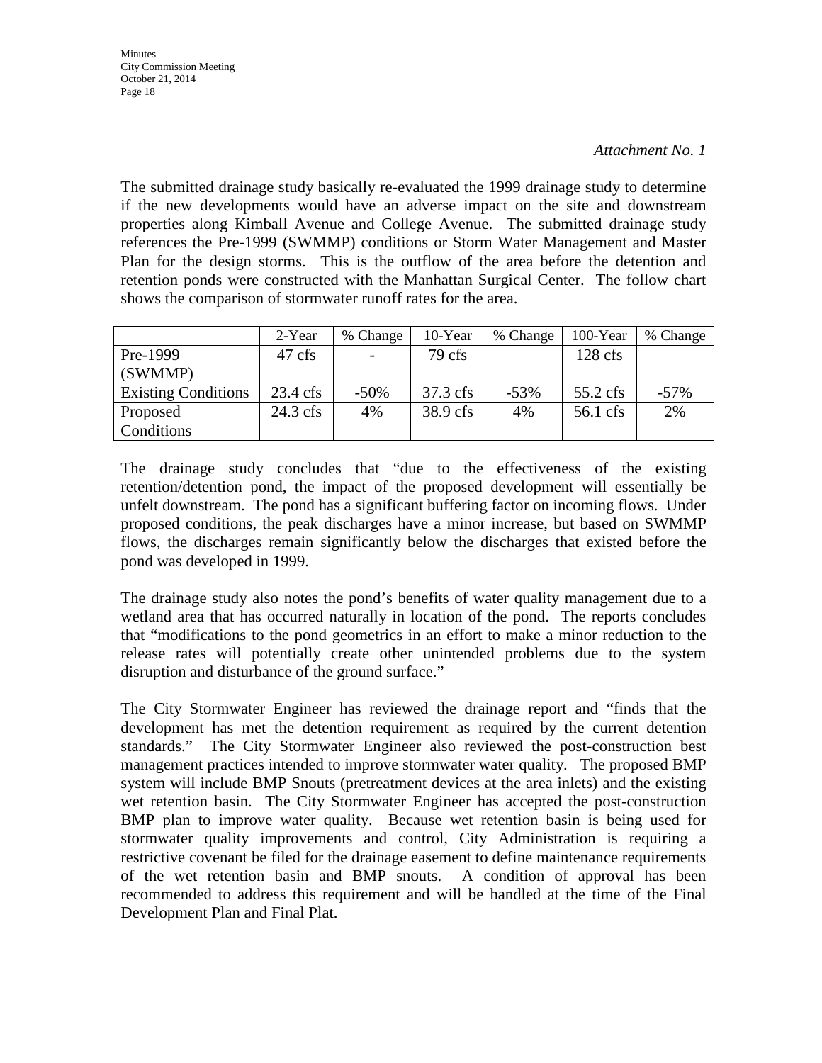*Attachment No. 1*

The submitted drainage study basically re-evaluated the 1999 drainage study to determine if the new developments would have an adverse impact on the site and downstream properties along Kimball Avenue and College Avenue. The submitted drainage study references the Pre-1999 (SWMMP) conditions or Storm Water Management and Master Plan for the design storms. This is the outflow of the area before the detention and retention ponds were constructed with the Manhattan Surgical Center. The follow chart shows the comparison of stormwater runoff rates for the area.

| | 2-Year | % Change | 10-Year | % Change | 100-Year | % Change |
|---|---|---|---|---|---|---|
| Pre-1999 (SWMMP) | 47 cfs | - | 79 cfs | | 128 cfs | |
| Existing Conditions | 23.4 cfs | -50% | 37.3 cfs | -53% | 55.2 cfs | -57% |
| Proposed Conditions | 24.3 cfs | 4% | 38.9 cfs | 4% | 56.1 cfs | 2% |

The drainage study concludes that "due to the effectiveness of the existing retention/detention pond, the impact of the proposed development will essentially be unfelt downstream. The pond has a significant buffering factor on incoming flows. Under proposed conditions, the peak discharges have a minor increase, but based on SWMMP flows, the discharges remain significantly below the discharges that existed before the pond was developed in 1999.

The drainage study also notes the pond's benefits of water quality management due to a wetland area that has occurred naturally in location of the pond. The reports concludes that "modifications to the pond geometrics in an effort to make a minor reduction to the release rates will potentially create other unintended problems due to the system disruption and disturbance of the ground surface."

The City Stormwater Engineer has reviewed the drainage report and "finds that the development has met the detention requirement as required by the current detention standards." The City Stormwater Engineer also reviewed the post-construction best management practices intended to improve stormwater water quality. The proposed BMP system will include BMP Snouts (pretreatment devices at the area inlets) and the existing wet retention basin. The City Stormwater Engineer has accepted the post-construction BMP plan to improve water quality. Because wet retention basin is being used for stormwater quality improvements and control, City Administration is requiring a restrictive covenant be filed for the drainage easement to define maintenance requirements of the wet retention basin and BMP snouts. A condition of approval has been recommended to address this requirement and will be handled at the time of the Final Development Plan and Final Plat.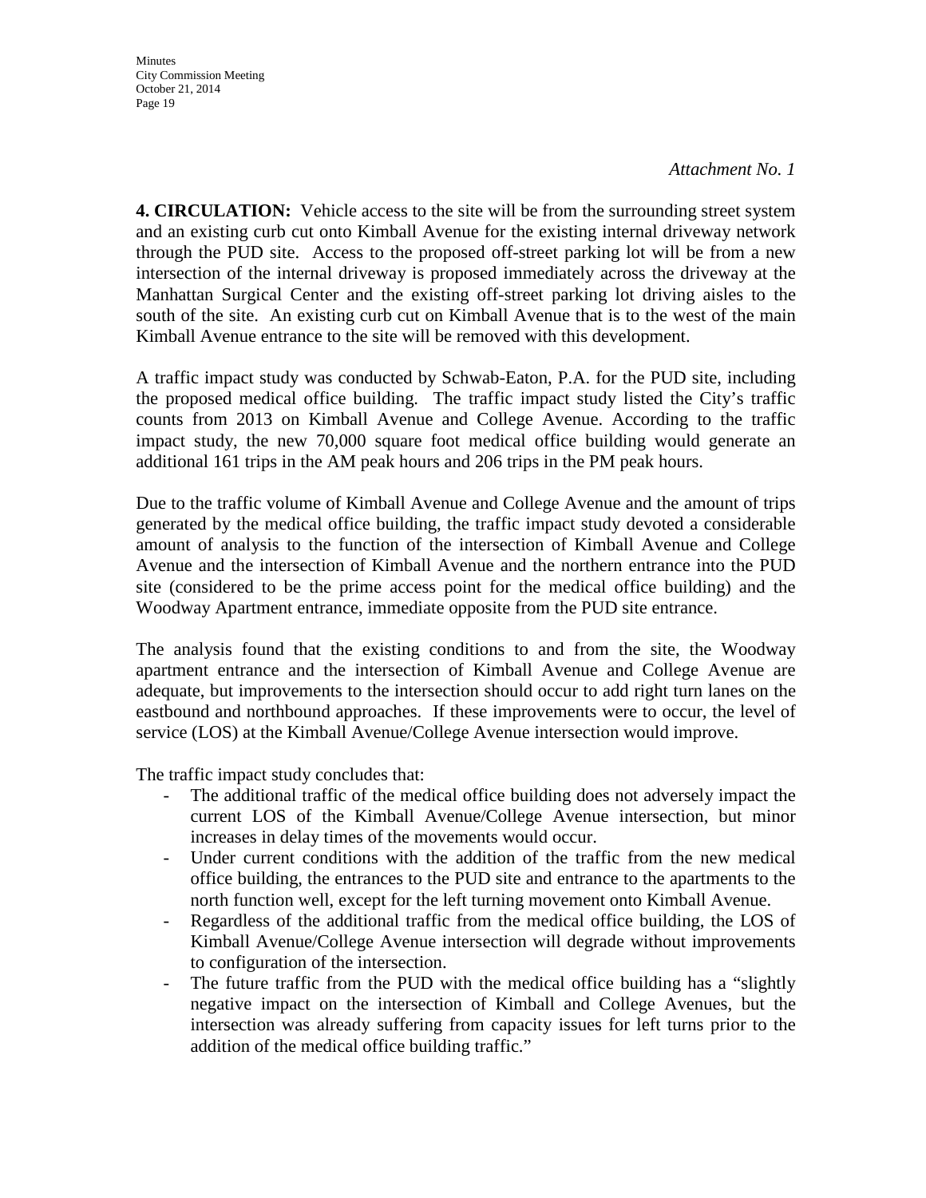*Attachment No. 1*

**4. CIRCULATION:** Vehicle access to the site will be from the surrounding street system and an existing curb cut onto Kimball Avenue for the existing internal driveway network through the PUD site. Access to the proposed off-street parking lot will be from a new intersection of the internal driveway is proposed immediately across the driveway at the Manhattan Surgical Center and the existing off-street parking lot driving aisles to the south of the site. An existing curb cut on Kimball Avenue that is to the west of the main Kimball Avenue entrance to the site will be removed with this development.

A traffic impact study was conducted by Schwab-Eaton, P.A. for the PUD site, including the proposed medical office building. The traffic impact study listed the City's traffic counts from 2013 on Kimball Avenue and College Avenue. According to the traffic impact study, the new 70,000 square foot medical office building would generate an additional 161 trips in the AM peak hours and 206 trips in the PM peak hours.

Due to the traffic volume of Kimball Avenue and College Avenue and the amount of trips generated by the medical office building, the traffic impact study devoted a considerable amount of analysis to the function of the intersection of Kimball Avenue and College Avenue and the intersection of Kimball Avenue and the northern entrance into the PUD site (considered to be the prime access point for the medical office building) and the Woodway Apartment entrance, immediate opposite from the PUD site entrance.

The analysis found that the existing conditions to and from the site, the Woodway apartment entrance and the intersection of Kimball Avenue and College Avenue are adequate, but improvements to the intersection should occur to add right turn lanes on the eastbound and northbound approaches. If these improvements were to occur, the level of service (LOS) at the Kimball Avenue/College Avenue intersection would improve.

The traffic impact study concludes that:

- The additional traffic of the medical office building does not adversely impact the current LOS of the Kimball Avenue/College Avenue intersection, but minor increases in delay times of the movements would occur.
- Under current conditions with the addition of the traffic from the new medical office building, the entrances to the PUD site and entrance to the apartments to the north function well, except for the left turning movement onto Kimball Avenue.
- Regardless of the additional traffic from the medical office building, the LOS of Kimball Avenue/College Avenue intersection will degrade without improvements to configuration of the intersection.
- The future traffic from the PUD with the medical office building has a "slightly negative impact on the intersection of Kimball and College Avenues, but the intersection was already suffering from capacity issues for left turns prior to the addition of the medical office building traffic."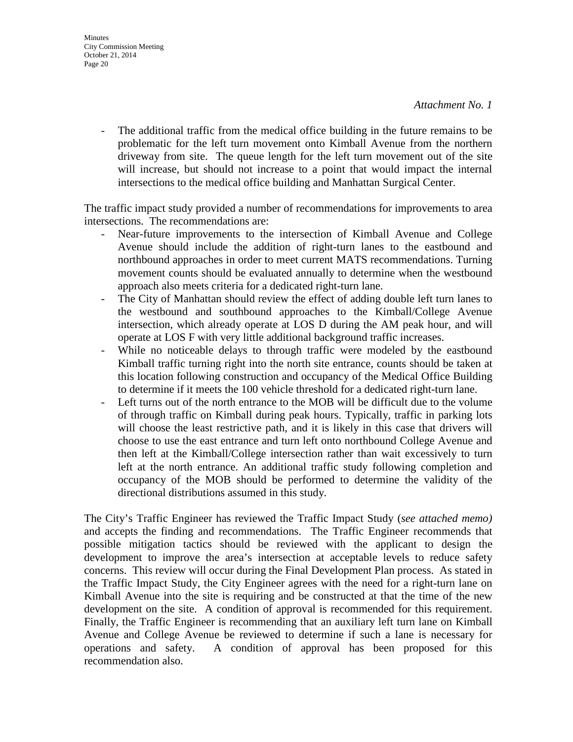*Attachment No. 1*

- The additional traffic from the medical office building in the future remains to be problematic for the left turn movement onto Kimball Avenue from the northern driveway from site. The queue length for the left turn movement out of the site will increase, but should not increase to a point that would impact the internal intersections to the medical office building and Manhattan Surgical Center.

The traffic impact study provided a number of recommendations for improvements to area intersections. The recommendations are:

- Near-future improvements to the intersection of Kimball Avenue and College Avenue should include the addition of right-turn lanes to the eastbound and northbound approaches in order to meet current MATS recommendations. Turning movement counts should be evaluated annually to determine when the westbound approach also meets criteria for a dedicated right-turn lane.
- The City of Manhattan should review the effect of adding double left turn lanes to the westbound and southbound approaches to the Kimball/College Avenue intersection, which already operate at LOS D during the AM peak hour, and will operate at LOS F with very little additional background traffic increases.
- While no noticeable delays to through traffic were modeled by the eastbound Kimball traffic turning right into the north site entrance, counts should be taken at this location following construction and occupancy of the Medical Office Building to determine if it meets the 100 vehicle threshold for a dedicated right-turn lane.
- Left turns out of the north entrance to the MOB will be difficult due to the volume of through traffic on Kimball during peak hours. Typically, traffic in parking lots will choose the least restrictive path, and it is likely in this case that drivers will choose to use the east entrance and turn left onto northbound College Avenue and then left at the Kimball/College intersection rather than wait excessively to turn left at the north entrance. An additional traffic study following completion and occupancy of the MOB should be performed to determine the validity of the directional distributions assumed in this study.

The City's Traffic Engineer has reviewed the Traffic Impact Study (*see attached memo)* and accepts the finding and recommendations. The Traffic Engineer recommends that possible mitigation tactics should be reviewed with the applicant to design the development to improve the area's intersection at acceptable levels to reduce safety concerns. This review will occur during the Final Development Plan process. As stated in the Traffic Impact Study, the City Engineer agrees with the need for a right-turn lane on Kimball Avenue into the site is requiring and be constructed at that the time of the new development on the site. A condition of approval is recommended for this requirement. Finally, the Traffic Engineer is recommending that an auxiliary left turn lane on Kimball Avenue and College Avenue be reviewed to determine if such a lane is necessary for operations and safety. A condition of approval has been proposed for this recommendation also.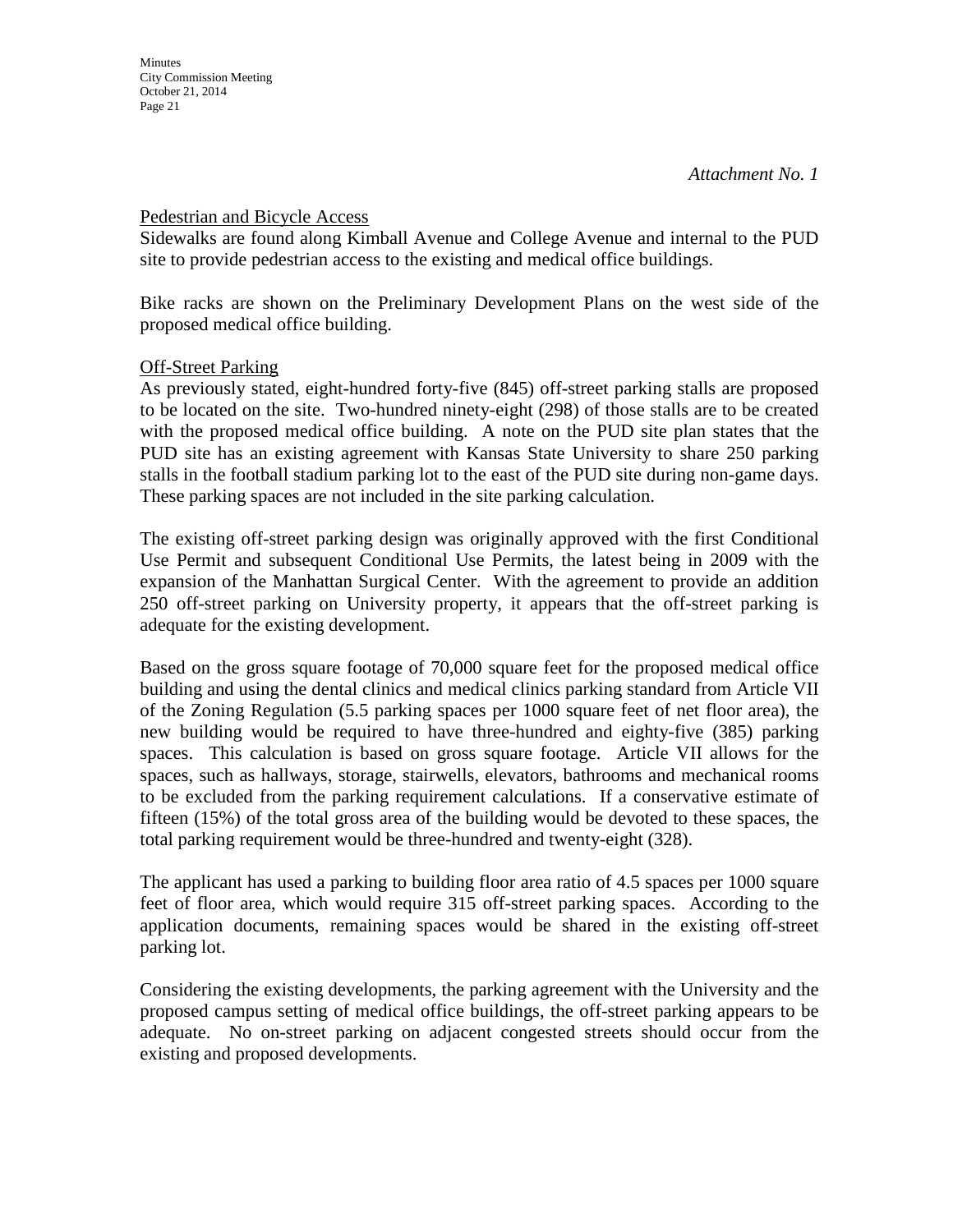*Attachment No. 1*

Pedestrian and Bicycle Access

Sidewalks are found along Kimball Avenue and College Avenue and internal to the PUD site to provide pedestrian access to the existing and medical office buildings.

Bike racks are shown on the Preliminary Development Plans on the west side of the proposed medical office building.

Off-Street Parking

As previously stated, eight-hundred forty-five (845) off-street parking stalls are proposed to be located on the site. Two-hundred ninety-eight (298) of those stalls are to be created with the proposed medical office building. A note on the PUD site plan states that the PUD site has an existing agreement with Kansas State University to share 250 parking stalls in the football stadium parking lot to the east of the PUD site during non-game days. These parking spaces are not included in the site parking calculation.

The existing off-street parking design was originally approved with the first Conditional Use Permit and subsequent Conditional Use Permits, the latest being in 2009 with the expansion of the Manhattan Surgical Center. With the agreement to provide an addition 250 off-street parking on University property, it appears that the off-street parking is adequate for the existing development.

Based on the gross square footage of 70,000 square feet for the proposed medical office building and using the dental clinics and medical clinics parking standard from Article VII of the Zoning Regulation (5.5 parking spaces per 1000 square feet of net floor area), the new building would be required to have three-hundred and eighty-five (385) parking spaces. This calculation is based on gross square footage. Article VII allows for the spaces, such as hallways, storage, stairwells, elevators, bathrooms and mechanical rooms to be excluded from the parking requirement calculations. If a conservative estimate of fifteen (15%) of the total gross area of the building would be devoted to these spaces, the total parking requirement would be three-hundred and twenty-eight (328).

The applicant has used a parking to building floor area ratio of 4.5 spaces per 1000 square feet of floor area, which would require 315 off-street parking spaces. According to the application documents, remaining spaces would be shared in the existing off-street parking lot.

Considering the existing developments, the parking agreement with the University and the proposed campus setting of medical office buildings, the off-street parking appears to be adequate. No on-street parking on adjacent congested streets should occur from the existing and proposed developments.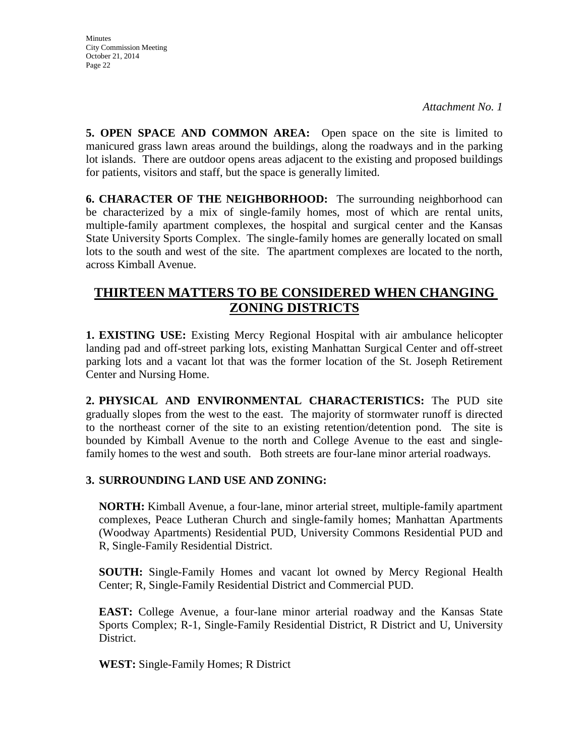*Attachment No. 1*

**5. OPEN SPACE AND COMMON AREA:** Open space on the site is limited to manicured grass lawn areas around the buildings, along the roadways and in the parking lot islands. There are outdoor opens areas adjacent to the existing and proposed buildings for patients, visitors and staff, but the space is generally limited.

**6. CHARACTER OF THE NEIGHBORHOOD:** The surrounding neighborhood can be characterized by a mix of single-family homes, most of which are rental units, multiple-family apartment complexes, the hospital and surgical center and the Kansas State University Sports Complex. The single-family homes are generally located on small lots to the south and west of the site. The apartment complexes are located to the north, across Kimball Avenue.

## THIRTEEN MATTERS TO BE CONSIDERED WHEN CHANGING ZONING DISTRICTS

**1. EXISTING USE:** Existing Mercy Regional Hospital with air ambulance helicopter landing pad and off-street parking lots, existing Manhattan Surgical Center and off-street parking lots and a vacant lot that was the former location of the St. Joseph Retirement Center and Nursing Home.

**2. PHYSICAL AND ENVIRONMENTAL CHARACTERISTICS:** The PUD site gradually slopes from the west to the east. The majority of stormwater runoff is directed to the northeast corner of the site to an existing retention/detention pond. The site is bounded by Kimball Avenue to the north and College Avenue to the east and single-family homes to the west and south. Both streets are four-lane minor arterial roadways.

**3. SURROUNDING LAND USE AND ZONING:**

**NORTH:** Kimball Avenue, a four-lane, minor arterial street, multiple-family apartment complexes, Peace Lutheran Church and single-family homes; Manhattan Apartments (Woodway Apartments) Residential PUD, University Commons Residential PUD and R, Single-Family Residential District.

**SOUTH:** Single-Family Homes and vacant lot owned by Mercy Regional Health Center; R, Single-Family Residential District and Commercial PUD.

**EAST:** College Avenue, a four-lane minor arterial roadway and the Kansas State Sports Complex; R-1, Single-Family Residential District, R District and U, University District.

**WEST:** Single-Family Homes; R District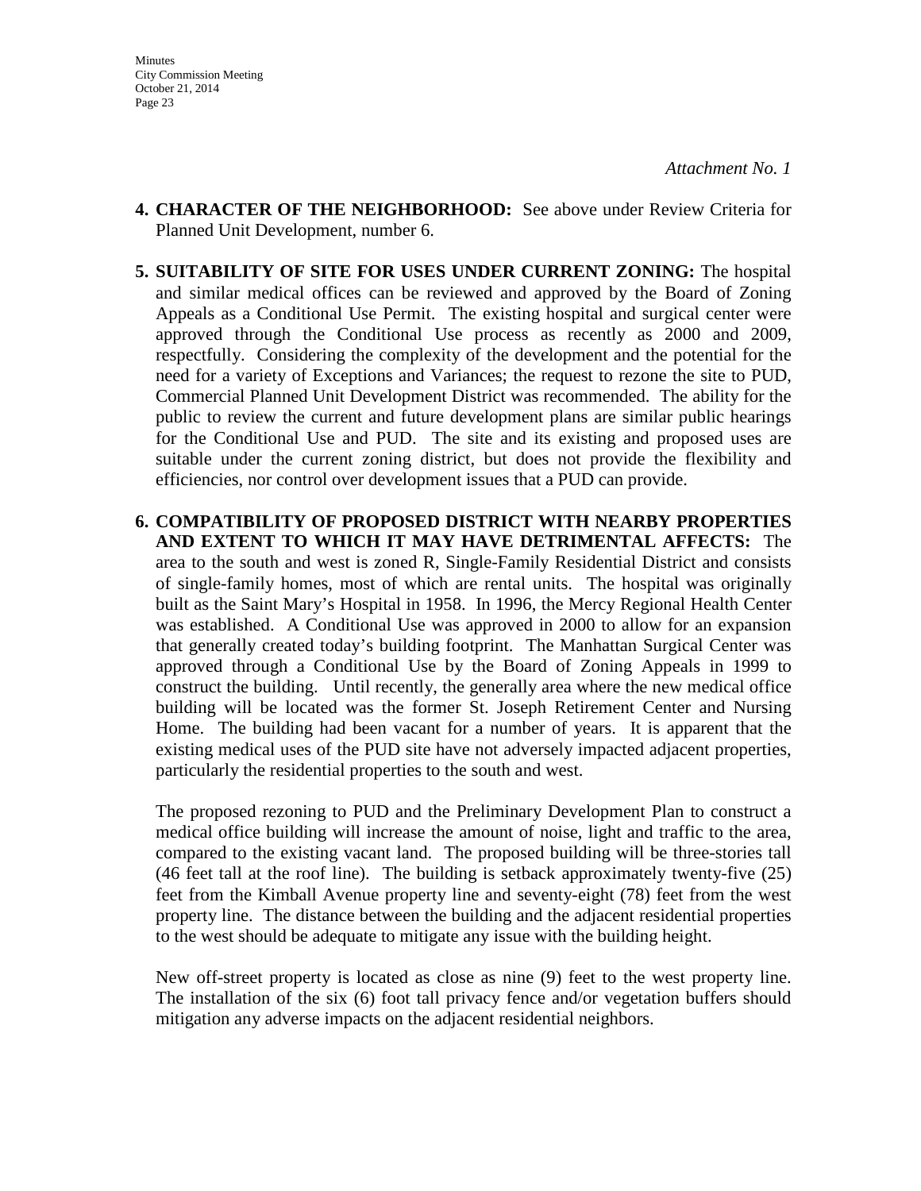*Attachment No. 1*

4. **CHARACTER OF THE NEIGHBORHOOD:** See above under Review Criteria for Planned Unit Development, number 6.

5. **SUITABILITY OF SITE FOR USES UNDER CURRENT ZONING:** The hospital and similar medical offices can be reviewed and approved by the Board of Zoning Appeals as a Conditional Use Permit. The existing hospital and surgical center were approved through the Conditional Use process as recently as 2000 and 2009, respectfully. Considering the complexity of the development and the potential for the need for a variety of Exceptions and Variances; the request to rezone the site to PUD, Commercial Planned Unit Development District was recommended. The ability for the public to review the current and future development plans are similar public hearings for the Conditional Use and PUD. The site and its existing and proposed uses are suitable under the current zoning district, but does not provide the flexibility and efficiencies, nor control over development issues that a PUD can provide.

6. **COMPATIBILITY OF PROPOSED DISTRICT WITH NEARBY PROPERTIES AND EXTENT TO WHICH IT MAY HAVE DETRIMENTAL AFFECTS:** The area to the south and west is zoned R, Single-Family Residential District and consists of single-family homes, most of which are rental units. The hospital was originally built as the Saint Mary's Hospital in 1958. In 1996, the Mercy Regional Health Center was established. A Conditional Use was approved in 2000 to allow for an expansion that generally created today's building footprint. The Manhattan Surgical Center was approved through a Conditional Use by the Board of Zoning Appeals in 1999 to construct the building. Until recently, the generally area where the new medical office building will be located was the former St. Joseph Retirement Center and Nursing Home. The building had been vacant for a number of years. It is apparent that the existing medical uses of the PUD site have not adversely impacted adjacent properties, particularly the residential properties to the south and west.

   The proposed rezoning to PUD and the Preliminary Development Plan to construct a medical office building will increase the amount of noise, light and traffic to the area, compared to the existing vacant land. The proposed building will be three-stories tall (46 feet tall at the roof line). The building is setback approximately twenty-five (25) feet from the Kimball Avenue property line and seventy-eight (78) feet from the west property line. The distance between the building and the adjacent residential properties to the west should be adequate to mitigate any issue with the building height.

   New off-street property is located as close as nine (9) feet to the west property line. The installation of the six (6) foot tall privacy fence and/or vegetation buffers should mitigation any adverse impacts on the adjacent residential neighbors.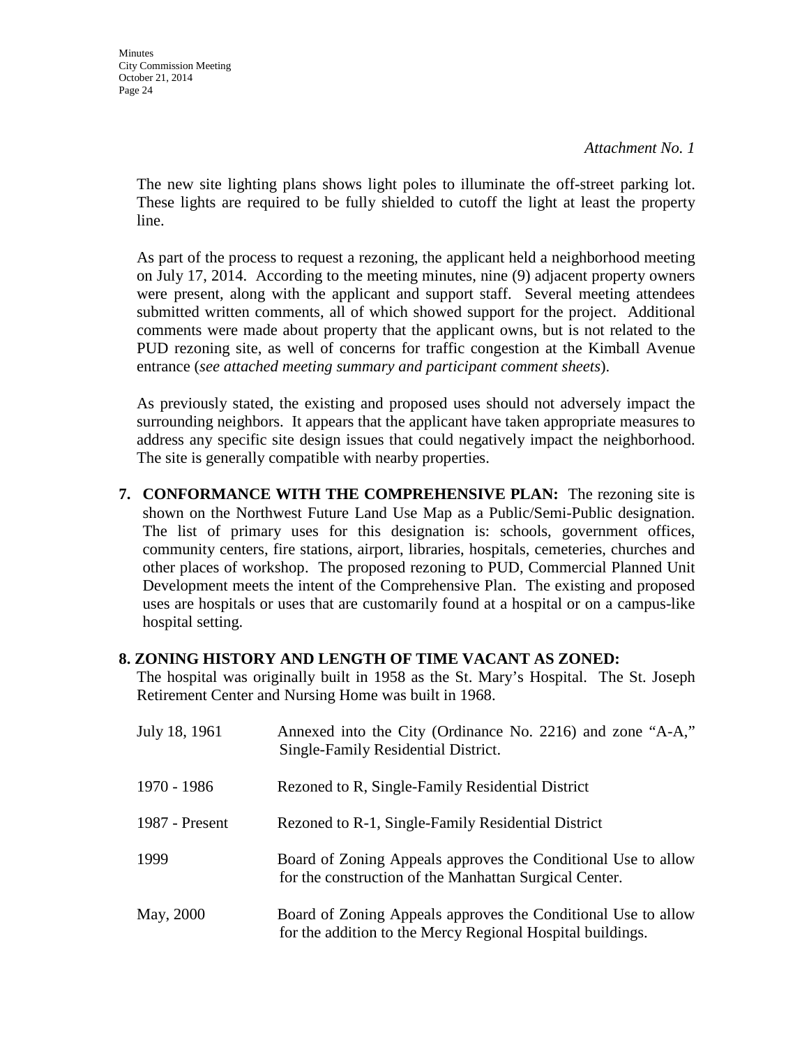*Attachment No. 1*

The new site lighting plans shows light poles to illuminate the off-street parking lot. These lights are required to be fully shielded to cutoff the light at least the property line.

As part of the process to request a rezoning, the applicant held a neighborhood meeting on July 17, 2014. According to the meeting minutes, nine (9) adjacent property owners were present, along with the applicant and support staff. Several meeting attendees submitted written comments, all of which showed support for the project. Additional comments were made about property that the applicant owns, but is not related to the PUD rezoning site, as well of concerns for traffic congestion at the Kimball Avenue entrance (*see attached meeting summary and participant comment sheets*).

As previously stated, the existing and proposed uses should not adversely impact the surrounding neighbors. It appears that the applicant have taken appropriate measures to address any specific site design issues that could negatively impact the neighborhood. The site is generally compatible with nearby properties.

**7. CONFORMANCE WITH THE COMPREHENSIVE PLAN:** The rezoning site is shown on the Northwest Future Land Use Map as a Public/Semi-Public designation. The list of primary uses for this designation is: schools, government offices, community centers, fire stations, airport, libraries, hospitals, cemeteries, churches and other places of workshop. The proposed rezoning to PUD, Commercial Planned Unit Development meets the intent of the Comprehensive Plan. The existing and proposed uses are hospitals or uses that are customarily found at a hospital or on a campus-like hospital setting.

**8. ZONING HISTORY AND LENGTH OF TIME VACANT AS ZONED:**

The hospital was originally built in 1958 as the St. Mary's Hospital. The St. Joseph Retirement Center and Nursing Home was built in 1968.

| | |
|---|---|
| July 18, 1961 | Annexed into the City (Ordinance No. 2216) and zone "A-A," Single-Family Residential District. |
| 1970 - 1986 | Rezoned to R, Single-Family Residential District |
| 1987 - Present | Rezoned to R-1, Single-Family Residential District |
| 1999 | Board of Zoning Appeals approves the Conditional Use to allow for the construction of the Manhattan Surgical Center. |
| May, 2000 | Board of Zoning Appeals approves the Conditional Use to allow for the addition to the Mercy Regional Hospital buildings. |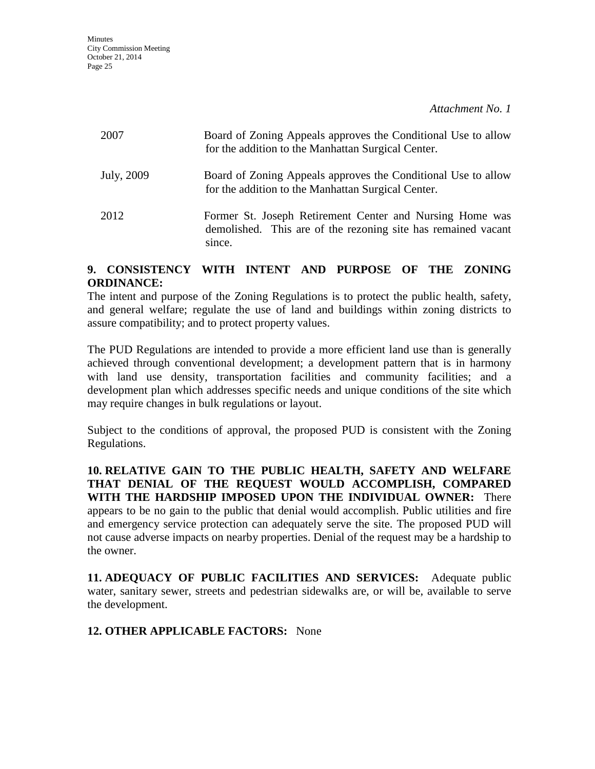*Attachment No. 1*

| | |
|---|---|
| 2007 | Board of Zoning Appeals approves the Conditional Use to allow for the addition to the Manhattan Surgical Center. |
| July, 2009 | Board of Zoning Appeals approves the Conditional Use to allow for the addition to the Manhattan Surgical Center. |
| 2012 | Former St. Joseph Retirement Center and Nursing Home was demolished. This are of the rezoning site has remained vacant since. |

**9. CONSISTENCY WITH INTENT AND PURPOSE OF THE ZONING ORDINANCE:**
The intent and purpose of the Zoning Regulations is to protect the public health, safety, and general welfare; regulate the use of land and buildings within zoning districts to assure compatibility; and to protect property values.

The PUD Regulations are intended to provide a more efficient land use than is generally achieved through conventional development; a development pattern that is in harmony with land use density, transportation facilities and community facilities; and a development plan which addresses specific needs and unique conditions of the site which may require changes in bulk regulations or layout.

Subject to the conditions of approval, the proposed PUD is consistent with the Zoning Regulations.

**10. RELATIVE GAIN TO THE PUBLIC HEALTH, SAFETY AND WELFARE THAT DENIAL OF THE REQUEST WOULD ACCOMPLISH, COMPARED WITH THE HARDSHIP IMPOSED UPON THE INDIVIDUAL OWNER:** There appears to be no gain to the public that denial would accomplish. Public utilities and fire and emergency service protection can adequately serve the site. The proposed PUD will not cause adverse impacts on nearby properties. Denial of the request may be a hardship to the owner.

**11. ADEQUACY OF PUBLIC FACILITIES AND SERVICES:** Adequate public water, sanitary sewer, streets and pedestrian sidewalks are, or will be, available to serve the development.

**12. OTHER APPLICABLE FACTORS:** None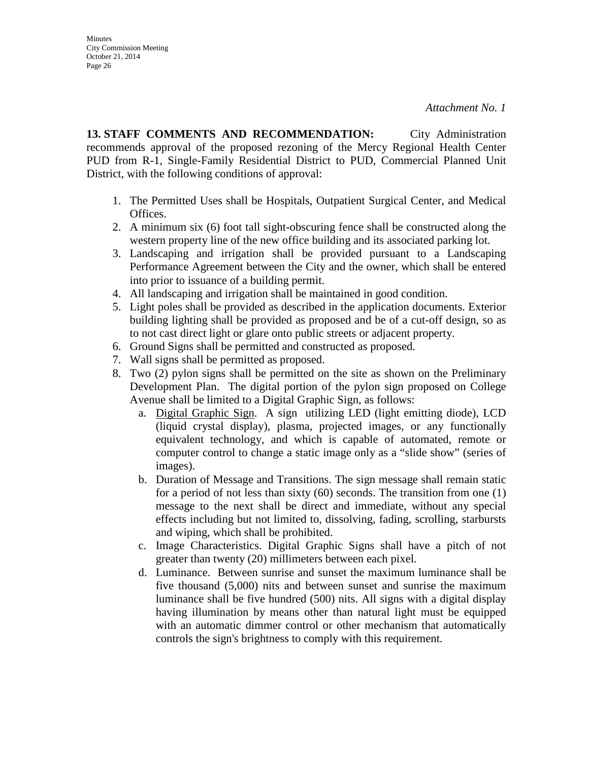*Attachment No. 1*

**13. STAFF COMMENTS AND RECOMMENDATION:** City Administration recommends approval of the proposed rezoning of the Mercy Regional Health Center PUD from R-1, Single-Family Residential District to PUD, Commercial Planned Unit District, with the following conditions of approval:

1. The Permitted Uses shall be Hospitals, Outpatient Surgical Center, and Medical Offices.
2. A minimum six (6) foot tall sight-obscuring fence shall be constructed along the western property line of the new office building and its associated parking lot.
3. Landscaping and irrigation shall be provided pursuant to a Landscaping Performance Agreement between the City and the owner, which shall be entered into prior to issuance of a building permit.
4. All landscaping and irrigation shall be maintained in good condition.
5. Light poles shall be provided as described in the application documents. Exterior building lighting shall be provided as proposed and be of a cut-off design, so as to not cast direct light or glare onto public streets or adjacent property.
6. Ground Signs shall be permitted and constructed as proposed.
7. Wall signs shall be permitted as proposed.
8. Two (2) pylon signs shall be permitted on the site as shown on the Preliminary Development Plan. The digital portion of the pylon sign proposed on College Avenue shall be limited to a Digital Graphic Sign, as follows:
   a. Digital Graphic Sign. A sign utilizing LED (light emitting diode), LCD (liquid crystal display), plasma, projected images, or any functionally equivalent technology, and which is capable of automated, remote or computer control to change a static image only as a "slide show" (series of images).
   b. Duration of Message and Transitions. The sign message shall remain static for a period of not less than sixty (60) seconds. The transition from one (1) message to the next shall be direct and immediate, without any special effects including but not limited to, dissolving, fading, scrolling, starbursts and wiping, which shall be prohibited.
   c. Image Characteristics. Digital Graphic Signs shall have a pitch of not greater than twenty (20) millimeters between each pixel.
   d. Luminance. Between sunrise and sunset the maximum luminance shall be five thousand (5,000) nits and between sunset and sunrise the maximum luminance shall be five hundred (500) nits. All signs with a digital display having illumination by means other than natural light must be equipped with an automatic dimmer control or other mechanism that automatically controls the sign's brightness to comply with this requirement.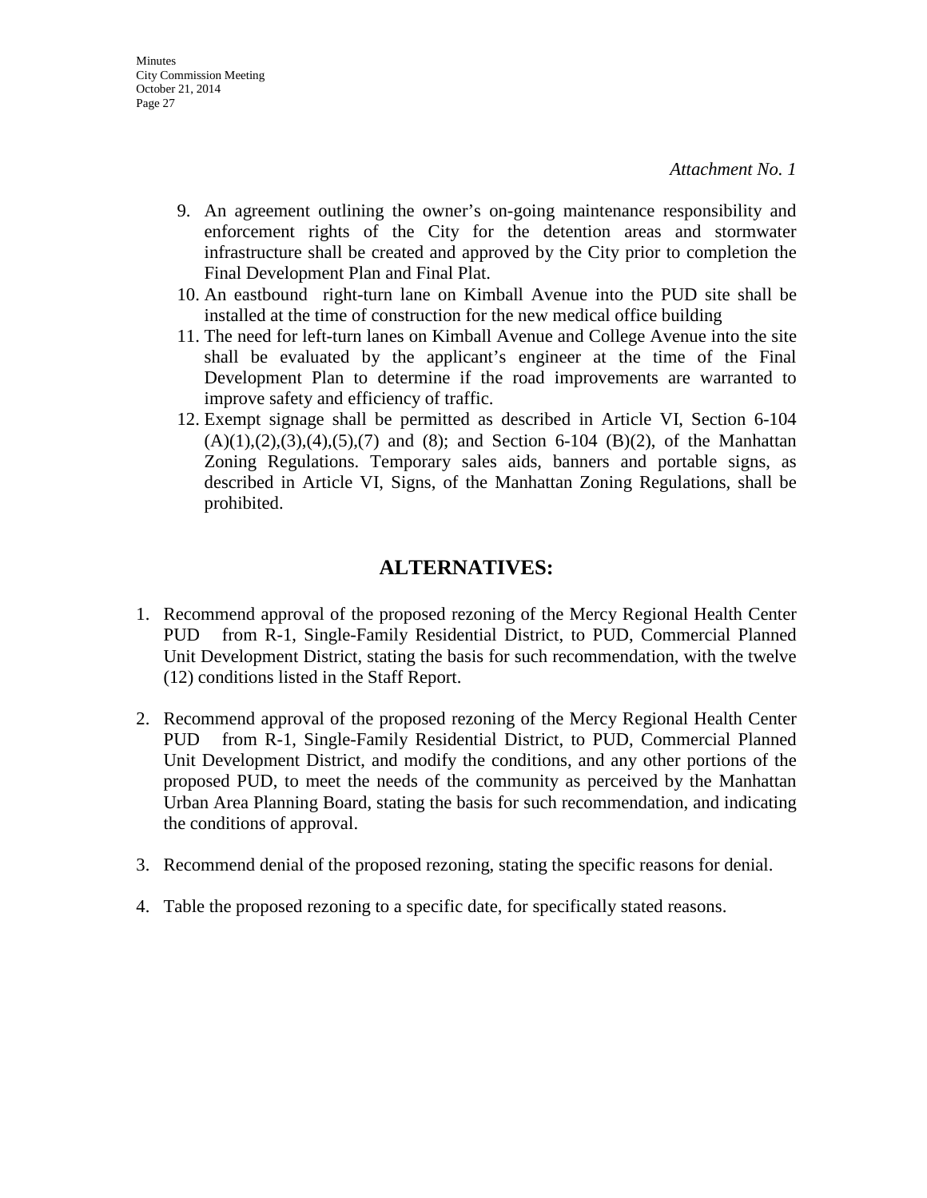*Attachment No. 1*

9. An agreement outlining the owner's on-going maintenance responsibility and enforcement rights of the City for the detention areas and stormwater infrastructure shall be created and approved by the City prior to completion the Final Development Plan and Final Plat.
10. An eastbound right-turn lane on Kimball Avenue into the PUD site shall be installed at the time of construction for the new medical office building
11. The need for left-turn lanes on Kimball Avenue and College Avenue into the site shall be evaluated by the applicant's engineer at the time of the Final Development Plan to determine if the road improvements are warranted to improve safety and efficiency of traffic.
12. Exempt signage shall be permitted as described in Article VI, Section 6-104 (A)(1),(2),(3),(4),(5),(7) and (8); and Section 6-104 (B)(2), of the Manhattan Zoning Regulations. Temporary sales aids, banners and portable signs, as described in Article VI, Signs, of the Manhattan Zoning Regulations, shall be prohibited.

## ALTERNATIVES:

1. Recommend approval of the proposed rezoning of the Mercy Regional Health Center PUD from R-1, Single-Family Residential District, to PUD, Commercial Planned Unit Development District, stating the basis for such recommendation, with the twelve (12) conditions listed in the Staff Report.

2. Recommend approval of the proposed rezoning of the Mercy Regional Health Center PUD from R-1, Single-Family Residential District, to PUD, Commercial Planned Unit Development District, and modify the conditions, and any other portions of the proposed PUD, to meet the needs of the community as perceived by the Manhattan Urban Area Planning Board, stating the basis for such recommendation, and indicating the conditions of approval.

3. Recommend denial of the proposed rezoning, stating the specific reasons for denial.

4. Table the proposed rezoning to a specific date, for specifically stated reasons.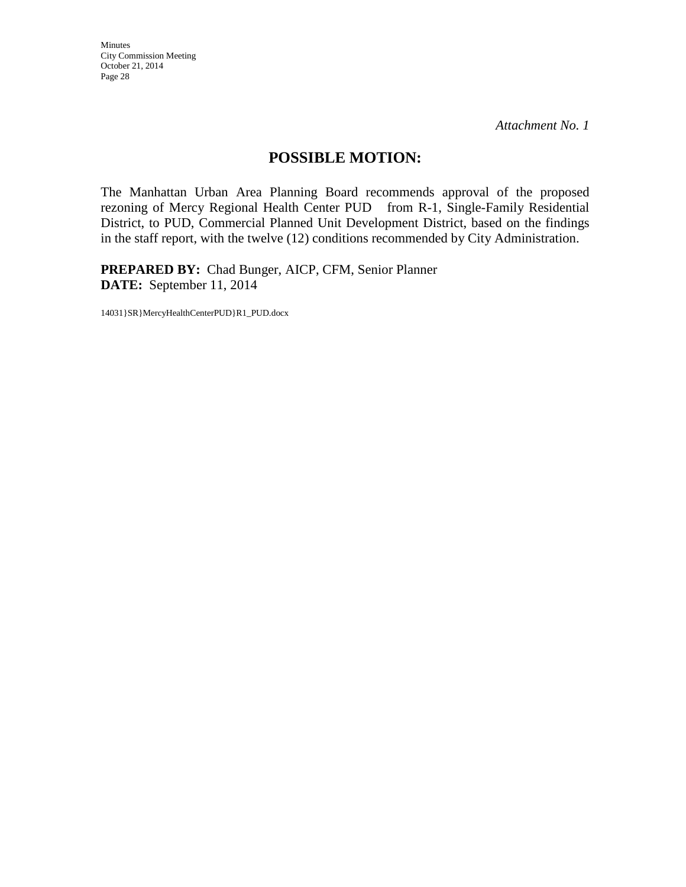*Attachment No. 1*

## POSSIBLE MOTION:

The Manhattan Urban Area Planning Board recommends approval of the proposed rezoning of Mercy Regional Health Center PUD from R-1, Single-Family Residential District, to PUD, Commercial Planned Unit Development District, based on the findings in the staff report, with the twelve (12) conditions recommended by City Administration.

**PREPARED BY:** Chad Bunger, AICP, CFM, Senior Planner
**DATE:** September 11, 2014

14031}SR}MercyHealthCenterPUD}R1_PUD.docx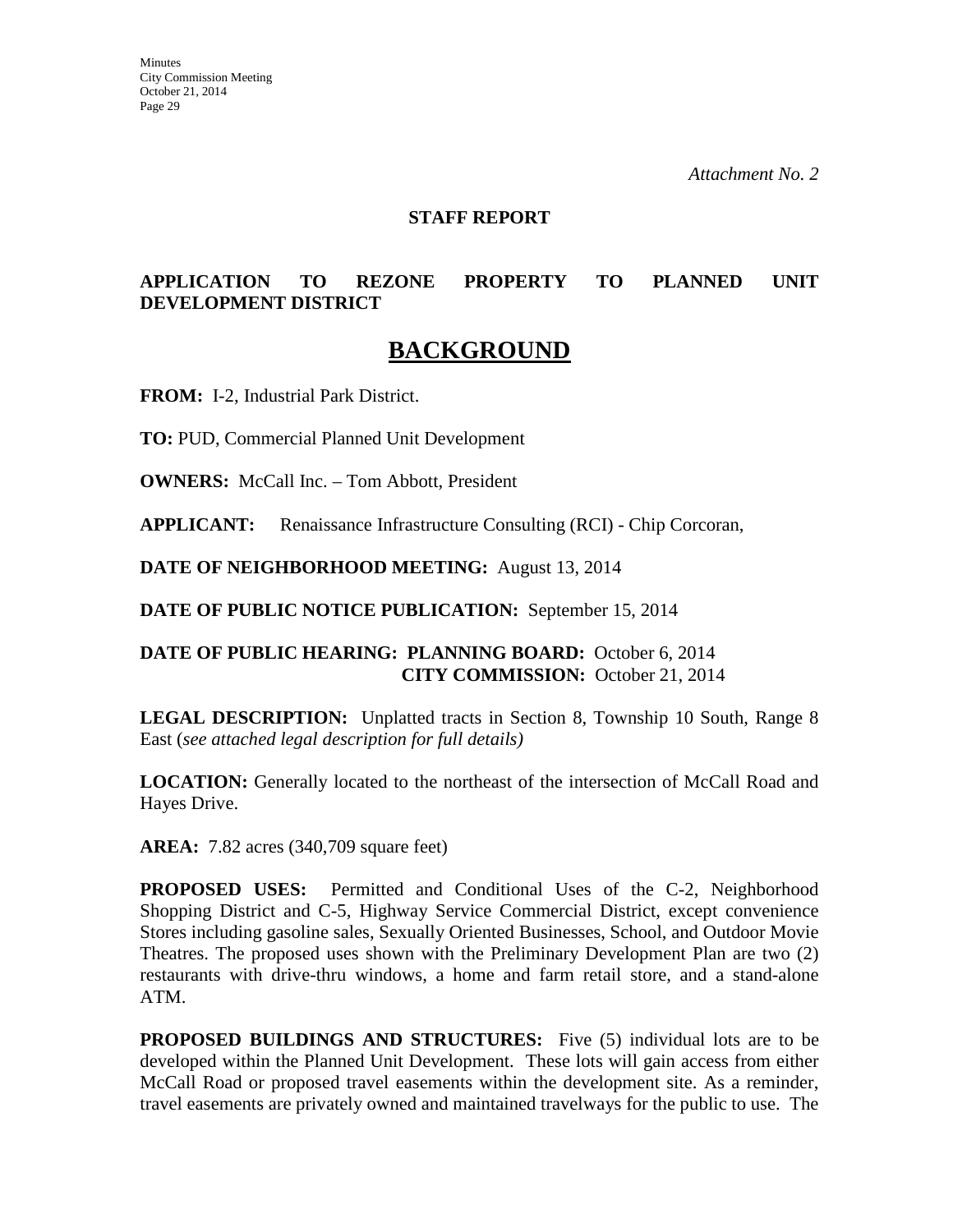*Attachment No. 2*

**STAFF REPORT**

**APPLICATION TO REZONE PROPERTY TO PLANNED UNIT DEVELOPMENT DISTRICT**

# BACKGROUND

**FROM:** I-2, Industrial Park District.

**TO:** PUD, Commercial Planned Unit Development

**OWNERS:** McCall Inc. – Tom Abbott, President

**APPLICANT:** Renaissance Infrastructure Consulting (RCI) - Chip Corcoran,

**DATE OF NEIGHBORHOOD MEETING:** August 13, 2014

**DATE OF PUBLIC NOTICE PUBLICATION:** September 15, 2014

**DATE OF PUBLIC HEARING: PLANNING BOARD:** October 6, 2014
**CITY COMMISSION:** October 21, 2014

**LEGAL DESCRIPTION:** Unplatted tracts in Section 8, Township 10 South, Range 8 East (*see attached legal description for full details)*

**LOCATION:** Generally located to the northeast of the intersection of McCall Road and Hayes Drive.

**AREA:** 7.82 acres (340,709 square feet)

**PROPOSED USES:** Permitted and Conditional Uses of the C-2, Neighborhood Shopping District and C-5, Highway Service Commercial District, except convenience Stores including gasoline sales, Sexually Oriented Businesses, School, and Outdoor Movie Theatres. The proposed uses shown with the Preliminary Development Plan are two (2) restaurants with drive-thru windows, a home and farm retail store, and a stand-alone ATM.

**PROPOSED BUILDINGS AND STRUCTURES:** Five (5) individual lots are to be developed within the Planned Unit Development. These lots will gain access from either McCall Road or proposed travel easements within the development site. As a reminder, travel easements are privately owned and maintained travelways for the public to use. The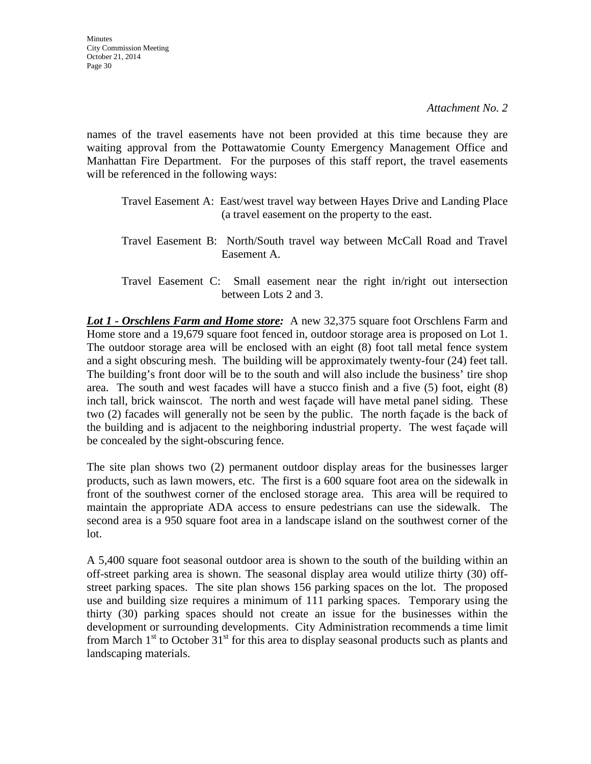*Attachment No. 2*

names of the travel easements have not been provided at this time because they are waiting approval from the Pottawatomie County Emergency Management Office and Manhattan Fire Department. For the purposes of this staff report, the travel easements will be referenced in the following ways:

Travel Easement A: East/west travel way between Hayes Drive and Landing Place (a travel easement on the property to the east.

Travel Easement B: North/South travel way between McCall Road and Travel Easement A.

Travel Easement C: Small easement near the right in/right out intersection between Lots 2 and 3.

***Lot 1 - Orschlens Farm and Home store:*** A new 32,375 square foot Orschlens Farm and Home store and a 19,679 square foot fenced in, outdoor storage area is proposed on Lot 1. The outdoor storage area will be enclosed with an eight (8) foot tall metal fence system and a sight obscuring mesh. The building will be approximately twenty-four (24) feet tall. The building's front door will be to the south and will also include the business' tire shop area. The south and west facades will have a stucco finish and a five (5) foot, eight (8) inch tall, brick wainscot. The north and west façade will have metal panel siding. These two (2) facades will generally not be seen by the public. The north façade is the back of the building and is adjacent to the neighboring industrial property. The west façade will be concealed by the sight-obscuring fence.

The site plan shows two (2) permanent outdoor display areas for the businesses larger products, such as lawn mowers, etc. The first is a 600 square foot area on the sidewalk in front of the southwest corner of the enclosed storage area. This area will be required to maintain the appropriate ADA access to ensure pedestrians can use the sidewalk. The second area is a 950 square foot area in a landscape island on the southwest corner of the lot.

A 5,400 square foot seasonal outdoor area is shown to the south of the building within an off-street parking area is shown. The seasonal display area would utilize thirty (30) off-street parking spaces. The site plan shows 156 parking spaces on the lot. The proposed use and building size requires a minimum of 111 parking spaces. Temporary using the thirty (30) parking spaces should not create an issue for the businesses within the development or surrounding developments. City Administration recommends a time limit from March 1st to October 31st for this area to display seasonal products such as plants and landscaping materials.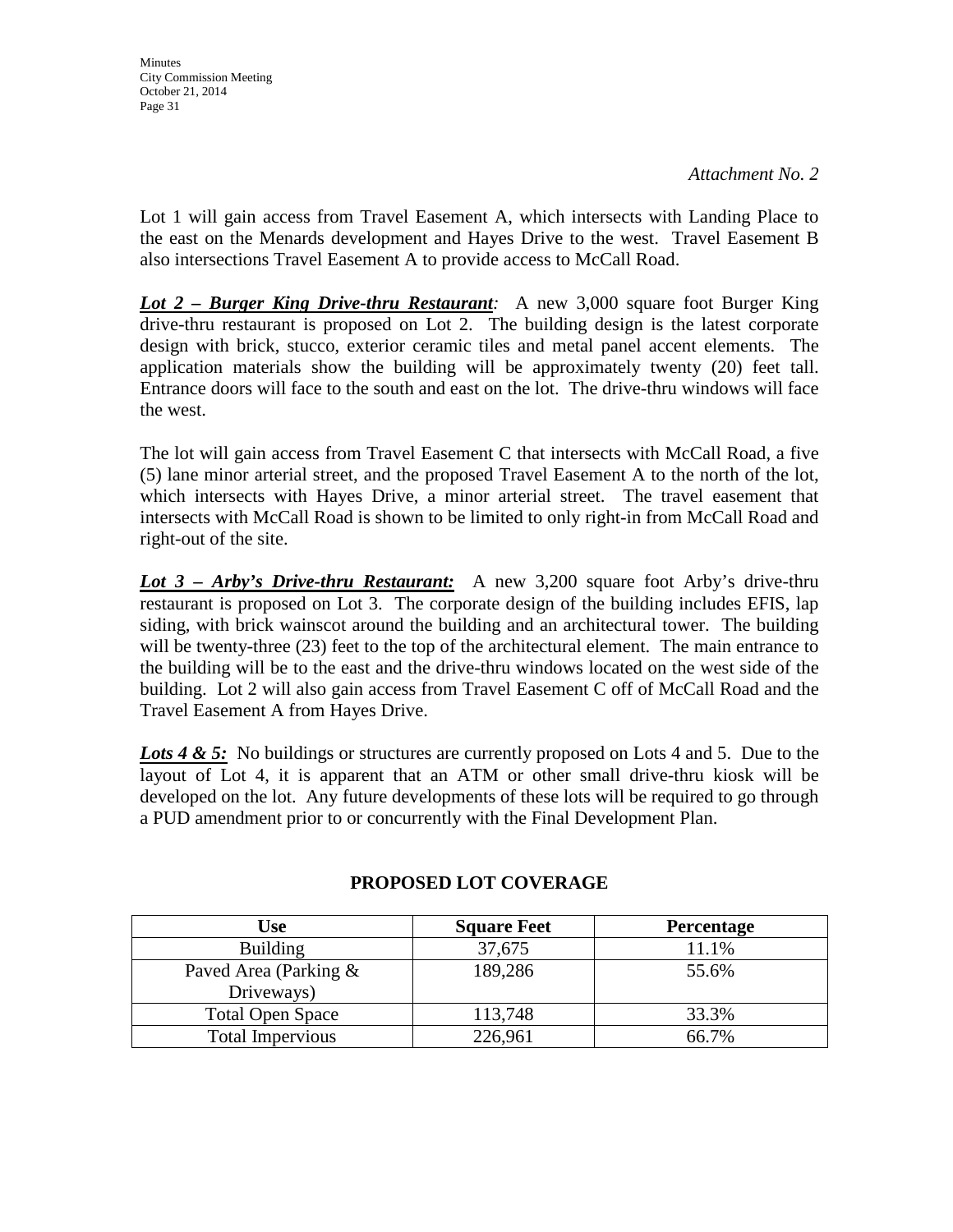*Attachment No. 2*

Lot 1 will gain access from Travel Easement A, which intersects with Landing Place to the east on the Menards development and Hayes Drive to the west. Travel Easement B also intersections Travel Easement A to provide access to McCall Road.

***Lot 2 – Burger King Drive-thru Restaurant**:* A new 3,000 square foot Burger King drive-thru restaurant is proposed on Lot 2. The building design is the latest corporate design with brick, stucco, exterior ceramic tiles and metal panel accent elements. The application materials show the building will be approximately twenty (20) feet tall. Entrance doors will face to the south and east on the lot. The drive-thru windows will face the west.

The lot will gain access from Travel Easement C that intersects with McCall Road, a five (5) lane minor arterial street, and the proposed Travel Easement A to the north of the lot, which intersects with Hayes Drive, a minor arterial street. The travel easement that intersects with McCall Road is shown to be limited to only right-in from McCall Road and right-out of the site.

***Lot 3 – Arby's Drive-thru Restaurant:*** A new 3,200 square foot Arby's drive-thru restaurant is proposed on Lot 3. The corporate design of the building includes EFIS, lap siding, with brick wainscot around the building and an architectural tower. The building will be twenty-three (23) feet to the top of the architectural element. The main entrance to the building will be to the east and the drive-thru windows located on the west side of the building. Lot 2 will also gain access from Travel Easement C off of McCall Road and the Travel Easement A from Hayes Drive.

***Lots 4 & 5:*** No buildings or structures are currently proposed on Lots 4 and 5. Due to the layout of Lot 4, it is apparent that an ATM or other small drive-thru kiosk will be developed on the lot. Any future developments of these lots will be required to go through a PUD amendment prior to or concurrently with the Final Development Plan.

**PROPOSED LOT COVERAGE**

| Use | Square Feet | Percentage |
|---|---|---|
| Building | 37,675 | 11.1% |
| Paved Area (Parking & Driveways) | 189,286 | 55.6% |
| Total Open Space | 113,748 | 33.3% |
| Total Impervious | 226,961 | 66.7% |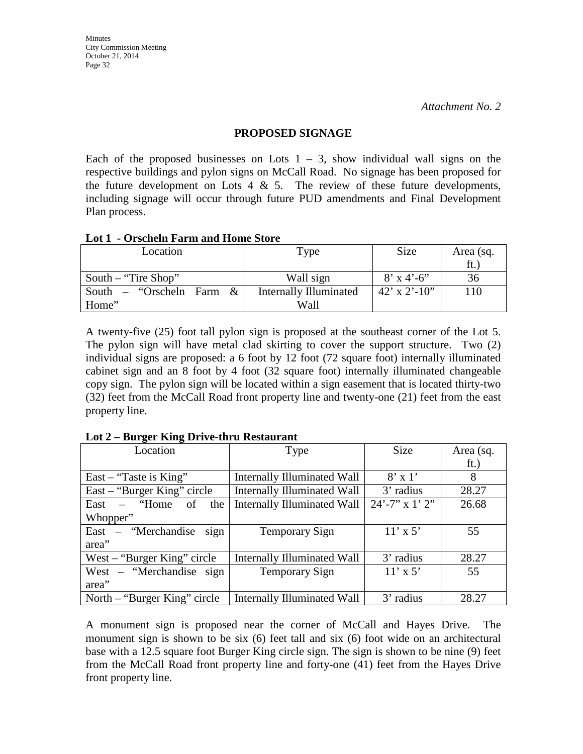*Attachment No. 2*

**PROPOSED SIGNAGE**

Each of the proposed businesses on Lots 1 – 3, show individual wall signs on the respective buildings and pylon signs on McCall Road. No signage has been proposed for the future development on Lots 4 & 5. The review of these future developments, including signage will occur through future PUD amendments and Final Development Plan process.

**Lot 1 - Orscheln Farm and Home Store**

| Location | Type | Size | Area (sq. ft.) |
|---|---|---|---|
| South – "Tire Shop" | Wall sign | 8' x 4'-6" | 36 |
| South – "Orscheln Farm & Home" | Internally Illuminated Wall | 42' x 2'-10" | 110 |

A twenty-five (25) foot tall pylon sign is proposed at the southeast corner of the Lot 5. The pylon sign will have metal clad skirting to cover the support structure. Two (2) individual signs are proposed: a 6 foot by 12 foot (72 square foot) internally illuminated cabinet sign and an 8 foot by 4 foot (32 square foot) internally illuminated changeable copy sign. The pylon sign will be located within a sign easement that is located thirty-two (32) feet from the McCall Road front property line and twenty-one (21) feet from the east property line.

**Lot 2 – Burger King Drive-thru Restaurant**

| Location | Type | Size | Area (sq. ft.) |
|---|---|---|---|
| East – "Taste is King" | Internally Illuminated Wall | 8' x 1' | 8 |
| East – "Burger King" circle | Internally Illuminated Wall | 3' radius | 28.27 |
| East – "Home of the Whopper" | Internally Illuminated Wall | 24'-7" x 1' 2" | 26.68 |
| East – "Merchandise sign area" | Temporary Sign | 11' x 5' | 55 |
| West – "Burger King" circle | Internally Illuminated Wall | 3' radius | 28.27 |
| West – "Merchandise sign area" | Temporary Sign | 11' x 5' | 55 |
| North – "Burger King" circle | Internally Illuminated Wall | 3' radius | 28.27 |

A monument sign is proposed near the corner of McCall and Hayes Drive. The monument sign is shown to be six (6) feet tall and six (6) foot wide on an architectural base with a 12.5 square foot Burger King circle sign. The sign is shown to be nine (9) feet from the McCall Road front property line and forty-one (41) feet from the Hayes Drive front property line.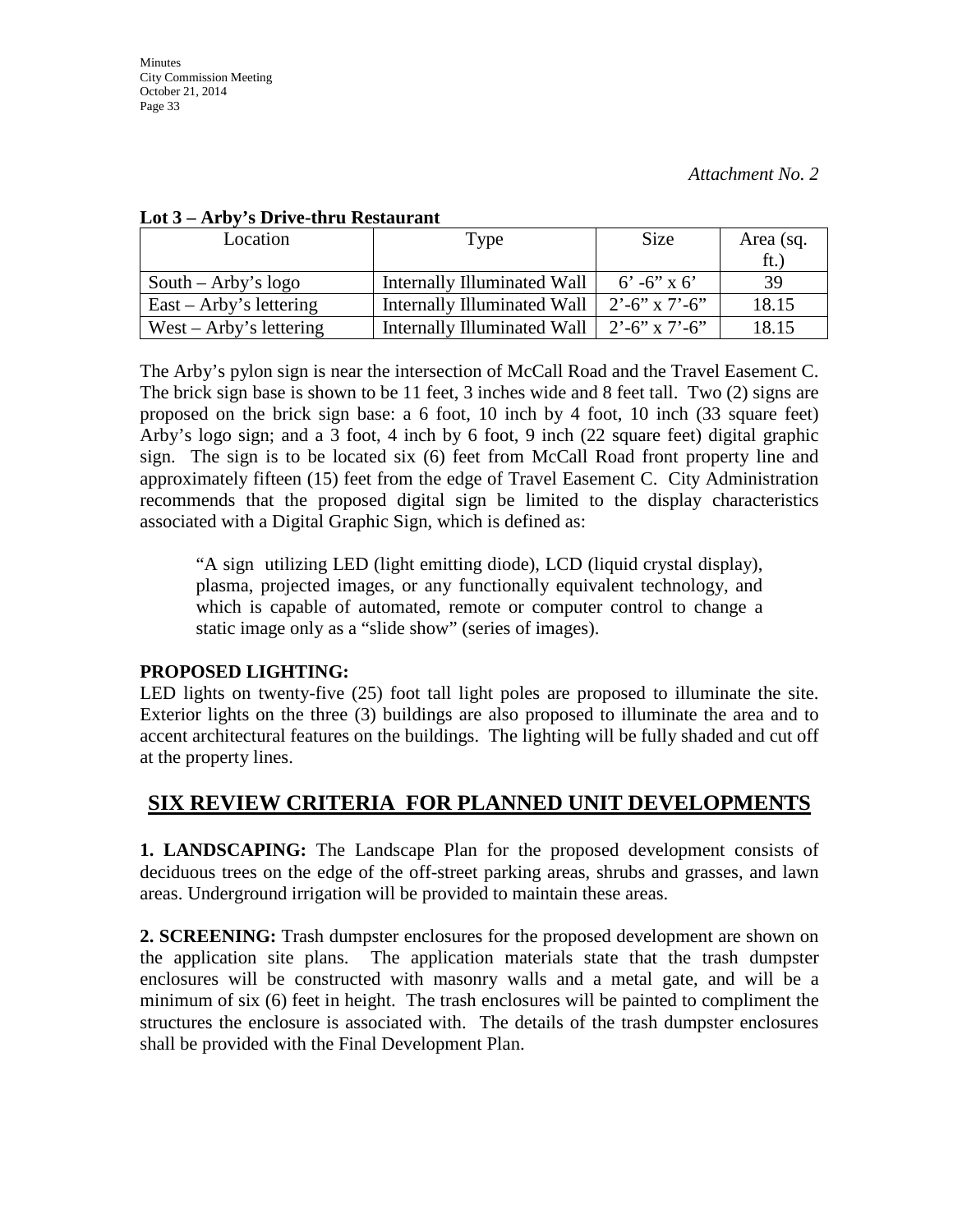*Attachment No. 2*

**Lot 3 – Arby's Drive-thru Restaurant**

| Location | Type | Size | Area (sq. ft.) |
|---|---|---|---|
| South – Arby's logo | Internally Illuminated Wall | 6' -6" x 6' | 39 |
| East – Arby's lettering | Internally Illuminated Wall | 2'-6" x 7'-6" | 18.15 |
| West – Arby's lettering | Internally Illuminated Wall | 2'-6" x 7'-6" | 18.15 |

The Arby's pylon sign is near the intersection of McCall Road and the Travel Easement C. The brick sign base is shown to be 11 feet, 3 inches wide and 8 feet tall. Two (2) signs are proposed on the brick sign base: a 6 foot, 10 inch by 4 foot, 10 inch (33 square feet) Arby's logo sign; and a 3 foot, 4 inch by 6 foot, 9 inch (22 square feet) digital graphic sign. The sign is to be located six (6) feet from McCall Road front property line and approximately fifteen (15) feet from the edge of Travel Easement C. City Administration recommends that the proposed digital sign be limited to the display characteristics associated with a Digital Graphic Sign, which is defined as:

> "A sign utilizing LED (light emitting diode), LCD (liquid crystal display), plasma, projected images, or any functionally equivalent technology, and which is capable of automated, remote or computer control to change a static image only as a "slide show" (series of images).

**PROPOSED LIGHTING:**
LED lights on twenty-five (25) foot tall light poles are proposed to illuminate the site. Exterior lights on the three (3) buildings are also proposed to illuminate the area and to accent architectural features on the buildings. The lighting will be fully shaded and cut off at the property lines.

## SIX REVIEW CRITERIA FOR PLANNED UNIT DEVELOPMENTS

**1. LANDSCAPING:** The Landscape Plan for the proposed development consists of deciduous trees on the edge of the off-street parking areas, shrubs and grasses, and lawn areas. Underground irrigation will be provided to maintain these areas.

**2. SCREENING:** Trash dumpster enclosures for the proposed development are shown on the application site plans. The application materials state that the trash dumpster enclosures will be constructed with masonry walls and a metal gate, and will be a minimum of six (6) feet in height. The trash enclosures will be painted to compliment the structures the enclosure is associated with. The details of the trash dumpster enclosures shall be provided with the Final Development Plan.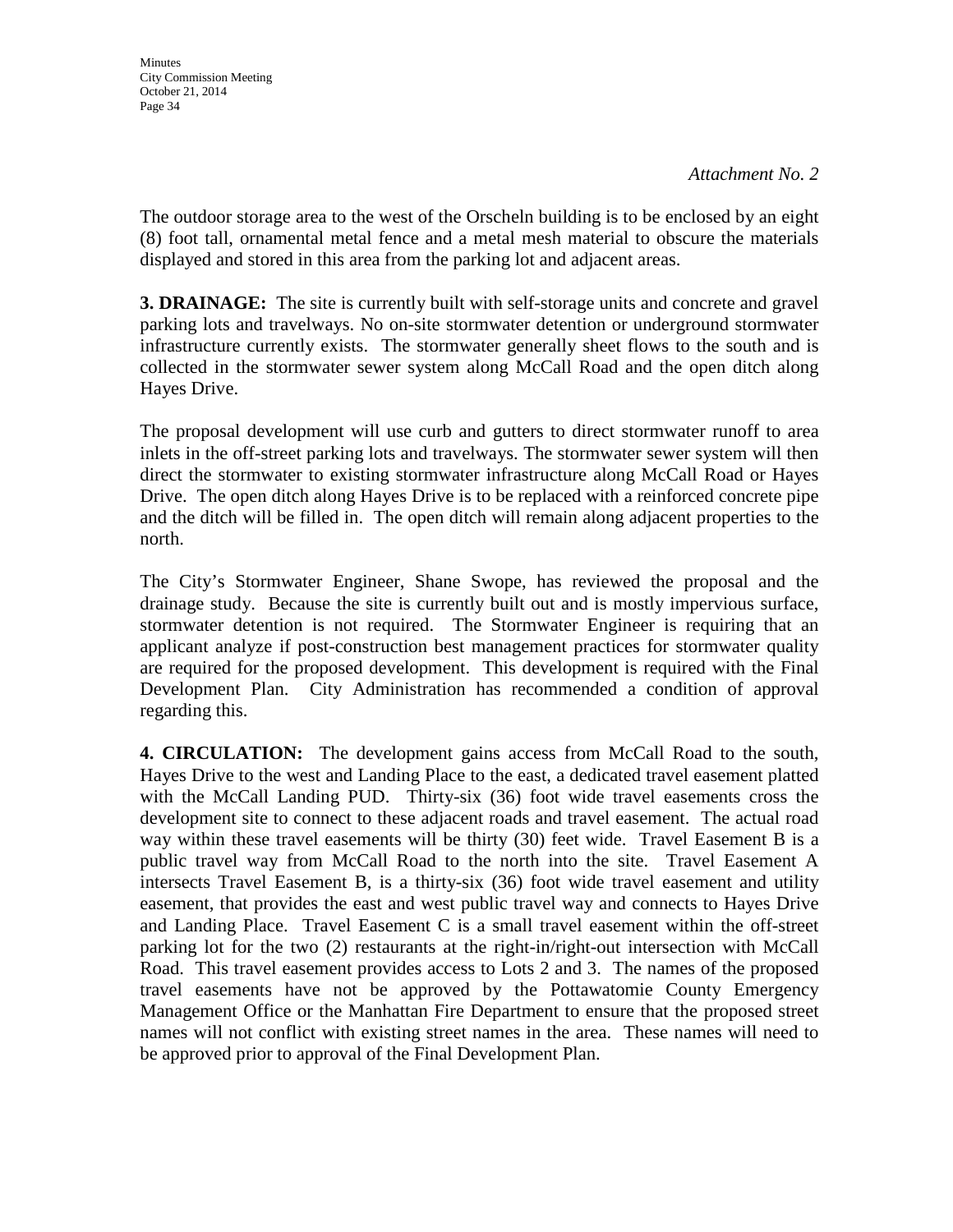*Attachment No. 2*

The outdoor storage area to the west of the Orscheln building is to be enclosed by an eight (8) foot tall, ornamental metal fence and a metal mesh material to obscure the materials displayed and stored in this area from the parking lot and adjacent areas.

**3. DRAINAGE:** The site is currently built with self-storage units and concrete and gravel parking lots and travelways. No on-site stormwater detention or underground stormwater infrastructure currently exists. The stormwater generally sheet flows to the south and is collected in the stormwater sewer system along McCall Road and the open ditch along Hayes Drive.

The proposal development will use curb and gutters to direct stormwater runoff to area inlets in the off-street parking lots and travelways. The stormwater sewer system will then direct the stormwater to existing stormwater infrastructure along McCall Road or Hayes Drive. The open ditch along Hayes Drive is to be replaced with a reinforced concrete pipe and the ditch will be filled in. The open ditch will remain along adjacent properties to the north.

The City's Stormwater Engineer, Shane Swope, has reviewed the proposal and the drainage study. Because the site is currently built out and is mostly impervious surface, stormwater detention is not required. The Stormwater Engineer is requiring that an applicant analyze if post-construction best management practices for stormwater quality are required for the proposed development. This development is required with the Final Development Plan. City Administration has recommended a condition of approval regarding this.

**4. CIRCULATION:** The development gains access from McCall Road to the south, Hayes Drive to the west and Landing Place to the east, a dedicated travel easement platted with the McCall Landing PUD. Thirty-six (36) foot wide travel easements cross the development site to connect to these adjacent roads and travel easement. The actual road way within these travel easements will be thirty (30) feet wide. Travel Easement B is a public travel way from McCall Road to the north into the site. Travel Easement A intersects Travel Easement B, is a thirty-six (36) foot wide travel easement and utility easement, that provides the east and west public travel way and connects to Hayes Drive and Landing Place. Travel Easement C is a small travel easement within the off-street parking lot for the two (2) restaurants at the right-in/right-out intersection with McCall Road. This travel easement provides access to Lots 2 and 3. The names of the proposed travel easements have not be approved by the Pottawatomie County Emergency Management Office or the Manhattan Fire Department to ensure that the proposed street names will not conflict with existing street names in the area. These names will need to be approved prior to approval of the Final Development Plan.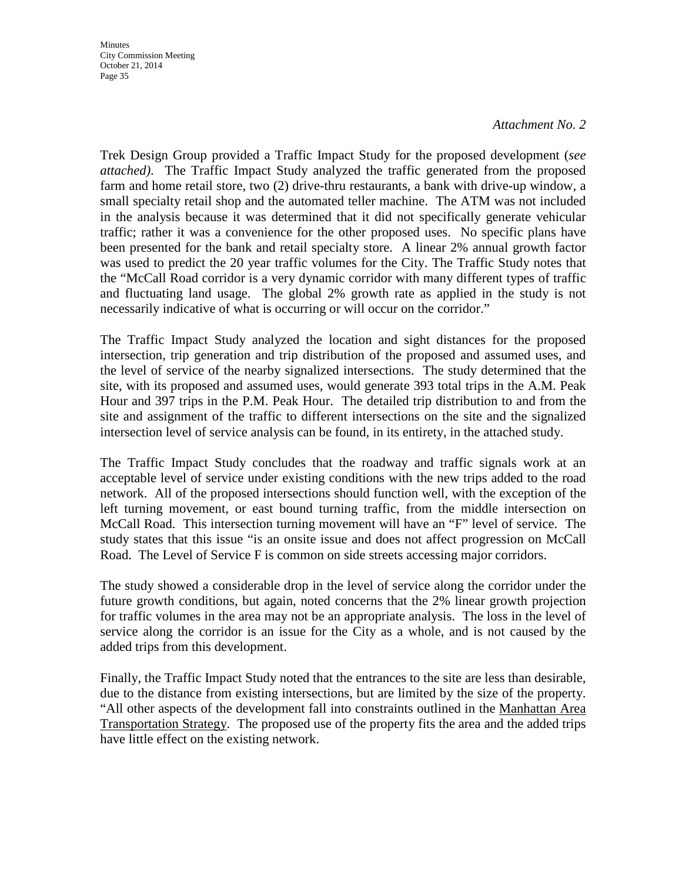*Attachment No. 2*

Trek Design Group provided a Traffic Impact Study for the proposed development (*see attached)*. The Traffic Impact Study analyzed the traffic generated from the proposed farm and home retail store, two (2) drive-thru restaurants, a bank with drive-up window, a small specialty retail shop and the automated teller machine. The ATM was not included in the analysis because it was determined that it did not specifically generate vehicular traffic; rather it was a convenience for the other proposed uses. No specific plans have been presented for the bank and retail specialty store. A linear 2% annual growth factor was used to predict the 20 year traffic volumes for the City. The Traffic Study notes that the "McCall Road corridor is a very dynamic corridor with many different types of traffic and fluctuating land usage. The global 2% growth rate as applied in the study is not necessarily indicative of what is occurring or will occur on the corridor."

The Traffic Impact Study analyzed the location and sight distances for the proposed intersection, trip generation and trip distribution of the proposed and assumed uses, and the level of service of the nearby signalized intersections. The study determined that the site, with its proposed and assumed uses, would generate 393 total trips in the A.M. Peak Hour and 397 trips in the P.M. Peak Hour. The detailed trip distribution to and from the site and assignment of the traffic to different intersections on the site and the signalized intersection level of service analysis can be found, in its entirety, in the attached study.

The Traffic Impact Study concludes that the roadway and traffic signals work at an acceptable level of service under existing conditions with the new trips added to the road network. All of the proposed intersections should function well, with the exception of the left turning movement, or east bound turning traffic, from the middle intersection on McCall Road. This intersection turning movement will have an "F" level of service. The study states that this issue "is an onsite issue and does not affect progression on McCall Road. The Level of Service F is common on side streets accessing major corridors.

The study showed a considerable drop in the level of service along the corridor under the future growth conditions, but again, noted concerns that the 2% linear growth projection for traffic volumes in the area may not be an appropriate analysis. The loss in the level of service along the corridor is an issue for the City as a whole, and is not caused by the added trips from this development.

Finally, the Traffic Impact Study noted that the entrances to the site are less than desirable, due to the distance from existing intersections, but are limited by the size of the property. "All other aspects of the development fall into constraints outlined in the Manhattan Area Transportation Strategy. The proposed use of the property fits the area and the added trips have little effect on the existing network.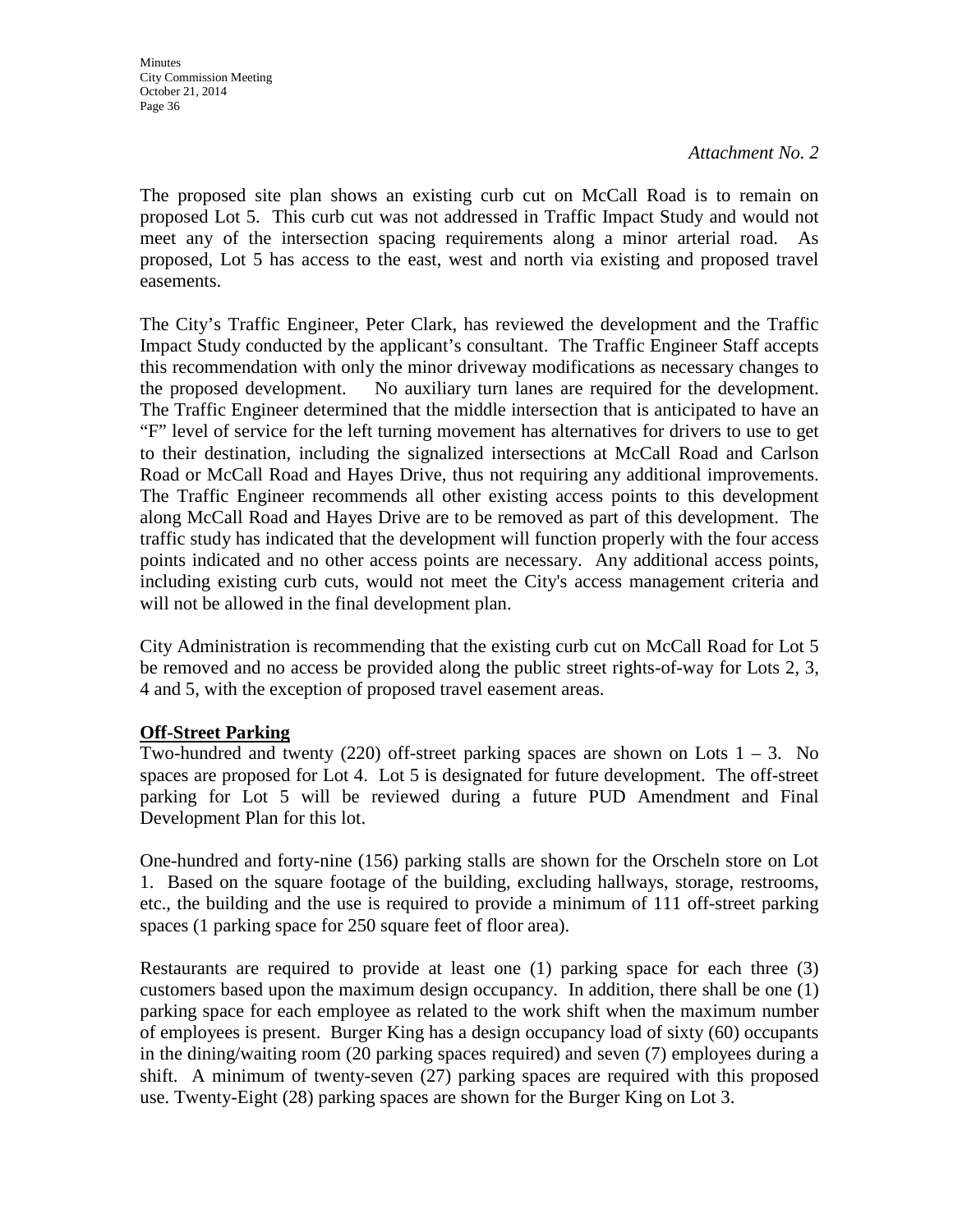*Attachment No. 2*

The proposed site plan shows an existing curb cut on McCall Road is to remain on proposed Lot 5. This curb cut was not addressed in Traffic Impact Study and would not meet any of the intersection spacing requirements along a minor arterial road. As proposed, Lot 5 has access to the east, west and north via existing and proposed travel easements.

The City's Traffic Engineer, Peter Clark, has reviewed the development and the Traffic Impact Study conducted by the applicant's consultant. The Traffic Engineer Staff accepts this recommendation with only the minor driveway modifications as necessary changes to the proposed development. No auxiliary turn lanes are required for the development. The Traffic Engineer determined that the middle intersection that is anticipated to have an "F" level of service for the left turning movement has alternatives for drivers to use to get to their destination, including the signalized intersections at McCall Road and Carlson Road or McCall Road and Hayes Drive, thus not requiring any additional improvements. The Traffic Engineer recommends all other existing access points to this development along McCall Road and Hayes Drive are to be removed as part of this development. The traffic study has indicated that the development will function properly with the four access points indicated and no other access points are necessary. Any additional access points, including existing curb cuts, would not meet the City's access management criteria and will not be allowed in the final development plan.

City Administration is recommending that the existing curb cut on McCall Road for Lot 5 be removed and no access be provided along the public street rights-of-way for Lots 2, 3, 4 and 5, with the exception of proposed travel easement areas.

**Off-Street Parking**

Two-hundred and twenty (220) off-street parking spaces are shown on Lots 1 – 3. No spaces are proposed for Lot 4. Lot 5 is designated for future development. The off-street parking for Lot 5 will be reviewed during a future PUD Amendment and Final Development Plan for this lot.

One-hundred and forty-nine (156) parking stalls are shown for the Orscheln store on Lot 1. Based on the square footage of the building, excluding hallways, storage, restrooms, etc., the building and the use is required to provide a minimum of 111 off-street parking spaces (1 parking space for 250 square feet of floor area).

Restaurants are required to provide at least one (1) parking space for each three (3) customers based upon the maximum design occupancy. In addition, there shall be one (1) parking space for each employee as related to the work shift when the maximum number of employees is present. Burger King has a design occupancy load of sixty (60) occupants in the dining/waiting room (20 parking spaces required) and seven (7) employees during a shift. A minimum of twenty-seven (27) parking spaces are required with this proposed use. Twenty-Eight (28) parking spaces are shown for the Burger King on Lot 3.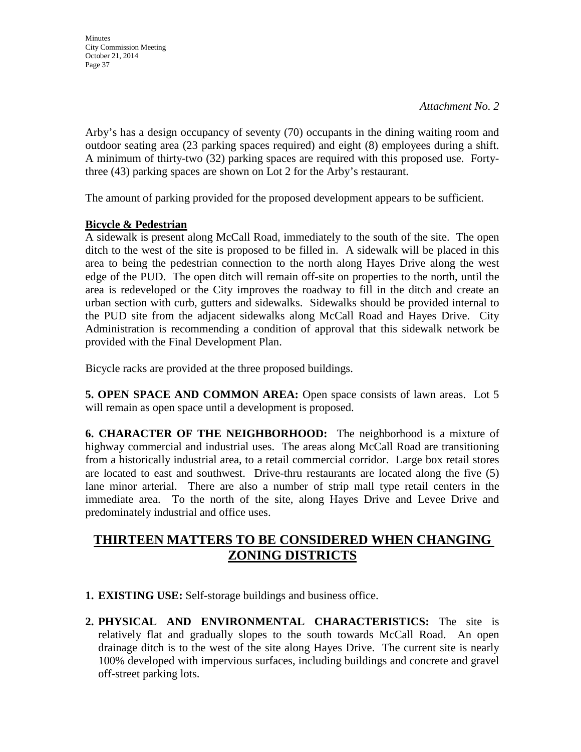*Attachment No. 2*

Arby's has a design occupancy of seventy (70) occupants in the dining waiting room and outdoor seating area (23 parking spaces required) and eight (8) employees during a shift. A minimum of thirty-two (32) parking spaces are required with this proposed use. Forty-three (43) parking spaces are shown on Lot 2 for the Arby's restaurant.

The amount of parking provided for the proposed development appears to be sufficient.

**Bicycle & Pedestrian**

A sidewalk is present along McCall Road, immediately to the south of the site. The open ditch to the west of the site is proposed to be filled in. A sidewalk will be placed in this area to being the pedestrian connection to the north along Hayes Drive along the west edge of the PUD. The open ditch will remain off-site on properties to the north, until the area is redeveloped or the City improves the roadway to fill in the ditch and create an urban section with curb, gutters and sidewalks. Sidewalks should be provided internal to the PUD site from the adjacent sidewalks along McCall Road and Hayes Drive. City Administration is recommending a condition of approval that this sidewalk network be provided with the Final Development Plan.

Bicycle racks are provided at the three proposed buildings.

**5. OPEN SPACE AND COMMON AREA:** Open space consists of lawn areas. Lot 5 will remain as open space until a development is proposed.

**6. CHARACTER OF THE NEIGHBORHOOD:** The neighborhood is a mixture of highway commercial and industrial uses. The areas along McCall Road are transitioning from a historically industrial area, to a retail commercial corridor. Large box retail stores are located to east and southwest. Drive-thru restaurants are located along the five (5) lane minor arterial. There are also a number of strip mall type retail centers in the immediate area. To the north of the site, along Hayes Drive and Levee Drive and predominately industrial and office uses.

## THIRTEEN MATTERS TO BE CONSIDERED WHEN CHANGING ZONING DISTRICTS

1. **EXISTING USE:** Self-storage buildings and business office.

2. **PHYSICAL AND ENVIRONMENTAL CHARACTERISTICS:** The site is relatively flat and gradually slopes to the south towards McCall Road. An open drainage ditch is to the west of the site along Hayes Drive. The current site is nearly 100% developed with impervious surfaces, including buildings and concrete and gravel off-street parking lots.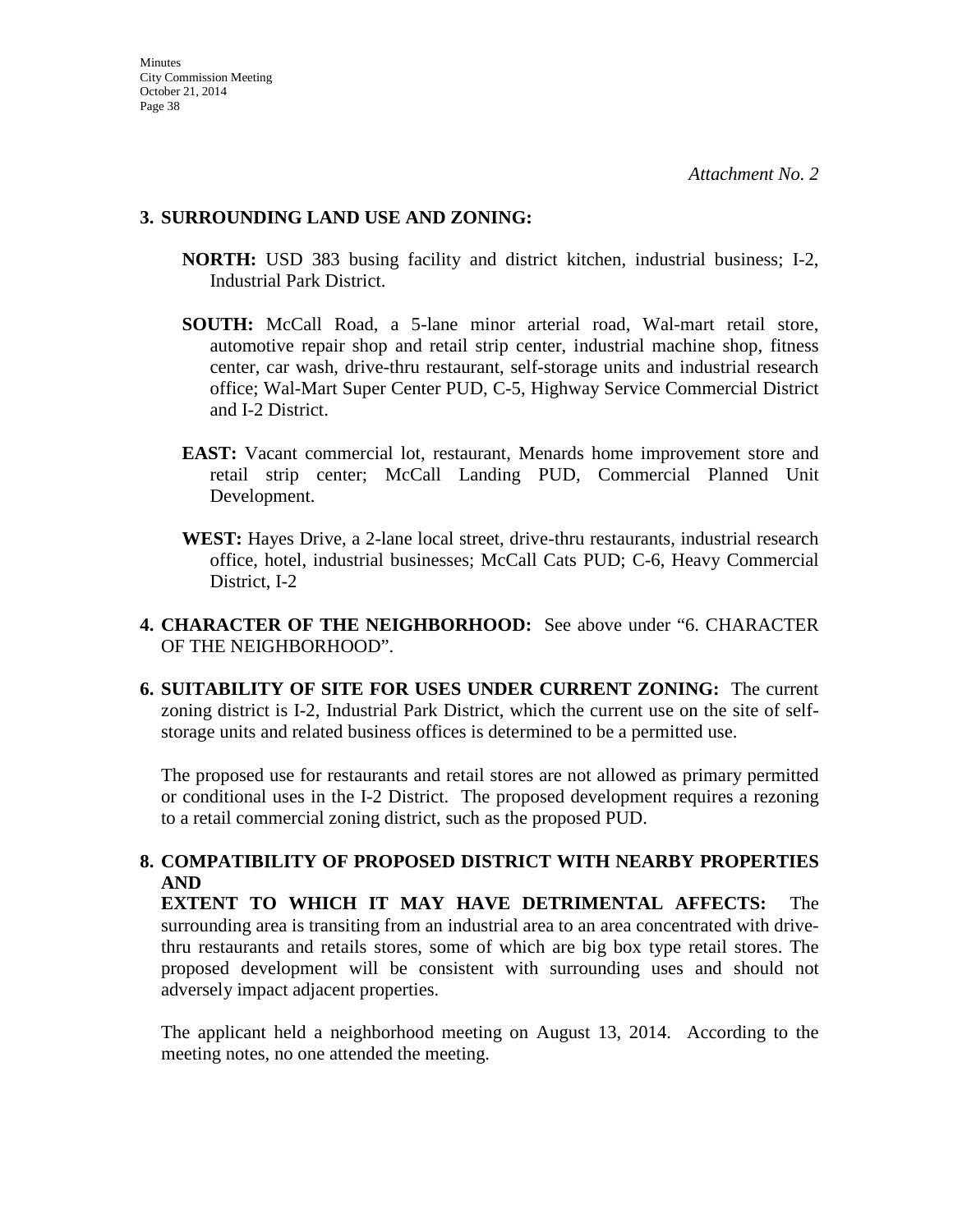*Attachment No. 2*

**3. SURROUNDING LAND USE AND ZONING:**

**NORTH:** USD 383 busing facility and district kitchen, industrial business; I-2, Industrial Park District.

**SOUTH:** McCall Road, a 5-lane minor arterial road, Wal-mart retail store, automotive repair shop and retail strip center, industrial machine shop, fitness center, car wash, drive-thru restaurant, self-storage units and industrial research office; Wal-Mart Super Center PUD, C-5, Highway Service Commercial District and I-2 District.

**EAST:** Vacant commercial lot, restaurant, Menards home improvement store and retail strip center; McCall Landing PUD, Commercial Planned Unit Development.

**WEST:** Hayes Drive, a 2-lane local street, drive-thru restaurants, industrial research office, hotel, industrial businesses; McCall Cats PUD; C-6, Heavy Commercial District, I-2

**4. CHARACTER OF THE NEIGHBORHOOD:** See above under "6. CHARACTER OF THE NEIGHBORHOOD".

**6. SUITABILITY OF SITE FOR USES UNDER CURRENT ZONING:** The current zoning district is I-2, Industrial Park District, which the current use on the site of self-storage units and related business offices is determined to be a permitted use.

The proposed use for restaurants and retail stores are not allowed as primary permitted or conditional uses in the I-2 District. The proposed development requires a rezoning to a retail commercial zoning district, such as the proposed PUD.

**8. COMPATIBILITY OF PROPOSED DISTRICT WITH NEARBY PROPERTIES AND EXTENT TO WHICH IT MAY HAVE DETRIMENTAL AFFECTS:** The surrounding area is transiting from an industrial area to an area concentrated with drive-thru restaurants and retails stores, some of which are big box type retail stores. The proposed development will be consistent with surrounding uses and should not adversely impact adjacent properties.

The applicant held a neighborhood meeting on August 13, 2014. According to the meeting notes, no one attended the meeting.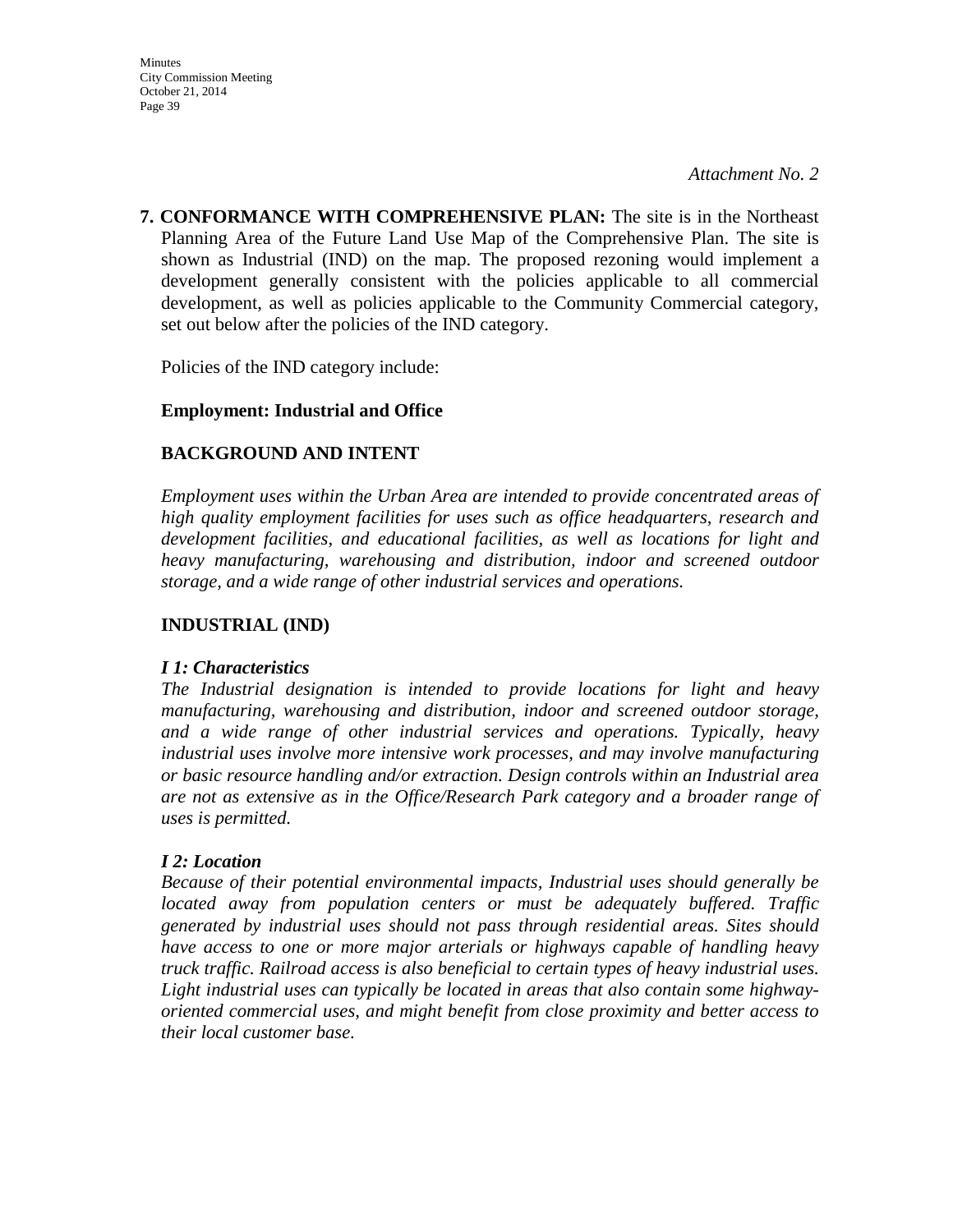*Attachment No. 2*

**7. CONFORMANCE WITH COMPREHENSIVE PLAN:** The site is in the Northeast Planning Area of the Future Land Use Map of the Comprehensive Plan. The site is shown as Industrial (IND) on the map. The proposed rezoning would implement a development generally consistent with the policies applicable to all commercial development, as well as policies applicable to the Community Commercial category, set out below after the policies of the IND category.

Policies of the IND category include:

**Employment: Industrial and Office**

**BACKGROUND AND INTENT**

*Employment uses within the Urban Area are intended to provide concentrated areas of high quality employment facilities for uses such as office headquarters, research and development facilities, and educational facilities, as well as locations for light and heavy manufacturing, warehousing and distribution, indoor and screened outdoor storage, and a wide range of other industrial services and operations.*

**INDUSTRIAL (IND)**

***I 1: Characteristics***

*The Industrial designation is intended to provide locations for light and heavy manufacturing, warehousing and distribution, indoor and screened outdoor storage, and a wide range of other industrial services and operations. Typically, heavy industrial uses involve more intensive work processes, and may involve manufacturing or basic resource handling and/or extraction. Design controls within an Industrial area are not as extensive as in the Office/Research Park category and a broader range of uses is permitted.*

***I 2: Location***

*Because of their potential environmental impacts, Industrial uses should generally be located away from population centers or must be adequately buffered. Traffic generated by industrial uses should not pass through residential areas. Sites should have access to one or more major arterials or highways capable of handling heavy truck traffic. Railroad access is also beneficial to certain types of heavy industrial uses. Light industrial uses can typically be located in areas that also contain some highway-oriented commercial uses, and might benefit from close proximity and better access to their local customer base.*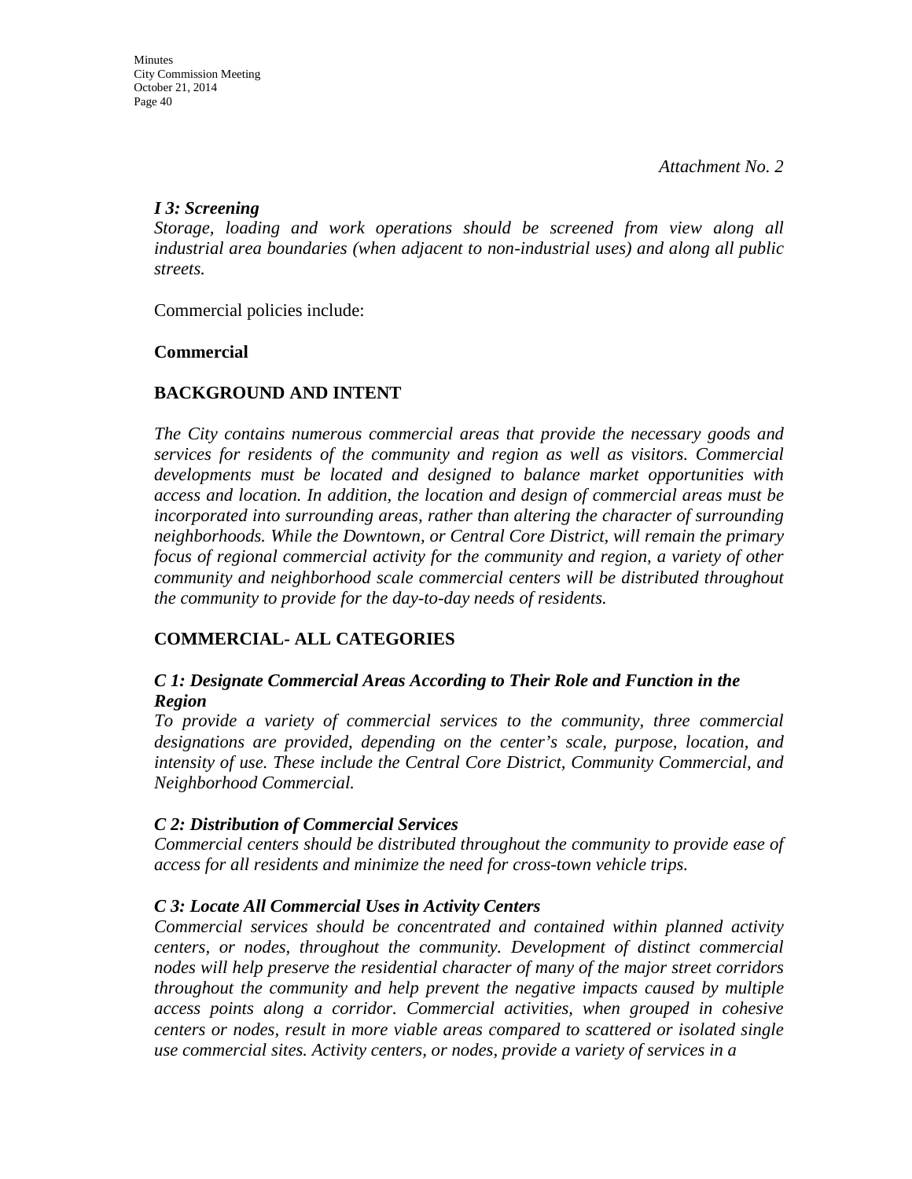*Attachment No. 2*

***I 3: Screening***
*Storage, loading and work operations should be screened from view along all industrial area boundaries (when adjacent to non-industrial uses) and along all public streets.*

Commercial policies include:

**Commercial**

**BACKGROUND AND INTENT**

*The City contains numerous commercial areas that provide the necessary goods and services for residents of the community and region as well as visitors. Commercial developments must be located and designed to balance market opportunities with access and location. In addition, the location and design of commercial areas must be incorporated into surrounding areas, rather than altering the character of surrounding neighborhoods. While the Downtown, or Central Core District, will remain the primary focus of regional commercial activity for the community and region, a variety of other community and neighborhood scale commercial centers will be distributed throughout the community to provide for the day-to-day needs of residents.*

**COMMERCIAL- ALL CATEGORIES**

***C 1: Designate Commercial Areas According to Their Role and Function in the Region***
*To provide a variety of commercial services to the community, three commercial designations are provided, depending on the center's scale, purpose, location, and intensity of use. These include the Central Core District, Community Commercial, and Neighborhood Commercial.*

***C 2: Distribution of Commercial Services***
*Commercial centers should be distributed throughout the community to provide ease of access for all residents and minimize the need for cross-town vehicle trips.*

***C 3: Locate All Commercial Uses in Activity Centers***
*Commercial services should be concentrated and contained within planned activity centers, or nodes, throughout the community. Development of distinct commercial nodes will help preserve the residential character of many of the major street corridors throughout the community and help prevent the negative impacts caused by multiple access points along a corridor. Commercial activities, when grouped in cohesive centers or nodes, result in more viable areas compared to scattered or isolated single use commercial sites. Activity centers, or nodes, provide a variety of services in a*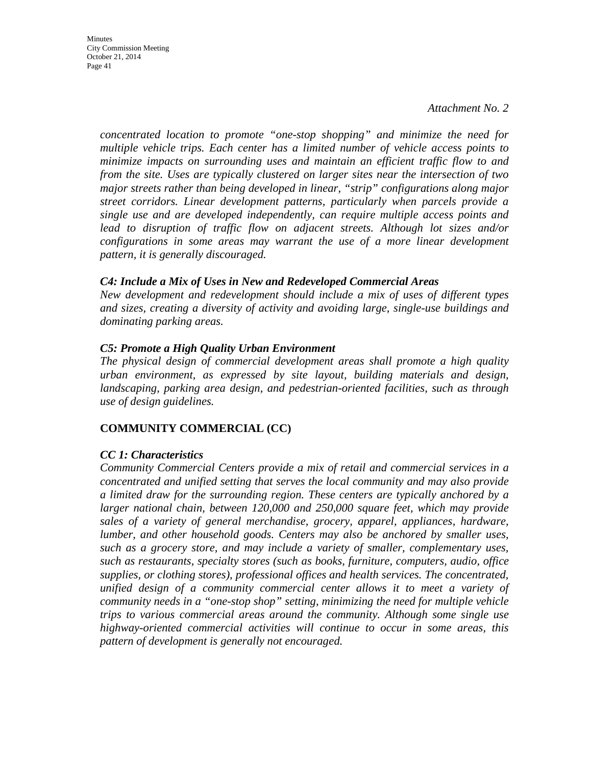*Attachment No. 2*

*concentrated location to promote "one-stop shopping" and minimize the need for multiple vehicle trips. Each center has a limited number of vehicle access points to minimize impacts on surrounding uses and maintain an efficient traffic flow to and from the site. Uses are typically clustered on larger sites near the intersection of two major streets rather than being developed in linear, "strip" configurations along major street corridors. Linear development patterns, particularly when parcels provide a single use and are developed independently, can require multiple access points and lead to disruption of traffic flow on adjacent streets. Although lot sizes and/or configurations in some areas may warrant the use of a more linear development pattern, it is generally discouraged.*

***C4: Include a Mix of Uses in New and Redeveloped Commercial Areas***
*New development and redevelopment should include a mix of uses of different types and sizes, creating a diversity of activity and avoiding large, single-use buildings and dominating parking areas.*

***C5: Promote a High Quality Urban Environment***
*The physical design of commercial development areas shall promote a high quality urban environment, as expressed by site layout, building materials and design, landscaping, parking area design, and pedestrian-oriented facilities, such as through use of design guidelines.*

**COMMUNITY COMMERCIAL (CC)**

***CC 1: Characteristics***
*Community Commercial Centers provide a mix of retail and commercial services in a concentrated and unified setting that serves the local community and may also provide a limited draw for the surrounding region. These centers are typically anchored by a larger national chain, between 120,000 and 250,000 square feet, which may provide sales of a variety of general merchandise, grocery, apparel, appliances, hardware, lumber, and other household goods. Centers may also be anchored by smaller uses, such as a grocery store, and may include a variety of smaller, complementary uses, such as restaurants, specialty stores (such as books, furniture, computers, audio, office supplies, or clothing stores), professional offices and health services. The concentrated, unified design of a community commercial center allows it to meet a variety of community needs in a "one-stop shop" setting, minimizing the need for multiple vehicle trips to various commercial areas around the community. Although some single use highway-oriented commercial activities will continue to occur in some areas, this pattern of development is generally not encouraged.*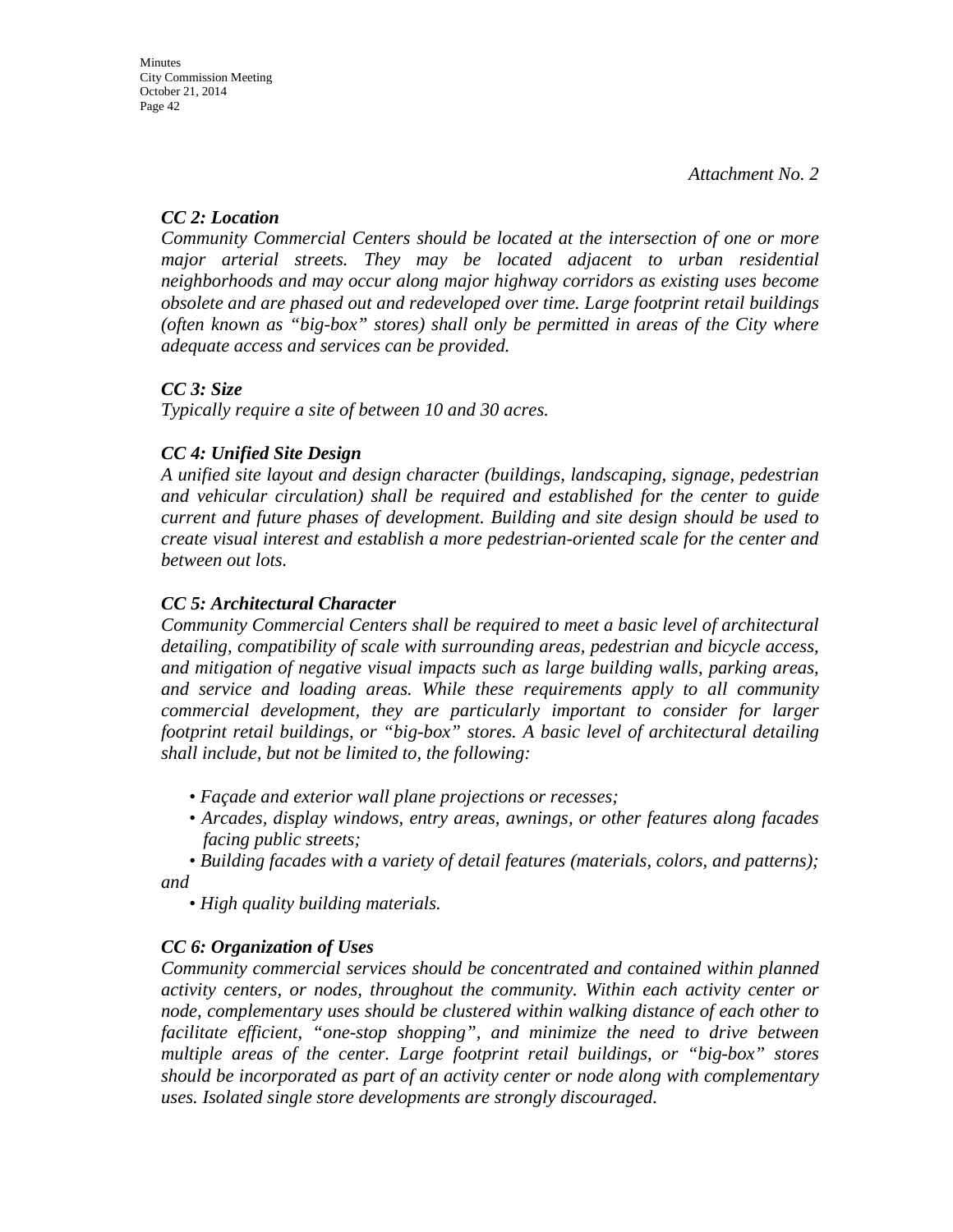*Attachment No. 2*

### *CC 2: Location*

*Community Commercial Centers should be located at the intersection of one or more major arterial streets. They may be located adjacent to urban residential neighborhoods and may occur along major highway corridors as existing uses become obsolete and are phased out and redeveloped over time. Large footprint retail buildings (often known as "big-box" stores) shall only be permitted in areas of the City where adequate access and services can be provided.*

### *CC 3: Size*

*Typically require a site of between 10 and 30 acres.*

### *CC 4: Unified Site Design*

*A unified site layout and design character (buildings, landscaping, signage, pedestrian and vehicular circulation) shall be required and established for the center to guide current and future phases of development. Building and site design should be used to create visual interest and establish a more pedestrian-oriented scale for the center and between out lots.*

### *CC 5: Architectural Character*

*Community Commercial Centers shall be required to meet a basic level of architectural detailing, compatibility of scale with surrounding areas, pedestrian and bicycle access, and mitigation of negative visual impacts such as large building walls, parking areas, and service and loading areas. While these requirements apply to all community commercial development, they are particularly important to consider for larger footprint retail buildings, or "big-box" stores. A basic level of architectural detailing shall include, but not be limited to, the following:*

- *Façade and exterior wall plane projections or recesses;*
- *Arcades, display windows, entry areas, awnings, or other features along facades facing public streets;*
- *Building facades with a variety of detail features (materials, colors, and patterns); and*
- *High quality building materials.*

### *CC 6: Organization of Uses*

*Community commercial services should be concentrated and contained within planned activity centers, or nodes, throughout the community. Within each activity center or node, complementary uses should be clustered within walking distance of each other to facilitate efficient, "one-stop shopping", and minimize the need to drive between multiple areas of the center. Large footprint retail buildings, or "big-box" stores should be incorporated as part of an activity center or node along with complementary uses. Isolated single store developments are strongly discouraged.*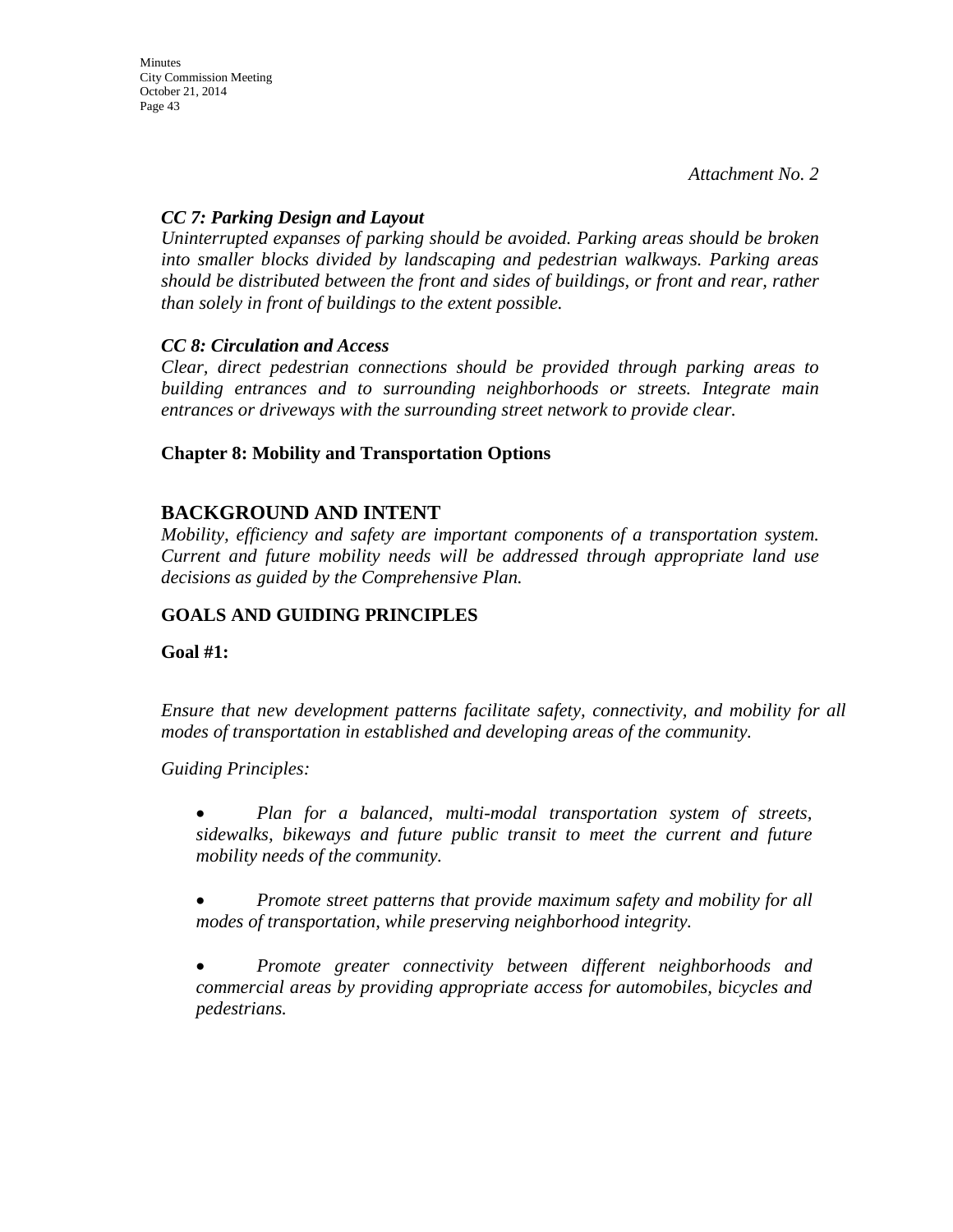*Attachment No. 2*

***CC 7: Parking Design and Layout***

*Uninterrupted expanses of parking should be avoided. Parking areas should be broken into smaller blocks divided by landscaping and pedestrian walkways. Parking areas should be distributed between the front and sides of buildings, or front and rear, rather than solely in front of buildings to the extent possible.*

***CC 8: Circulation and Access***

*Clear, direct pedestrian connections should be provided through parking areas to building entrances and to surrounding neighborhoods or streets. Integrate main entrances or driveways with the surrounding street network to provide clear.*

**Chapter 8: Mobility and Transportation Options**

## BACKGROUND AND INTENT

*Mobility, efficiency and safety are important components of a transportation system. Current and future mobility needs will be addressed through appropriate land use decisions as guided by the Comprehensive Plan.*

**GOALS AND GUIDING PRINCIPLES**

**Goal #1:**

*Ensure that new development patterns facilitate safety, connectivity, and mobility for all modes of transportation in established and developing areas of the community.*

*Guiding Principles:*

- *Plan for a balanced, multi-modal transportation system of streets, sidewalks, bikeways and future public transit to meet the current and future mobility needs of the community.*
- *Promote street patterns that provide maximum safety and mobility for all modes of transportation, while preserving neighborhood integrity.*
- *Promote greater connectivity between different neighborhoods and commercial areas by providing appropriate access for automobiles, bicycles and pedestrians.*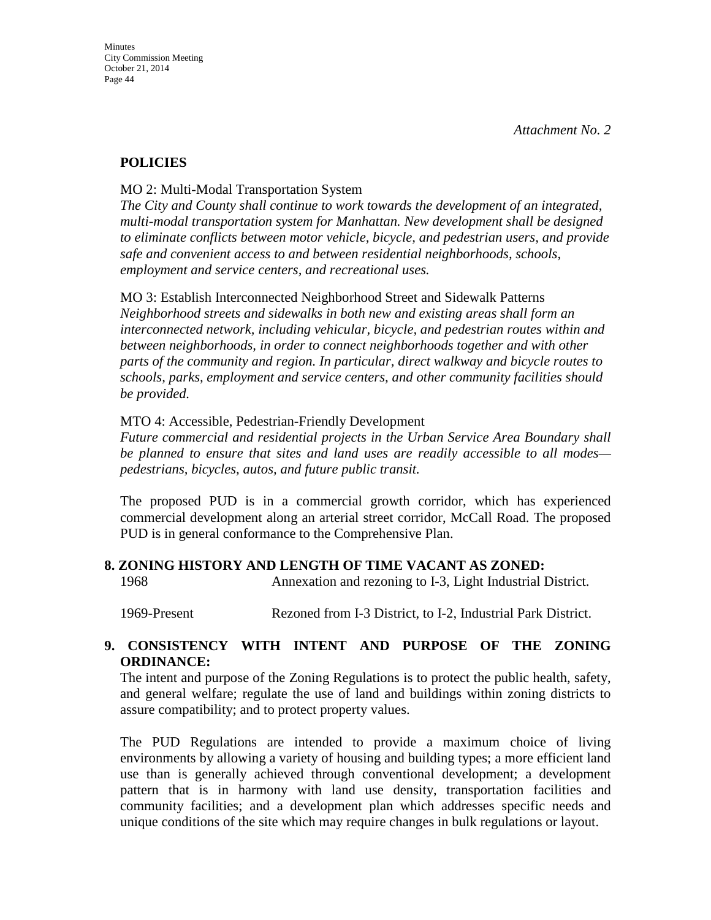*Attachment No. 2*

**POLICIES**

MO 2: Multi-Modal Transportation System
*The City and County shall continue to work towards the development of an integrated, multi-modal transportation system for Manhattan. New development shall be designed to eliminate conflicts between motor vehicle, bicycle, and pedestrian users, and provide safe and convenient access to and between residential neighborhoods, schools, employment and service centers, and recreational uses.*

MO 3: Establish Interconnected Neighborhood Street and Sidewalk Patterns
*Neighborhood streets and sidewalks in both new and existing areas shall form an interconnected network, including vehicular, bicycle, and pedestrian routes within and between neighborhoods, in order to connect neighborhoods together and with other parts of the community and region. In particular, direct walkway and bicycle routes to schools, parks, employment and service centers, and other community facilities should be provided.*

MTO 4: Accessible, Pedestrian-Friendly Development
*Future commercial and residential projects in the Urban Service Area Boundary shall be planned to ensure that sites and land uses are readily accessible to all modes—pedestrians, bicycles, autos, and future public transit.*

The proposed PUD is in a commercial growth corridor, which has experienced commercial development along an arterial street corridor, McCall Road. The proposed PUD is in general conformance to the Comprehensive Plan.

**8. ZONING HISTORY AND LENGTH OF TIME VACANT AS ZONED:**

| | |
|---|---|
| 1968 | Annexation and rezoning to I-3, Light Industrial District. |
| 1969-Present | Rezoned from I-3 District, to I-2, Industrial Park District. |

**9. CONSISTENCY WITH INTENT AND PURPOSE OF THE ZONING ORDINANCE:**

The intent and purpose of the Zoning Regulations is to protect the public health, safety, and general welfare; regulate the use of land and buildings within zoning districts to assure compatibility; and to protect property values.

The PUD Regulations are intended to provide a maximum choice of living environments by allowing a variety of housing and building types; a more efficient land use than is generally achieved through conventional development; a development pattern that is in harmony with land use density, transportation facilities and community facilities; and a development plan which addresses specific needs and unique conditions of the site which may require changes in bulk regulations or layout.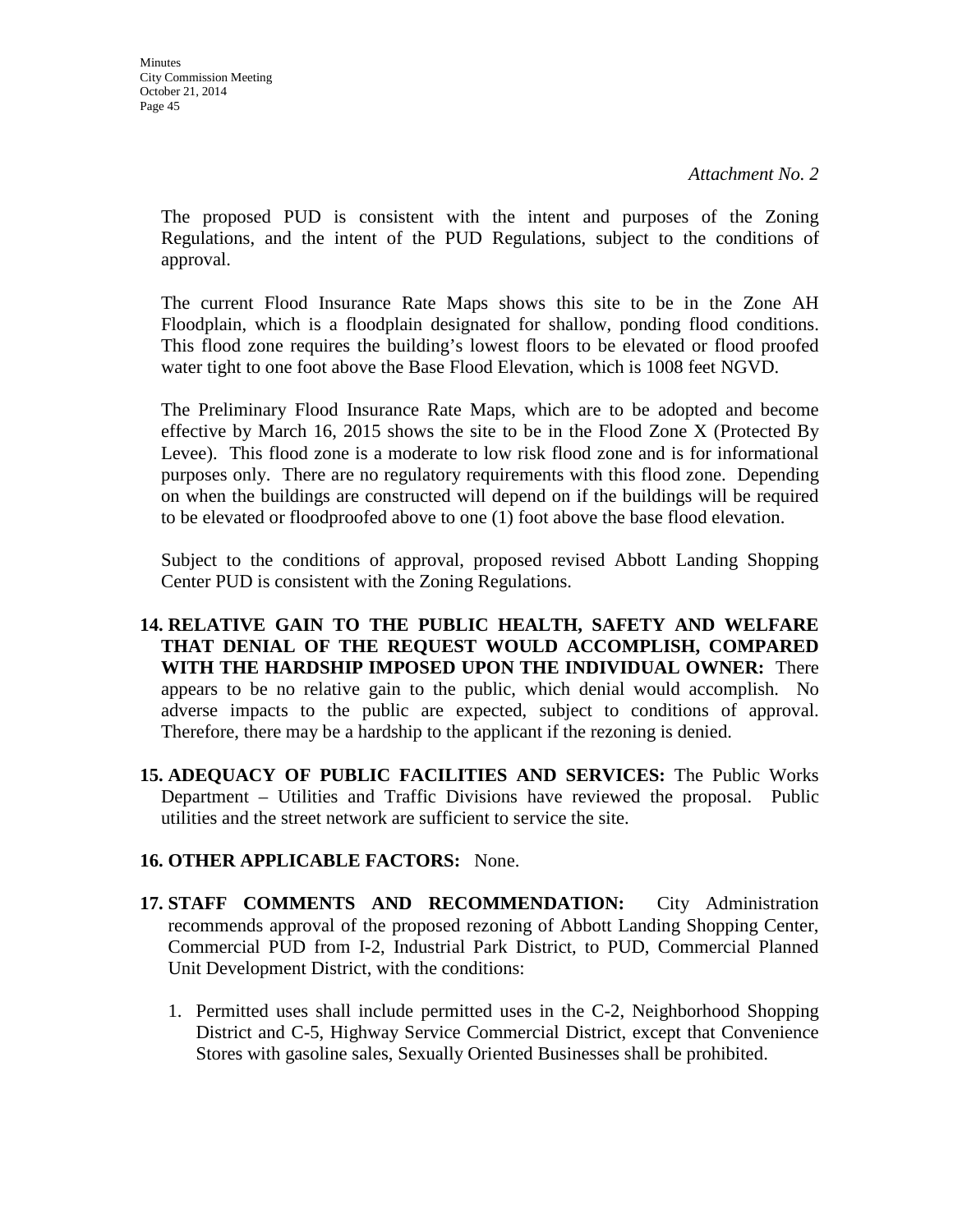*Attachment No. 2*

The proposed PUD is consistent with the intent and purposes of the Zoning Regulations, and the intent of the PUD Regulations, subject to the conditions of approval.

The current Flood Insurance Rate Maps shows this site to be in the Zone AH Floodplain, which is a floodplain designated for shallow, ponding flood conditions. This flood zone requires the building's lowest floors to be elevated or flood proofed water tight to one foot above the Base Flood Elevation, which is 1008 feet NGVD.

The Preliminary Flood Insurance Rate Maps, which are to be adopted and become effective by March 16, 2015 shows the site to be in the Flood Zone X (Protected By Levee). This flood zone is a moderate to low risk flood zone and is for informational purposes only. There are no regulatory requirements with this flood zone. Depending on when the buildings are constructed will depend on if the buildings will be required to be elevated or floodproofed above to one (1) foot above the base flood elevation.

Subject to the conditions of approval, proposed revised Abbott Landing Shopping Center PUD is consistent with the Zoning Regulations.

14. **RELATIVE GAIN TO THE PUBLIC HEALTH, SAFETY AND WELFARE THAT DENIAL OF THE REQUEST WOULD ACCOMPLISH, COMPARED WITH THE HARDSHIP IMPOSED UPON THE INDIVIDUAL OWNER:** There appears to be no relative gain to the public, which denial would accomplish. No adverse impacts to the public are expected, subject to conditions of approval. Therefore, there may be a hardship to the applicant if the rezoning is denied.

15. **ADEQUACY OF PUBLIC FACILITIES AND SERVICES:** The Public Works Department – Utilities and Traffic Divisions have reviewed the proposal. Public utilities and the street network are sufficient to service the site.

16. **OTHER APPLICABLE FACTORS:** None.

17. **STAFF COMMENTS AND RECOMMENDATION:** City Administration recommends approval of the proposed rezoning of Abbott Landing Shopping Center, Commercial PUD from I-2, Industrial Park District, to PUD, Commercial Planned Unit Development District, with the conditions:

    1. Permitted uses shall include permitted uses in the C-2, Neighborhood Shopping District and C-5, Highway Service Commercial District, except that Convenience Stores with gasoline sales, Sexually Oriented Businesses shall be prohibited.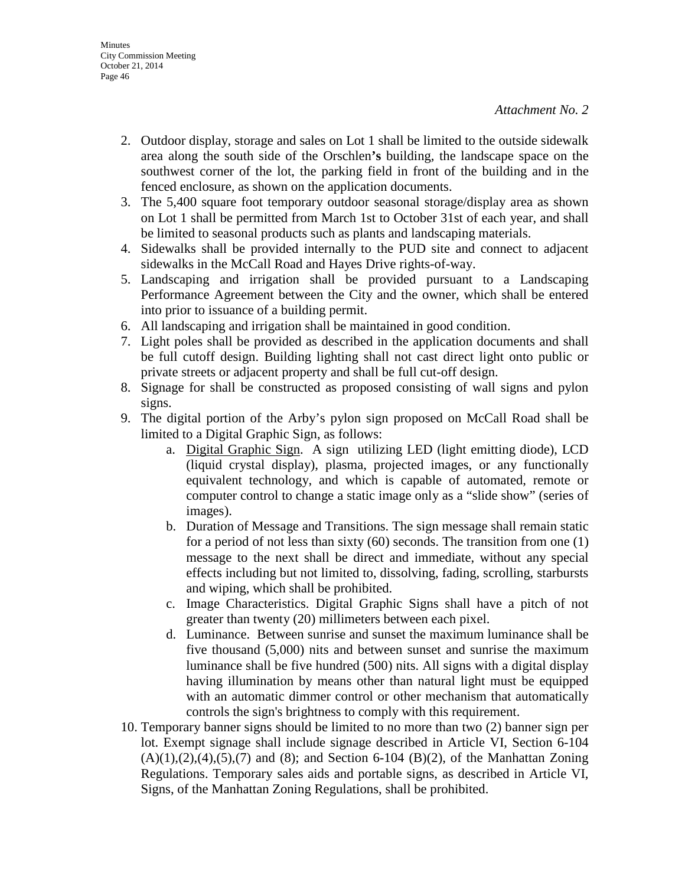*Attachment No. 2*

2. Outdoor display, storage and sales on Lot 1 shall be limited to the outside sidewalk area along the south side of the Orschlen**'s** building, the landscape space on the southwest corner of the lot, the parking field in front of the building and in the fenced enclosure, as shown on the application documents.
3. The 5,400 square foot temporary outdoor seasonal storage/display area as shown on Lot 1 shall be permitted from March 1st to October 31st of each year, and shall be limited to seasonal products such as plants and landscaping materials.
4. Sidewalks shall be provided internally to the PUD site and connect to adjacent sidewalks in the McCall Road and Hayes Drive rights-of-way.
5. Landscaping and irrigation shall be provided pursuant to a Landscaping Performance Agreement between the City and the owner, which shall be entered into prior to issuance of a building permit.
6. All landscaping and irrigation shall be maintained in good condition.
7. Light poles shall be provided as described in the application documents and shall be full cutoff design. Building lighting shall not cast direct light onto public or private streets or adjacent property and shall be full cut-off design.
8. Signage for shall be constructed as proposed consisting of wall signs and pylon signs.
9. The digital portion of the Arby's pylon sign proposed on McCall Road shall be limited to a Digital Graphic Sign, as follows:
   a. Digital Graphic Sign. A sign utilizing LED (light emitting diode), LCD (liquid crystal display), plasma, projected images, or any functionally equivalent technology, and which is capable of automated, remote or computer control to change a static image only as a "slide show" (series of images).
   b. Duration of Message and Transitions. The sign message shall remain static for a period of not less than sixty (60) seconds. The transition from one (1) message to the next shall be direct and immediate, without any special effects including but not limited to, dissolving, fading, scrolling, starbursts and wiping, which shall be prohibited.
   c. Image Characteristics. Digital Graphic Signs shall have a pitch of not greater than twenty (20) millimeters between each pixel.
   d. Luminance. Between sunrise and sunset the maximum luminance shall be five thousand (5,000) nits and between sunset and sunrise the maximum luminance shall be five hundred (500) nits. All signs with a digital display having illumination by means other than natural light must be equipped with an automatic dimmer control or other mechanism that automatically controls the sign's brightness to comply with this requirement.
10. Temporary banner signs should be limited to no more than two (2) banner sign per lot. Exempt signage shall include signage described in Article VI, Section 6-104 (A)(1),(2),(4),(5),(7) and (8); and Section 6-104 (B)(2), of the Manhattan Zoning Regulations. Temporary sales aids and portable signs, as described in Article VI, Signs, of the Manhattan Zoning Regulations, shall be prohibited.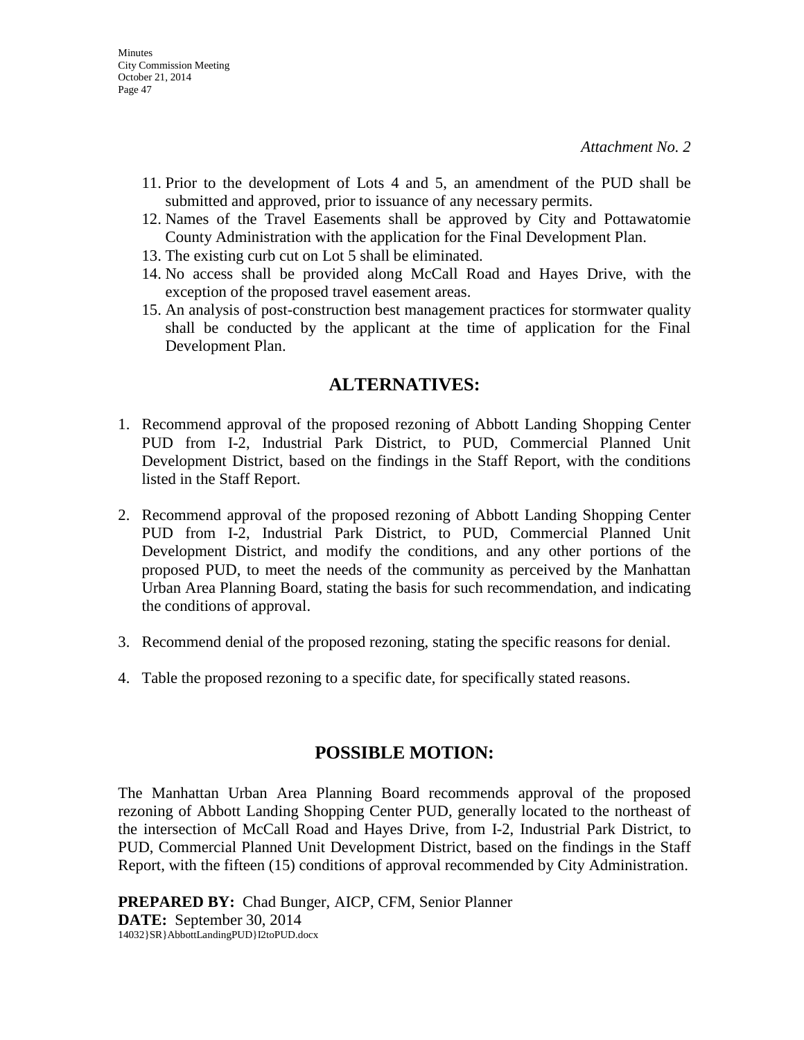*Attachment No. 2*

11. Prior to the development of Lots 4 and 5, an amendment of the PUD shall be submitted and approved, prior to issuance of any necessary permits.
12. Names of the Travel Easements shall be approved by City and Pottawatomie County Administration with the application for the Final Development Plan.
13. The existing curb cut on Lot 5 shall be eliminated.
14. No access shall be provided along McCall Road and Hayes Drive, with the exception of the proposed travel easement areas.
15. An analysis of post-construction best management practices for stormwater quality shall be conducted by the applicant at the time of application for the Final Development Plan.

## ALTERNATIVES:

1. Recommend approval of the proposed rezoning of Abbott Landing Shopping Center PUD from I-2, Industrial Park District, to PUD, Commercial Planned Unit Development District, based on the findings in the Staff Report, with the conditions listed in the Staff Report.

2. Recommend approval of the proposed rezoning of Abbott Landing Shopping Center PUD from I-2, Industrial Park District, to PUD, Commercial Planned Unit Development District, and modify the conditions, and any other portions of the proposed PUD, to meet the needs of the community as perceived by the Manhattan Urban Area Planning Board, stating the basis for such recommendation, and indicating the conditions of approval.

3. Recommend denial of the proposed rezoning, stating the specific reasons for denial.

4. Table the proposed rezoning to a specific date, for specifically stated reasons.

## POSSIBLE MOTION:

The Manhattan Urban Area Planning Board recommends approval of the proposed rezoning of Abbott Landing Shopping Center PUD, generally located to the northeast of the intersection of McCall Road and Hayes Drive, from I-2, Industrial Park District, to PUD, Commercial Planned Unit Development District, based on the findings in the Staff Report, with the fifteen (15) conditions of approval recommended by City Administration.

**PREPARED BY:** Chad Bunger, AICP, CFM, Senior Planner
**DATE:** September 30, 2014
14032}SR}AbbottLandingPUD}I2toPUD.docx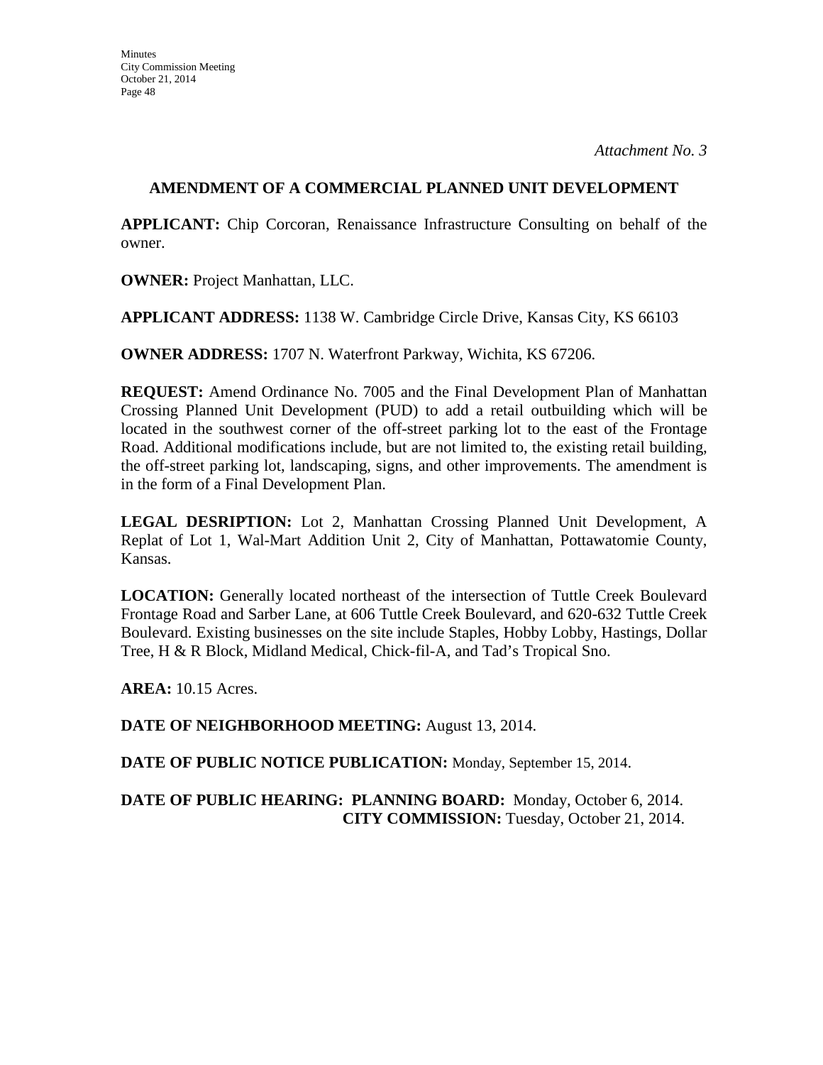*Attachment No. 3*

## AMENDMENT OF A COMMERCIAL PLANNED UNIT DEVELOPMENT

**APPLICANT:** Chip Corcoran, Renaissance Infrastructure Consulting on behalf of the owner.

**OWNER:** Project Manhattan, LLC.

**APPLICANT ADDRESS:** 1138 W. Cambridge Circle Drive, Kansas City, KS 66103

**OWNER ADDRESS:** 1707 N. Waterfront Parkway, Wichita, KS 67206.

**REQUEST:** Amend Ordinance No. 7005 and the Final Development Plan of Manhattan Crossing Planned Unit Development (PUD) to add a retail outbuilding which will be located in the southwest corner of the off-street parking lot to the east of the Frontage Road. Additional modifications include, but are not limited to, the existing retail building, the off-street parking lot, landscaping, signs, and other improvements. The amendment is in the form of a Final Development Plan.

**LEGAL DESRIPTION:** Lot 2, Manhattan Crossing Planned Unit Development, A Replat of Lot 1, Wal-Mart Addition Unit 2, City of Manhattan, Pottawatomie County, Kansas.

**LOCATION:** Generally located northeast of the intersection of Tuttle Creek Boulevard Frontage Road and Sarber Lane, at 606 Tuttle Creek Boulevard, and 620-632 Tuttle Creek Boulevard. Existing businesses on the site include Staples, Hobby Lobby, Hastings, Dollar Tree, H & R Block, Midland Medical, Chick-fil-A, and Tad's Tropical Sno.

**AREA:** 10.15 Acres.

**DATE OF NEIGHBORHOOD MEETING:** August 13, 2014.

**DATE OF PUBLIC NOTICE PUBLICATION:** Monday, September 15, 2014.

**DATE OF PUBLIC HEARING: PLANNING BOARD:** Monday, October 6, 2014.
**CITY COMMISSION:** Tuesday, October 21, 2014.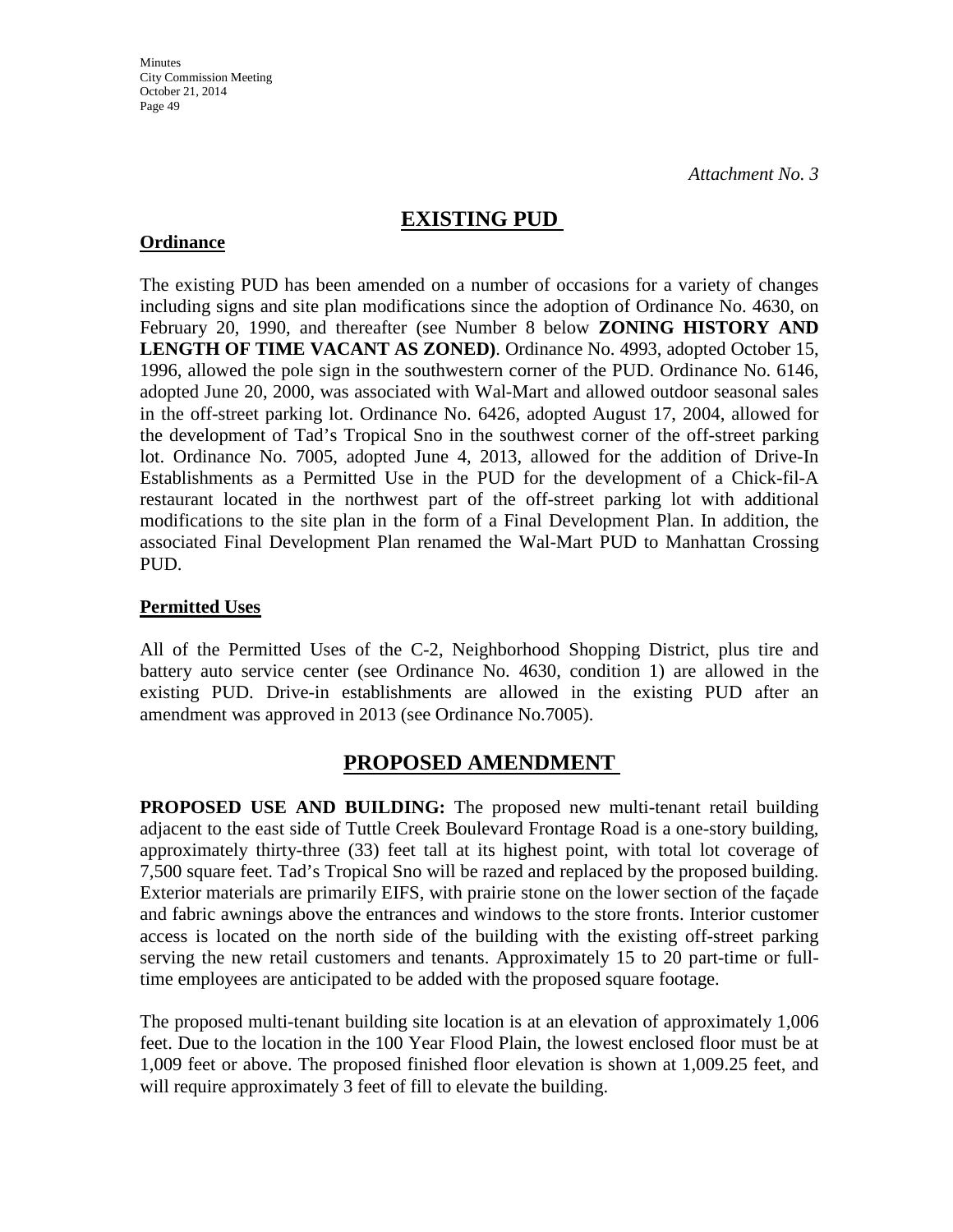*Attachment No. 3*

## EXISTING PUD

### Ordinance

The existing PUD has been amended on a number of occasions for a variety of changes including signs and site plan modifications since the adoption of Ordinance No. 4630, on February 20, 1990, and thereafter (see Number 8 below **ZONING HISTORY AND LENGTH OF TIME VACANT AS ZONED)**. Ordinance No. 4993, adopted October 15, 1996, allowed the pole sign in the southwestern corner of the PUD. Ordinance No. 6146, adopted June 20, 2000, was associated with Wal-Mart and allowed outdoor seasonal sales in the off-street parking lot. Ordinance No. 6426, adopted August 17, 2004, allowed for the development of Tad's Tropical Sno in the southwest corner of the off-street parking lot. Ordinance No. 7005, adopted June 4, 2013, allowed for the addition of Drive-In Establishments as a Permitted Use in the PUD for the development of a Chick-fil-A restaurant located in the northwest part of the off-street parking lot with additional modifications to the site plan in the form of a Final Development Plan. In addition, the associated Final Development Plan renamed the Wal-Mart PUD to Manhattan Crossing PUD.

### Permitted Uses

All of the Permitted Uses of the C-2, Neighborhood Shopping District, plus tire and battery auto service center (see Ordinance No. 4630, condition 1) are allowed in the existing PUD. Drive-in establishments are allowed in the existing PUD after an amendment was approved in 2013 (see Ordinance No.7005).

## PROPOSED AMENDMENT

**PROPOSED USE AND BUILDING:** The proposed new multi-tenant retail building adjacent to the east side of Tuttle Creek Boulevard Frontage Road is a one-story building, approximately thirty-three (33) feet tall at its highest point, with total lot coverage of 7,500 square feet. Tad's Tropical Sno will be razed and replaced by the proposed building. Exterior materials are primarily EIFS, with prairie stone on the lower section of the façade and fabric awnings above the entrances and windows to the store fronts. Interior customer access is located on the north side of the building with the existing off-street parking serving the new retail customers and tenants. Approximately 15 to 20 part-time or full-time employees are anticipated to be added with the proposed square footage.

The proposed multi-tenant building site location is at an elevation of approximately 1,006 feet. Due to the location in the 100 Year Flood Plain, the lowest enclosed floor must be at 1,009 feet or above. The proposed finished floor elevation is shown at 1,009.25 feet, and will require approximately 3 feet of fill to elevate the building.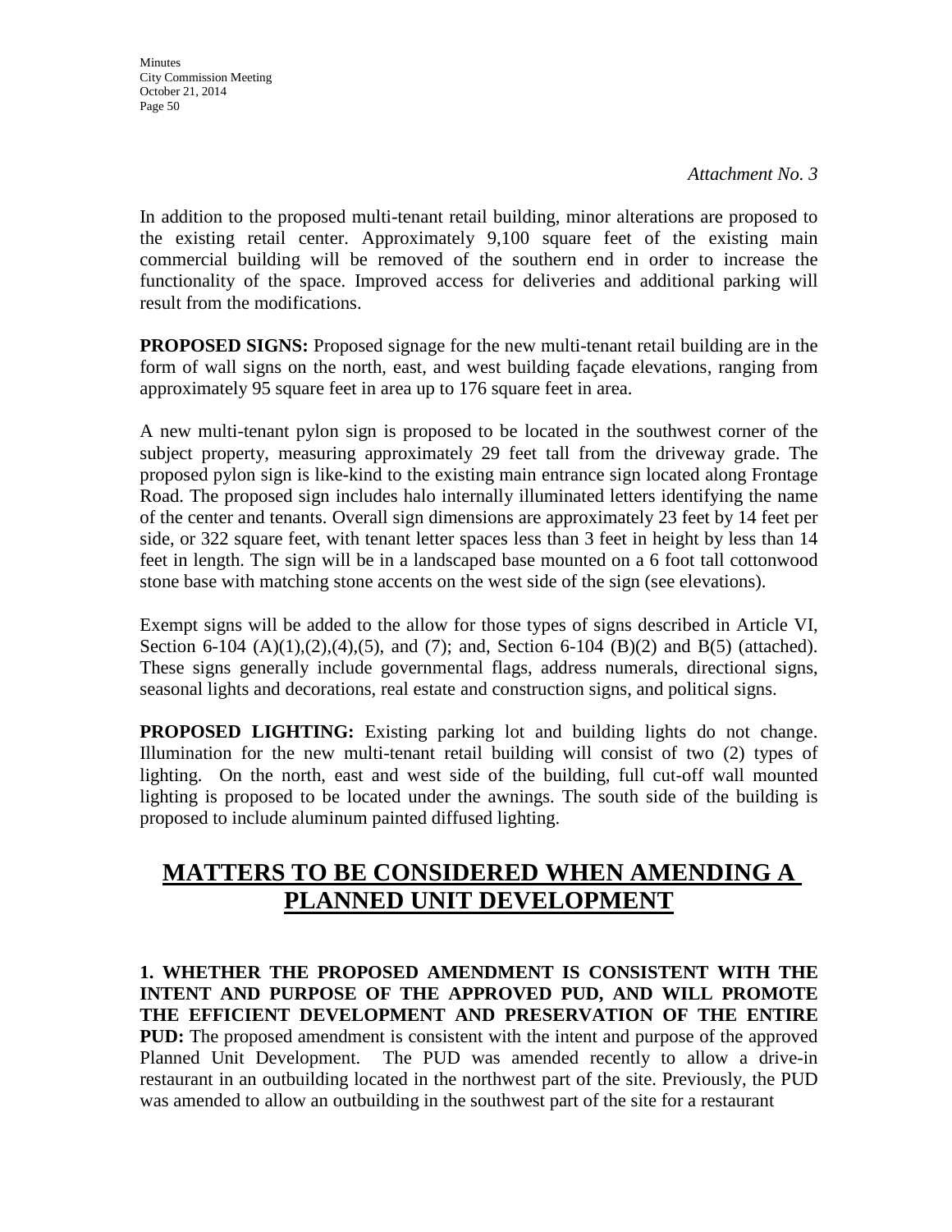*Attachment No. 3*

In addition to the proposed multi-tenant retail building, minor alterations are proposed to the existing retail center. Approximately 9,100 square feet of the existing main commercial building will be removed of the southern end in order to increase the functionality of the space. Improved access for deliveries and additional parking will result from the modifications.

**PROPOSED SIGNS:** Proposed signage for the new multi-tenant retail building are in the form of wall signs on the north, east, and west building façade elevations, ranging from approximately 95 square feet in area up to 176 square feet in area.

A new multi-tenant pylon sign is proposed to be located in the southwest corner of the subject property, measuring approximately 29 feet tall from the driveway grade. The proposed pylon sign is like-kind to the existing main entrance sign located along Frontage Road. The proposed sign includes halo internally illuminated letters identifying the name of the center and tenants. Overall sign dimensions are approximately 23 feet by 14 feet per side, or 322 square feet, with tenant letter spaces less than 3 feet in height by less than 14 feet in length. The sign will be in a landscaped base mounted on a 6 foot tall cottonwood stone base with matching stone accents on the west side of the sign (see elevations).

Exempt signs will be added to the allow for those types of signs described in Article VI, Section 6-104 (A)(1),(2),(4),(5), and (7); and, Section 6-104 (B)(2) and B(5) (attached). These signs generally include governmental flags, address numerals, directional signs, seasonal lights and decorations, real estate and construction signs, and political signs.

**PROPOSED LIGHTING:** Existing parking lot and building lights do not change. Illumination for the new multi-tenant retail building will consist of two (2) types of lighting. On the north, east and west side of the building, full cut-off wall mounted lighting is proposed to be located under the awnings. The south side of the building is proposed to include aluminum painted diffused lighting.

# MATTERS TO BE CONSIDERED WHEN AMENDING A PLANNED UNIT DEVELOPMENT

**1. WHETHER THE PROPOSED AMENDMENT IS CONSISTENT WITH THE INTENT AND PURPOSE OF THE APPROVED PUD, AND WILL PROMOTE THE EFFICIENT DEVELOPMENT AND PRESERVATION OF THE ENTIRE PUD:** The proposed amendment is consistent with the intent and purpose of the approved Planned Unit Development. The PUD was amended recently to allow a drive-in restaurant in an outbuilding located in the northwest part of the site. Previously, the PUD was amended to allow an outbuilding in the southwest part of the site for a restaurant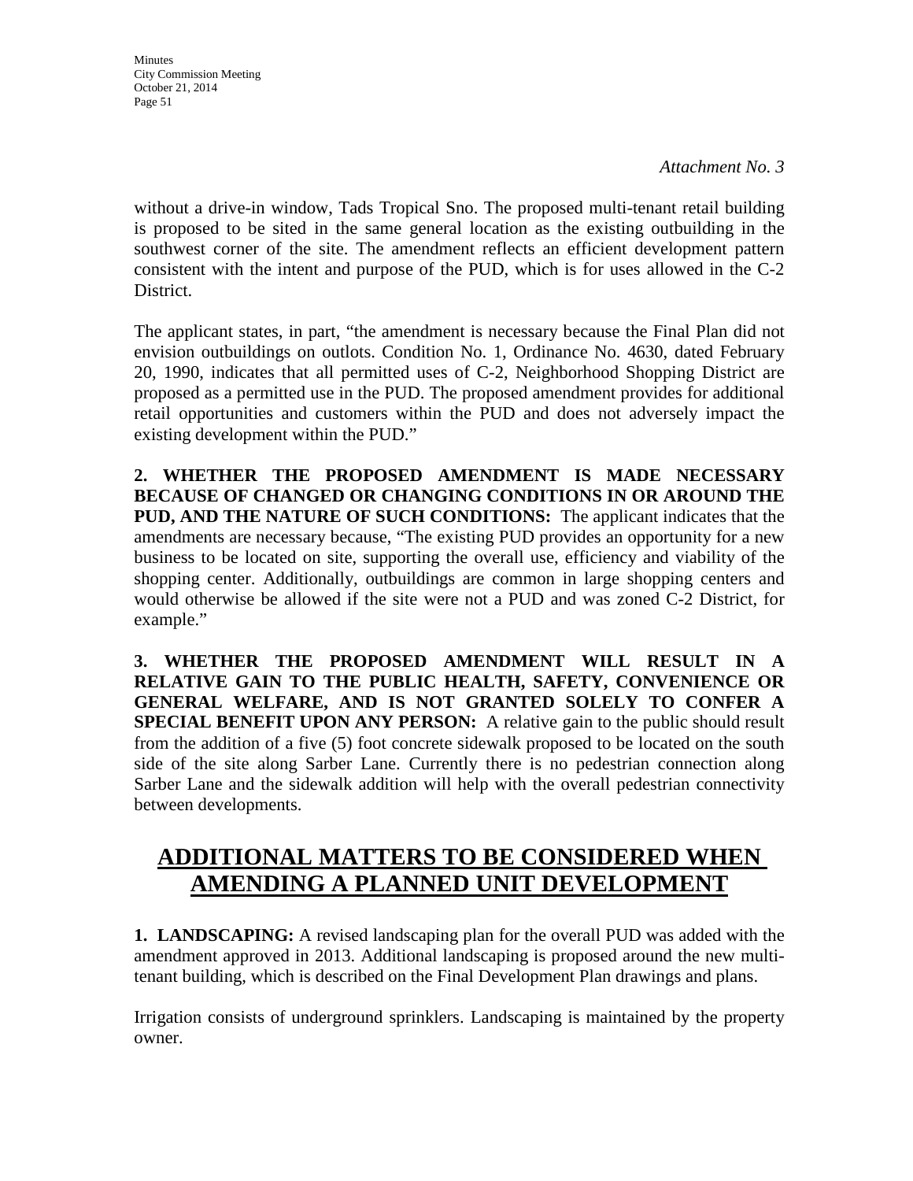*Attachment No. 3*

without a drive-in window, Tads Tropical Sno. The proposed multi-tenant retail building is proposed to be sited in the same general location as the existing outbuilding in the southwest corner of the site. The amendment reflects an efficient development pattern consistent with the intent and purpose of the PUD, which is for uses allowed in the C-2 District.

The applicant states, in part, "the amendment is necessary because the Final Plan did not envision outbuildings on outlots. Condition No. 1, Ordinance No. 4630, dated February 20, 1990, indicates that all permitted uses of C-2, Neighborhood Shopping District are proposed as a permitted use in the PUD. The proposed amendment provides for additional retail opportunities and customers within the PUD and does not adversely impact the existing development within the PUD."

**2. WHETHER THE PROPOSED AMENDMENT IS MADE NECESSARY BECAUSE OF CHANGED OR CHANGING CONDITIONS IN OR AROUND THE PUD, AND THE NATURE OF SUCH CONDITIONS:** The applicant indicates that the amendments are necessary because, "The existing PUD provides an opportunity for a new business to be located on site, supporting the overall use, efficiency and viability of the shopping center. Additionally, outbuildings are common in large shopping centers and would otherwise be allowed if the site were not a PUD and was zoned C-2 District, for example."

**3. WHETHER THE PROPOSED AMENDMENT WILL RESULT IN A RELATIVE GAIN TO THE PUBLIC HEALTH, SAFETY, CONVENIENCE OR GENERAL WELFARE, AND IS NOT GRANTED SOLELY TO CONFER A SPECIAL BENEFIT UPON ANY PERSON:** A relative gain to the public should result from the addition of a five (5) foot concrete sidewalk proposed to be located on the south side of the site along Sarber Lane. Currently there is no pedestrian connection along Sarber Lane and the sidewalk addition will help with the overall pedestrian connectivity between developments.

## ADDITIONAL MATTERS TO BE CONSIDERED WHEN AMENDING A PLANNED UNIT DEVELOPMENT

**1. LANDSCAPING:** A revised landscaping plan for the overall PUD was added with the amendment approved in 2013. Additional landscaping is proposed around the new multi-tenant building, which is described on the Final Development Plan drawings and plans.

Irrigation consists of underground sprinklers. Landscaping is maintained by the property owner.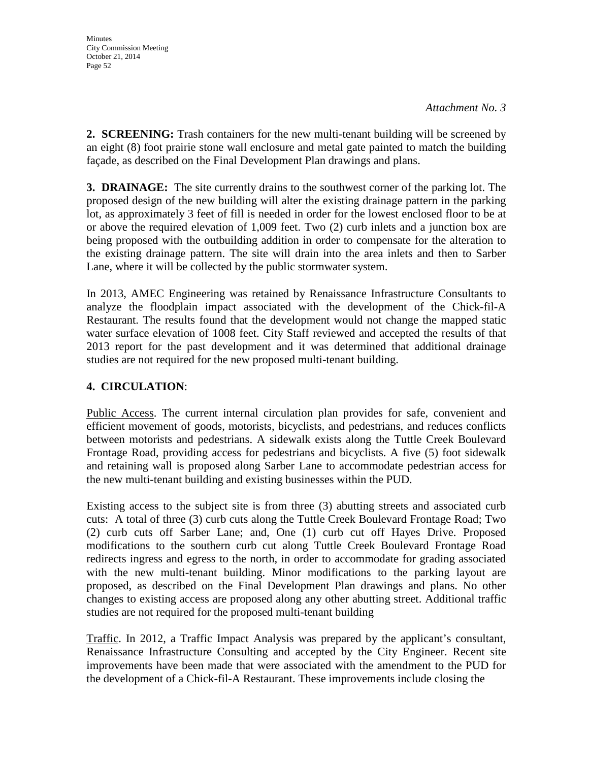*Attachment No. 3*

**2. SCREENING:** Trash containers for the new multi-tenant building will be screened by an eight (8) foot prairie stone wall enclosure and metal gate painted to match the building façade, as described on the Final Development Plan drawings and plans.

**3. DRAINAGE:** The site currently drains to the southwest corner of the parking lot. The proposed design of the new building will alter the existing drainage pattern in the parking lot, as approximately 3 feet of fill is needed in order for the lowest enclosed floor to be at or above the required elevation of 1,009 feet. Two (2) curb inlets and a junction box are being proposed with the outbuilding addition in order to compensate for the alteration to the existing drainage pattern. The site will drain into the area inlets and then to Sarber Lane, where it will be collected by the public stormwater system.

In 2013, AMEC Engineering was retained by Renaissance Infrastructure Consultants to analyze the floodplain impact associated with the development of the Chick-fil-A Restaurant. The results found that the development would not change the mapped static water surface elevation of 1008 feet. City Staff reviewed and accepted the results of that 2013 report for the past development and it was determined that additional drainage studies are not required for the new proposed multi-tenant building.

**4. CIRCULATION**:

Public Access. The current internal circulation plan provides for safe, convenient and efficient movement of goods, motorists, bicyclists, and pedestrians, and reduces conflicts between motorists and pedestrians. A sidewalk exists along the Tuttle Creek Boulevard Frontage Road, providing access for pedestrians and bicyclists. A five (5) foot sidewalk and retaining wall is proposed along Sarber Lane to accommodate pedestrian access for the new multi-tenant building and existing businesses within the PUD.

Existing access to the subject site is from three (3) abutting streets and associated curb cuts: A total of three (3) curb cuts along the Tuttle Creek Boulevard Frontage Road; Two (2) curb cuts off Sarber Lane; and, One (1) curb cut off Hayes Drive. Proposed modifications to the southern curb cut along Tuttle Creek Boulevard Frontage Road redirects ingress and egress to the north, in order to accommodate for grading associated with the new multi-tenant building. Minor modifications to the parking layout are proposed, as described on the Final Development Plan drawings and plans. No other changes to existing access are proposed along any other abutting street. Additional traffic studies are not required for the proposed multi-tenant building

Traffic. In 2012, a Traffic Impact Analysis was prepared by the applicant's consultant, Renaissance Infrastructure Consulting and accepted by the City Engineer. Recent site improvements have been made that were associated with the amendment to the PUD for the development of a Chick-fil-A Restaurant. These improvements include closing the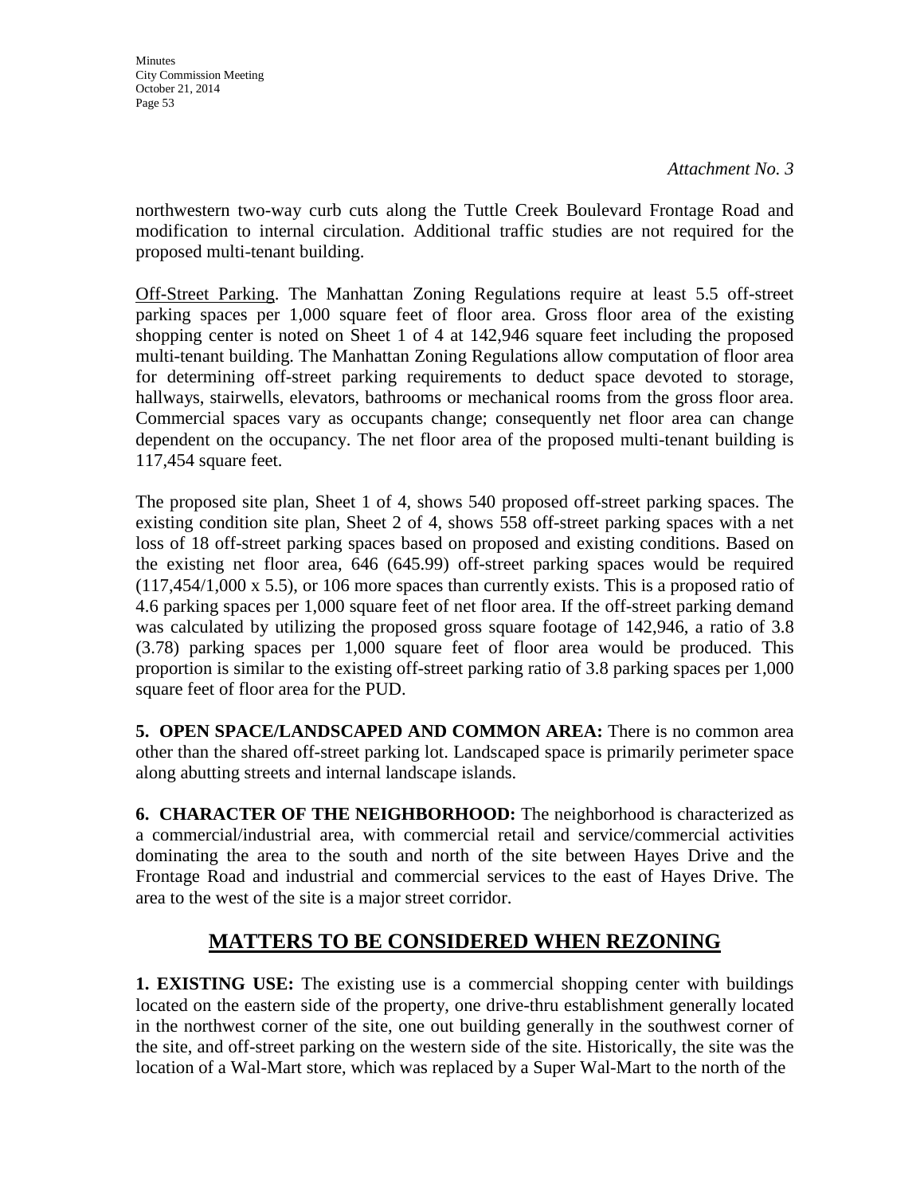*Attachment No. 3*

northwestern two-way curb cuts along the Tuttle Creek Boulevard Frontage Road and modification to internal circulation. Additional traffic studies are not required for the proposed multi-tenant building.

<u>Off-Street Parking</u>. The Manhattan Zoning Regulations require at least 5.5 off-street parking spaces per 1,000 square feet of floor area. Gross floor area of the existing shopping center is noted on Sheet 1 of 4 at 142,946 square feet including the proposed multi-tenant building. The Manhattan Zoning Regulations allow computation of floor area for determining off-street parking requirements to deduct space devoted to storage, hallways, stairwells, elevators, bathrooms or mechanical rooms from the gross floor area. Commercial spaces vary as occupants change; consequently net floor area can change dependent on the occupancy. The net floor area of the proposed multi-tenant building is 117,454 square feet.

The proposed site plan, Sheet 1 of 4, shows 540 proposed off-street parking spaces. The existing condition site plan, Sheet 2 of 4, shows 558 off-street parking spaces with a net loss of 18 off-street parking spaces based on proposed and existing conditions. Based on the existing net floor area, 646 (645.99) off-street parking spaces would be required (117,454/1,000 x 5.5), or 106 more spaces than currently exists. This is a proposed ratio of 4.6 parking spaces per 1,000 square feet of net floor area. If the off-street parking demand was calculated by utilizing the proposed gross square footage of 142,946, a ratio of 3.8 (3.78) parking spaces per 1,000 square feet of floor area would be produced. This proportion is similar to the existing off-street parking ratio of 3.8 parking spaces per 1,000 square feet of floor area for the PUD.

**5. OPEN SPACE/LANDSCAPED AND COMMON AREA:** There is no common area other than the shared off-street parking lot. Landscaped space is primarily perimeter space along abutting streets and internal landscape islands.

**6. CHARACTER OF THE NEIGHBORHOOD:** The neighborhood is characterized as a commercial/industrial area, with commercial retail and service/commercial activities dominating the area to the south and north of the site between Hayes Drive and the Frontage Road and industrial and commercial services to the east of Hayes Drive. The area to the west of the site is a major street corridor.

## <u>MATTERS TO BE CONSIDERED WHEN REZONING</u>

**1. EXISTING USE:** The existing use is a commercial shopping center with buildings located on the eastern side of the property, one drive-thru establishment generally located in the northwest corner of the site, one out building generally in the southwest corner of the site, and off-street parking on the western side of the site. Historically, the site was the location of a Wal-Mart store, which was replaced by a Super Wal-Mart to the north of the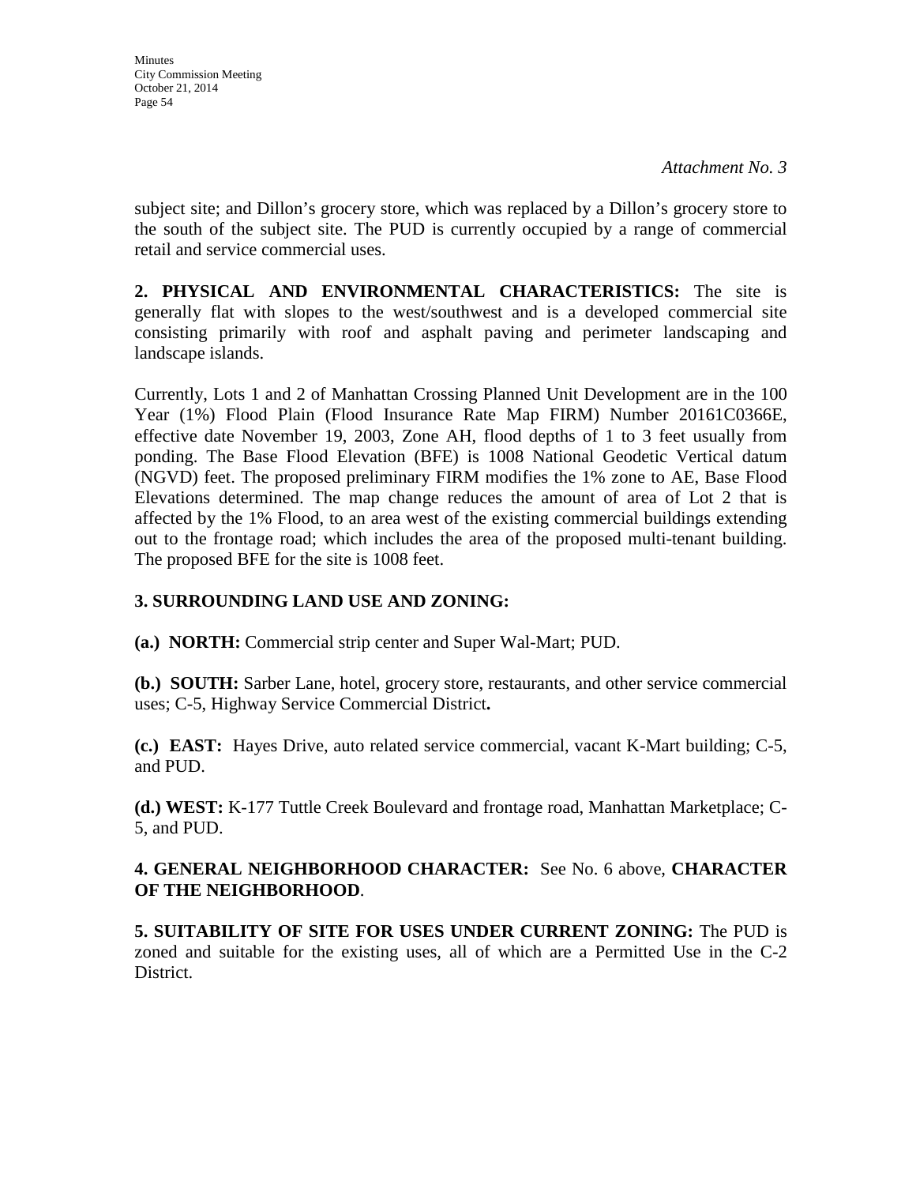*Attachment No. 3*

subject site; and Dillon's grocery store, which was replaced by a Dillon's grocery store to the south of the subject site. The PUD is currently occupied by a range of commercial retail and service commercial uses.

**2. PHYSICAL AND ENVIRONMENTAL CHARACTERISTICS:** The site is generally flat with slopes to the west/southwest and is a developed commercial site consisting primarily with roof and asphalt paving and perimeter landscaping and landscape islands.

Currently, Lots 1 and 2 of Manhattan Crossing Planned Unit Development are in the 100 Year (1%) Flood Plain (Flood Insurance Rate Map FIRM) Number 20161C0366E, effective date November 19, 2003, Zone AH, flood depths of 1 to 3 feet usually from ponding. The Base Flood Elevation (BFE) is 1008 National Geodetic Vertical datum (NGVD) feet. The proposed preliminary FIRM modifies the 1% zone to AE, Base Flood Elevations determined. The map change reduces the amount of area of Lot 2 that is affected by the 1% Flood, to an area west of the existing commercial buildings extending out to the frontage road; which includes the area of the proposed multi-tenant building. The proposed BFE for the site is 1008 feet.

**3. SURROUNDING LAND USE AND ZONING:**

**(a.) NORTH:** Commercial strip center and Super Wal-Mart; PUD.

**(b.) SOUTH:** Sarber Lane, hotel, grocery store, restaurants, and other service commercial uses; C-5, Highway Service Commercial District**.**

**(c.) EAST:** Hayes Drive, auto related service commercial, vacant K-Mart building; C-5, and PUD.

**(d.) WEST:** K-177 Tuttle Creek Boulevard and frontage road, Manhattan Marketplace; C-5, and PUD.

**4. GENERAL NEIGHBORHOOD CHARACTER:** See No. 6 above, **CHARACTER OF THE NEIGHBORHOOD**.

**5. SUITABILITY OF SITE FOR USES UNDER CURRENT ZONING:** The PUD is zoned and suitable for the existing uses, all of which are a Permitted Use in the C-2 District.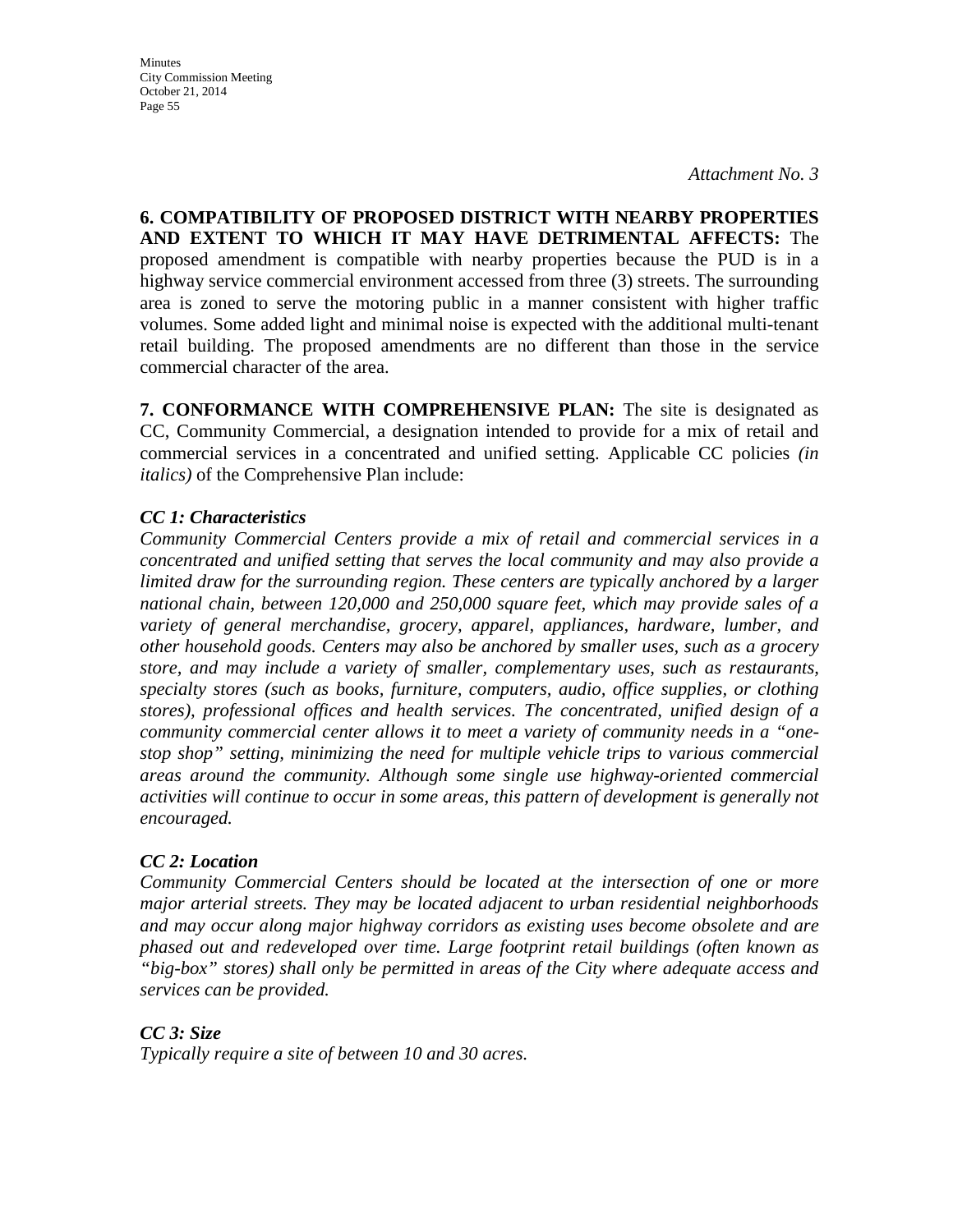*Attachment No. 3*

**6. COMPATIBILITY OF PROPOSED DISTRICT WITH NEARBY PROPERTIES AND EXTENT TO WHICH IT MAY HAVE DETRIMENTAL AFFECTS:** The proposed amendment is compatible with nearby properties because the PUD is in a highway service commercial environment accessed from three (3) streets. The surrounding area is zoned to serve the motoring public in a manner consistent with higher traffic volumes. Some added light and minimal noise is expected with the additional multi-tenant retail building. The proposed amendments are no different than those in the service commercial character of the area.

**7. CONFORMANCE WITH COMPREHENSIVE PLAN:** The site is designated as CC, Community Commercial, a designation intended to provide for a mix of retail and commercial services in a concentrated and unified setting. Applicable CC policies *(in italics)* of the Comprehensive Plan include:

***CC 1: Characteristics***

*Community Commercial Centers provide a mix of retail and commercial services in a concentrated and unified setting that serves the local community and may also provide a limited draw for the surrounding region. These centers are typically anchored by a larger national chain, between 120,000 and 250,000 square feet, which may provide sales of a variety of general merchandise, grocery, apparel, appliances, hardware, lumber, and other household goods. Centers may also be anchored by smaller uses, such as a grocery store, and may include a variety of smaller, complementary uses, such as restaurants, specialty stores (such as books, furniture, computers, audio, office supplies, or clothing stores), professional offices and health services. The concentrated, unified design of a community commercial center allows it to meet a variety of community needs in a "one-stop shop" setting, minimizing the need for multiple vehicle trips to various commercial areas around the community. Although some single use highway-oriented commercial activities will continue to occur in some areas, this pattern of development is generally not encouraged.*

***CC 2: Location***

*Community Commercial Centers should be located at the intersection of one or more major arterial streets. They may be located adjacent to urban residential neighborhoods and may occur along major highway corridors as existing uses become obsolete and are phased out and redeveloped over time. Large footprint retail buildings (often known as "big-box" stores) shall only be permitted in areas of the City where adequate access and services can be provided.*

***CC 3: Size***

*Typically require a site of between 10 and 30 acres.*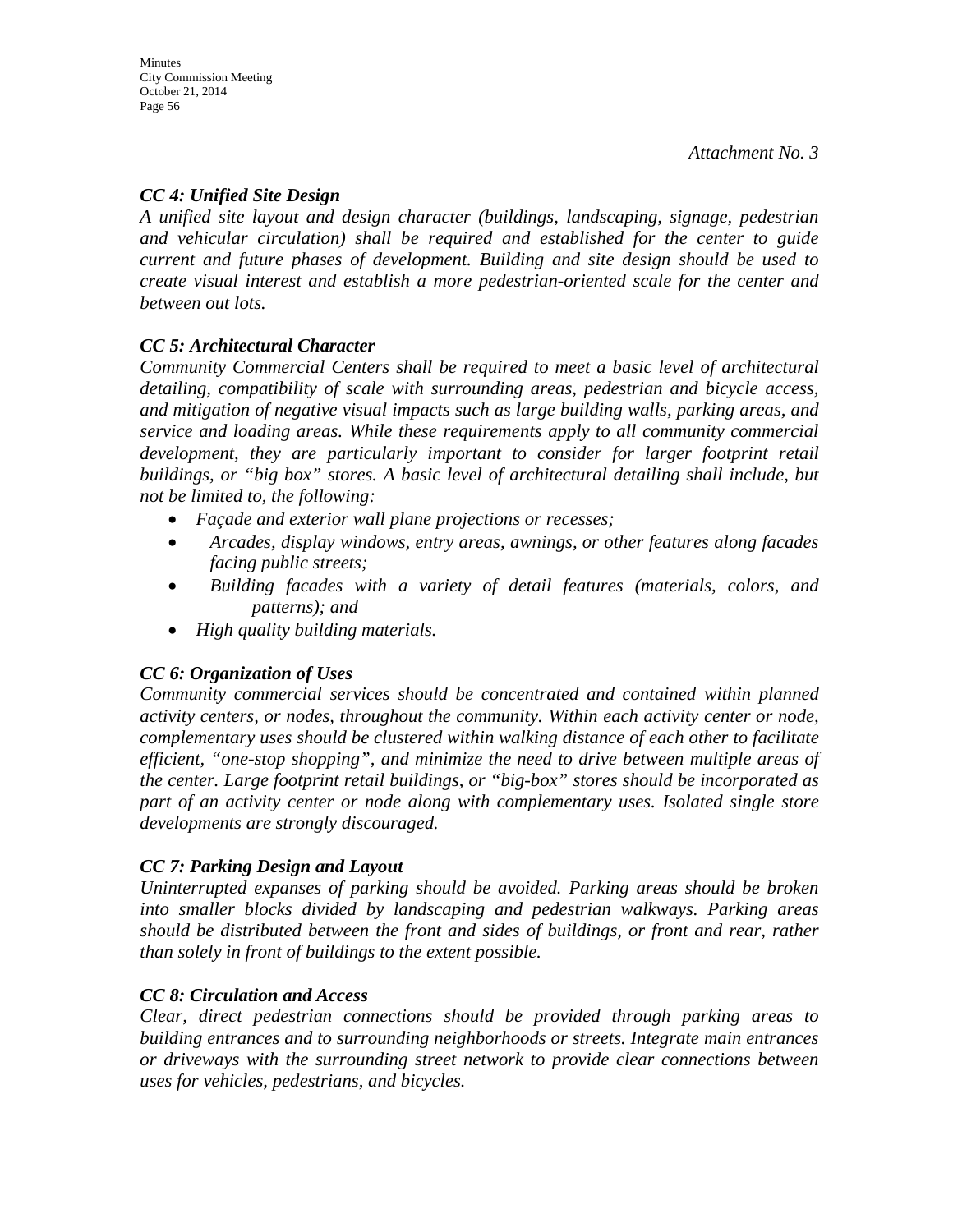*Attachment No. 3*

***CC 4: Unified Site Design***

*A unified site layout and design character (buildings, landscaping, signage, pedestrian and vehicular circulation) shall be required and established for the center to guide current and future phases of development. Building and site design should be used to create visual interest and establish a more pedestrian-oriented scale for the center and between out lots.*

***CC 5: Architectural Character***

*Community Commercial Centers shall be required to meet a basic level of architectural detailing, compatibility of scale with surrounding areas, pedestrian and bicycle access, and mitigation of negative visual impacts such as large building walls, parking areas, and service and loading areas. While these requirements apply to all community commercial development, they are particularly important to consider for larger footprint retail buildings, or "big box" stores. A basic level of architectural detailing shall include, but not be limited to, the following:*

- *Façade and exterior wall plane projections or recesses;*
- *Arcades, display windows, entry areas, awnings, or other features along facades facing public streets;*
- *Building facades with a variety of detail features (materials, colors, and patterns); and*
- *High quality building materials.*

***CC 6: Organization of Uses***

*Community commercial services should be concentrated and contained within planned activity centers, or nodes, throughout the community. Within each activity center or node, complementary uses should be clustered within walking distance of each other to facilitate efficient, "one-stop shopping", and minimize the need to drive between multiple areas of the center. Large footprint retail buildings, or "big-box" stores should be incorporated as part of an activity center or node along with complementary uses. Isolated single store developments are strongly discouraged.*

***CC 7: Parking Design and Layout***

*Uninterrupted expanses of parking should be avoided. Parking areas should be broken into smaller blocks divided by landscaping and pedestrian walkways. Parking areas should be distributed between the front and sides of buildings, or front and rear, rather than solely in front of buildings to the extent possible.*

***CC 8: Circulation and Access***

*Clear, direct pedestrian connections should be provided through parking areas to building entrances and to surrounding neighborhoods or streets. Integrate main entrances or driveways with the surrounding street network to provide clear connections between uses for vehicles, pedestrians, and bicycles.*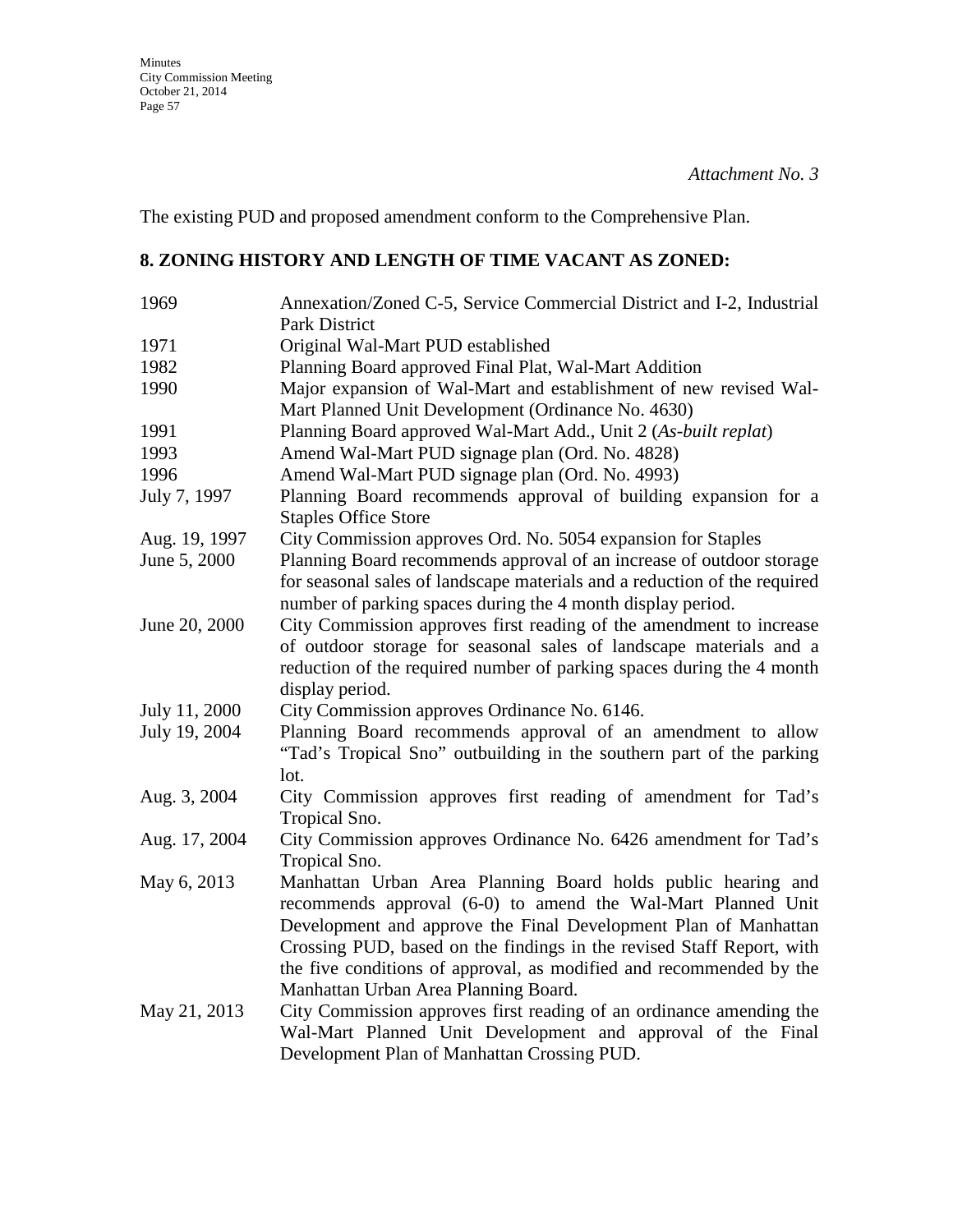*Attachment No. 3*

The existing PUD and proposed amendment conform to the Comprehensive Plan.

## 8. ZONING HISTORY AND LENGTH OF TIME VACANT AS ZONED:

| | |
|---|---|
| 1969 | Annexation/Zoned C-5, Service Commercial District and I-2, Industrial Park District |
| 1971 | Original Wal-Mart PUD established |
| 1982 | Planning Board approved Final Plat, Wal-Mart Addition |
| 1990 | Major expansion of Wal-Mart and establishment of new revised Wal-Mart Planned Unit Development (Ordinance No. 4630) |
| 1991 | Planning Board approved Wal-Mart Add., Unit 2 (*As-built replat*) |
| 1993 | Amend Wal-Mart PUD signage plan (Ord. No. 4828) |
| 1996 | Amend Wal-Mart PUD signage plan (Ord. No. 4993) |
| July 7, 1997 | Planning Board recommends approval of building expansion for a Staples Office Store |
| Aug. 19, 1997 | City Commission approves Ord. No. 5054 expansion for Staples |
| June 5, 2000 | Planning Board recommends approval of an increase of outdoor storage for seasonal sales of landscape materials and a reduction of the required number of parking spaces during the 4 month display period. |
| June 20, 2000 | City Commission approves first reading of the amendment to increase of outdoor storage for seasonal sales of landscape materials and a reduction of the required number of parking spaces during the 4 month display period. |
| July 11, 2000 | City Commission approves Ordinance No. 6146. |
| July 19, 2004 | Planning Board recommends approval of an amendment to allow "Tad's Tropical Sno" outbuilding in the southern part of the parking lot. |
| Aug. 3, 2004 | City Commission approves first reading of amendment for Tad's Tropical Sno. |
| Aug. 17, 2004 | City Commission approves Ordinance No. 6426 amendment for Tad's Tropical Sno. |
| May 6, 2013 | Manhattan Urban Area Planning Board holds public hearing and recommends approval (6-0) to amend the Wal-Mart Planned Unit Development and approve the Final Development Plan of Manhattan Crossing PUD, based on the findings in the revised Staff Report, with the five conditions of approval, as modified and recommended by the Manhattan Urban Area Planning Board. |
| May 21, 2013 | City Commission approves first reading of an ordinance amending the Wal-Mart Planned Unit Development and approval of the Final Development Plan of Manhattan Crossing PUD. |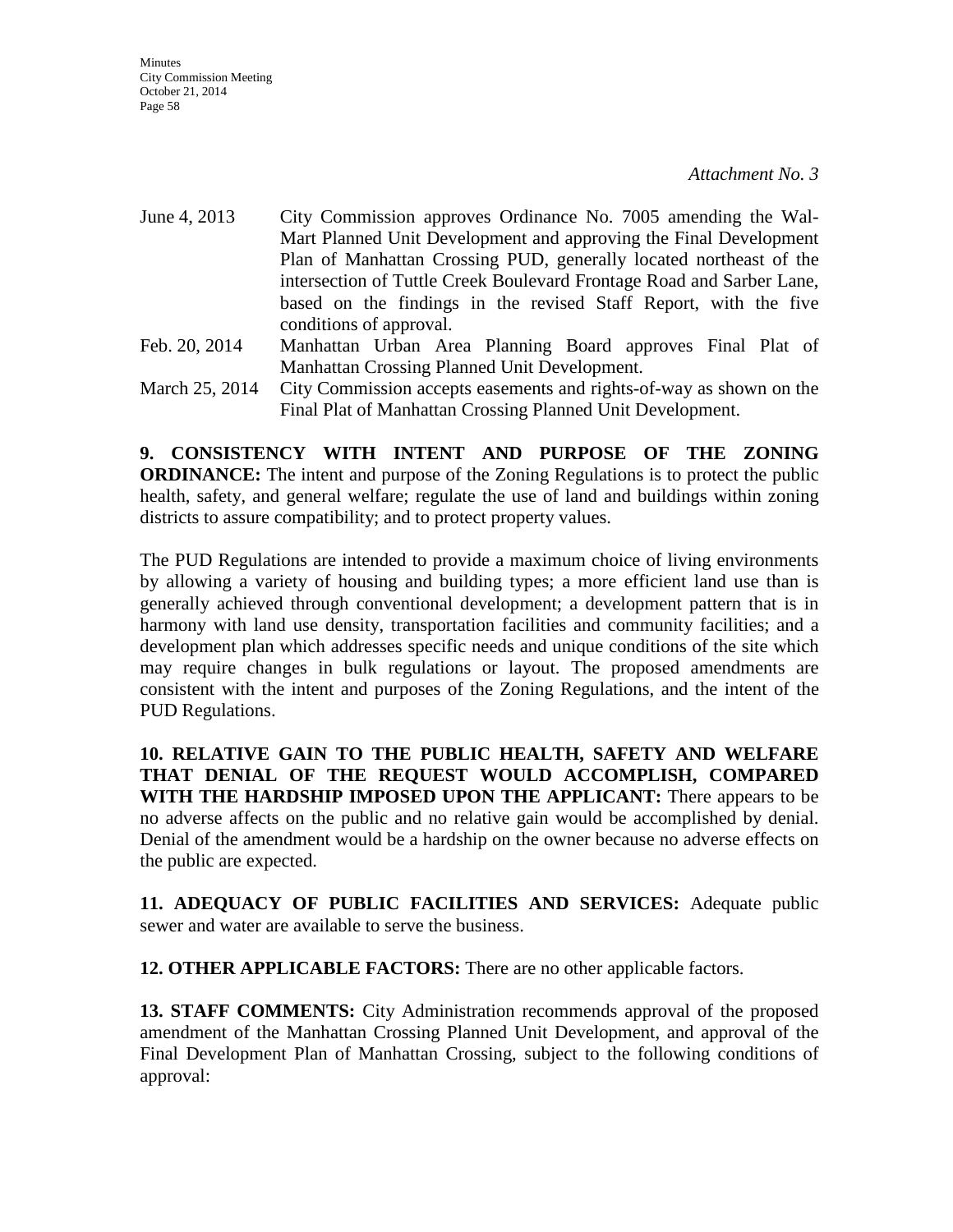*Attachment No. 3*

| | |
|---|---|
| June 4, 2013 | City Commission approves Ordinance No. 7005 amending the Wal-Mart Planned Unit Development and approving the Final Development Plan of Manhattan Crossing PUD, generally located northeast of the intersection of Tuttle Creek Boulevard Frontage Road and Sarber Lane, based on the findings in the revised Staff Report, with the five conditions of approval. |
| Feb. 20, 2014 | Manhattan Urban Area Planning Board approves Final Plat of Manhattan Crossing Planned Unit Development. |
| March 25, 2014 | City Commission accepts easements and rights-of-way as shown on the Final Plat of Manhattan Crossing Planned Unit Development. |

**9. CONSISTENCY WITH INTENT AND PURPOSE OF THE ZONING ORDINANCE:** The intent and purpose of the Zoning Regulations is to protect the public health, safety, and general welfare; regulate the use of land and buildings within zoning districts to assure compatibility; and to protect property values.

The PUD Regulations are intended to provide a maximum choice of living environments by allowing a variety of housing and building types; a more efficient land use than is generally achieved through conventional development; a development pattern that is in harmony with land use density, transportation facilities and community facilities; and a development plan which addresses specific needs and unique conditions of the site which may require changes in bulk regulations or layout. The proposed amendments are consistent with the intent and purposes of the Zoning Regulations, and the intent of the PUD Regulations.

**10. RELATIVE GAIN TO THE PUBLIC HEALTH, SAFETY AND WELFARE THAT DENIAL OF THE REQUEST WOULD ACCOMPLISH, COMPARED WITH THE HARDSHIP IMPOSED UPON THE APPLICANT:** There appears to be no adverse affects on the public and no relative gain would be accomplished by denial. Denial of the amendment would be a hardship on the owner because no adverse effects on the public are expected.

**11. ADEQUACY OF PUBLIC FACILITIES AND SERVICES:** Adequate public sewer and water are available to serve the business.

**12. OTHER APPLICABLE FACTORS:** There are no other applicable factors.

**13. STAFF COMMENTS:** City Administration recommends approval of the proposed amendment of the Manhattan Crossing Planned Unit Development, and approval of the Final Development Plan of Manhattan Crossing, subject to the following conditions of approval: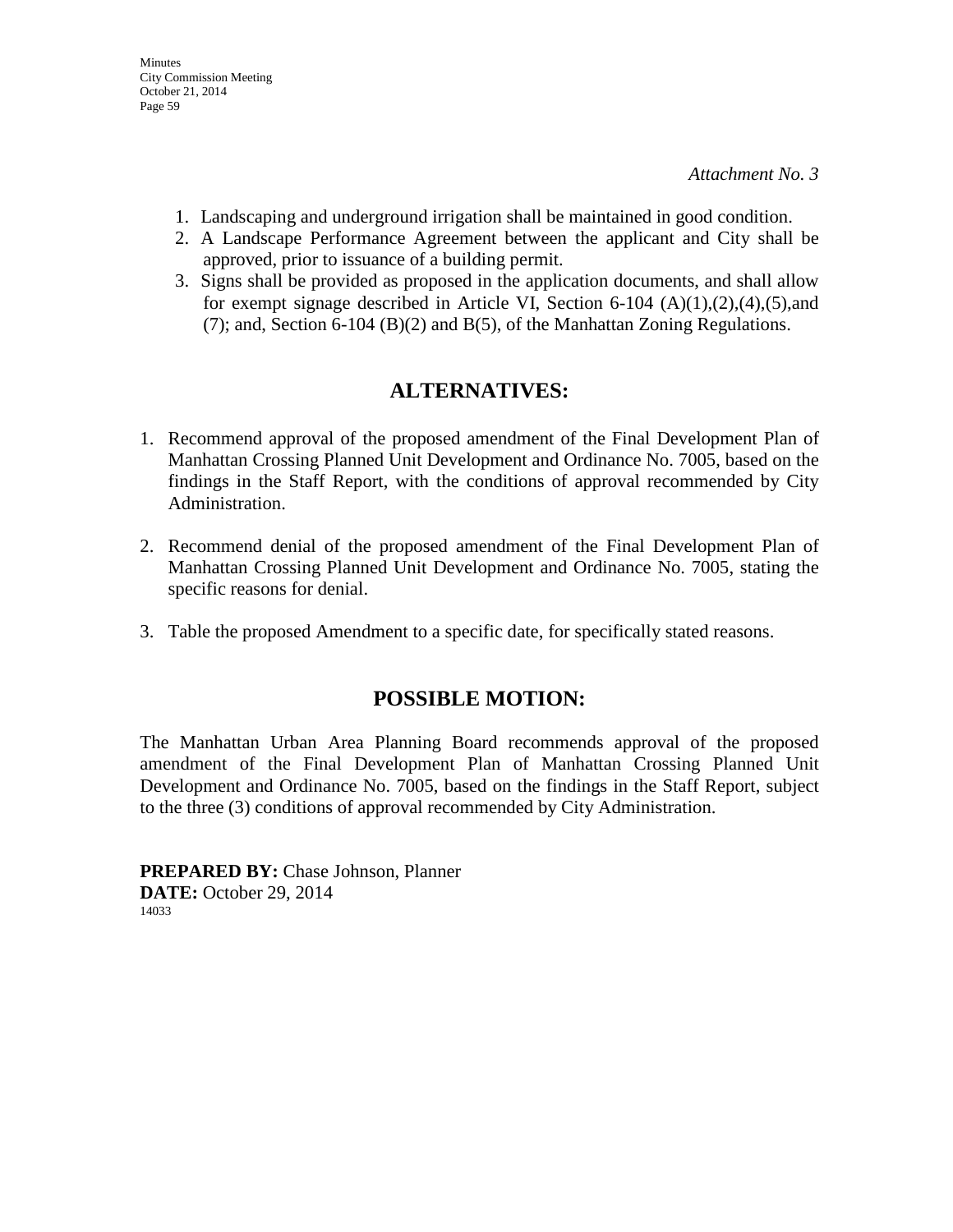*Attachment No. 3*

1. Landscaping and underground irrigation shall be maintained in good condition.
2. A Landscape Performance Agreement between the applicant and City shall be approved, prior to issuance of a building permit.
3. Signs shall be provided as proposed in the application documents, and shall allow for exempt signage described in Article VI, Section 6-104 (A)(1),(2),(4),(5),and (7); and, Section 6-104 (B)(2) and B(5), of the Manhattan Zoning Regulations.

## ALTERNATIVES:

1. Recommend approval of the proposed amendment of the Final Development Plan of Manhattan Crossing Planned Unit Development and Ordinance No. 7005, based on the findings in the Staff Report, with the conditions of approval recommended by City Administration.

2. Recommend denial of the proposed amendment of the Final Development Plan of Manhattan Crossing Planned Unit Development and Ordinance No. 7005, stating the specific reasons for denial.

3. Table the proposed Amendment to a specific date, for specifically stated reasons.

## POSSIBLE MOTION:

The Manhattan Urban Area Planning Board recommends approval of the proposed amendment of the Final Development Plan of Manhattan Crossing Planned Unit Development and Ordinance No. 7005, based on the findings in the Staff Report, subject to the three (3) conditions of approval recommended by City Administration.

**PREPARED BY:** Chase Johnson, Planner
**DATE:** October 29, 2014
14033